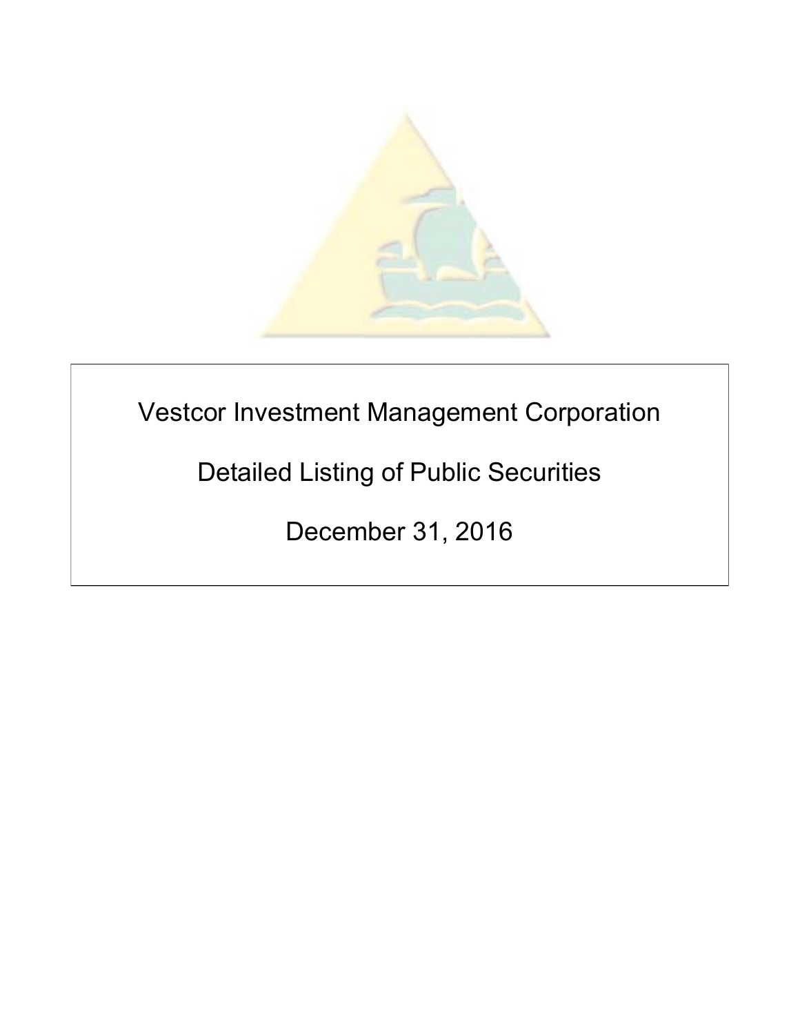# Vestcor Investment Management Corporation

## Detailed Listing of Public Securities

## December 31, 2016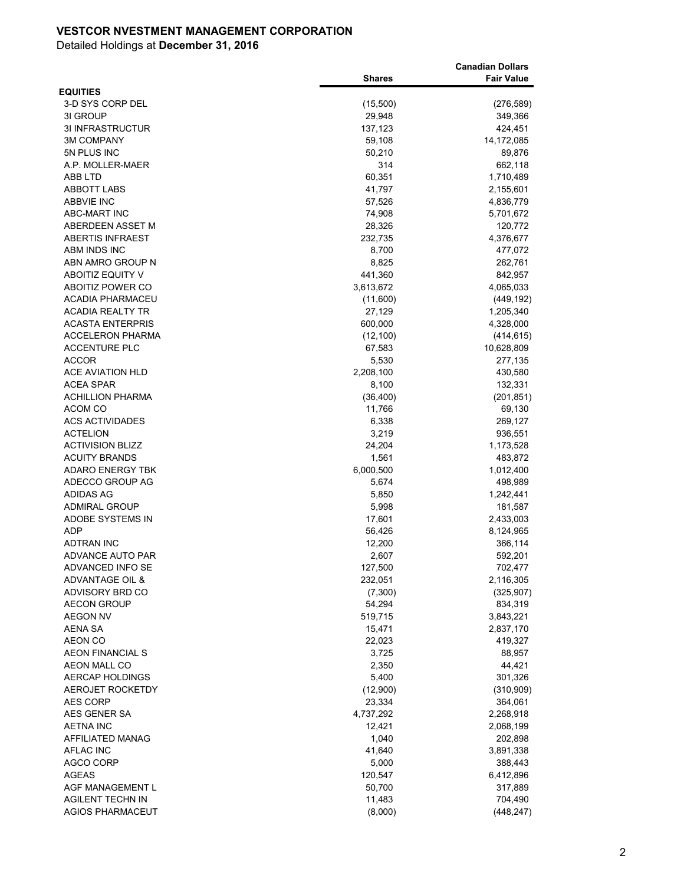**VESTCOR NVESTMENT MANAGEMENT CORPORATION**

Detailed Holdings at **December 31, 2016**

| | Shares | Canadian Dollars Fair Value |
|---|---|---|
| **EQUITIES** | | |
| 3-D SYS CORP DEL | (15,500) | (276,589) |
| 3I GROUP | 29,948 | 349,366 |
| 3I INFRASTRUCTUR | 137,123 | 424,451 |
| 3M COMPANY | 59,108 | 14,172,085 |
| 5N PLUS INC | 50,210 | 89,876 |
| A.P. MOLLER-MAER | 314 | 662,118 |
| ABB LTD | 60,351 | 1,710,489 |
| ABBOTT LABS | 41,797 | 2,155,601 |
| ABBVIE INC | 57,526 | 4,836,779 |
| ABC-MART INC | 74,908 | 5,701,672 |
| ABERDEEN ASSET M | 28,326 | 120,772 |
| ABERTIS INFRAEST | 232,735 | 4,376,677 |
| ABM INDS INC | 8,700 | 477,072 |
| ABN AMRO GROUP N | 8,825 | 262,761 |
| ABOITIZ EQUITY V | 441,360 | 842,957 |
| ABOITIZ POWER CO | 3,613,672 | 4,065,033 |
| ACADIA PHARMACEU | (11,600) | (449,192) |
| ACADIA REALTY TR | 27,129 | 1,205,340 |
| ACASTA ENTERPRIS | 600,000 | 4,328,000 |
| ACCELERON PHARMA | (12,100) | (414,615) |
| ACCENTURE PLC | 67,583 | 10,628,809 |
| ACCOR | 5,530 | 277,135 |
| ACE AVIATION HLD | 2,208,100 | 430,580 |
| ACEA SPAR | 8,100 | 132,331 |
| ACHILLION PHARMA | (36,400) | (201,851) |
| ACOM CO | 11,766 | 69,130 |
| ACS ACTIVIDADES | 6,338 | 269,127 |
| ACTELION | 3,219 | 936,551 |
| ACTIVISION BLIZZ | 24,204 | 1,173,528 |
| ACUITY BRANDS | 1,561 | 483,872 |
| ADARO ENERGY TBK | 6,000,500 | 1,012,400 |
| ADECCO GROUP AG | 5,674 | 498,989 |
| ADIDAS AG | 5,850 | 1,242,441 |
| ADMIRAL GROUP | 5,998 | 181,587 |
| ADOBE SYSTEMS IN | 17,601 | 2,433,003 |
| ADP | 56,426 | 8,124,965 |
| ADTRAN INC | 12,200 | 366,114 |
| ADVANCE AUTO PAR | 2,607 | 592,201 |
| ADVANCED INFO SE | 127,500 | 702,477 |
| ADVANTAGE OIL & | 232,051 | 2,116,305 |
| ADVISORY BRD CO | (7,300) | (325,907) |
| AECON GROUP | 54,294 | 834,319 |
| AEGON NV | 519,715 | 3,843,221 |
| AENA SA | 15,471 | 2,837,170 |
| AEON CO | 22,023 | 419,327 |
| AEON FINANCIAL S | 3,725 | 88,957 |
| AEON MALL CO | 2,350 | 44,421 |
| AERCAP HOLDINGS | 5,400 | 301,326 |
| AEROJET ROCKETDY | (12,900) | (310,909) |
| AES CORP | 23,334 | 364,061 |
| AES GENER SA | 4,737,292 | 2,268,918 |
| AETNA INC | 12,421 | 2,068,199 |
| AFFILIATED MANAG | 1,040 | 202,898 |
| AFLAC INC | 41,640 | 3,891,338 |
| AGCO CORP | 5,000 | 388,443 |
| AGEAS | 120,547 | 6,412,896 |
| AGF MANAGEMENT L | 50,700 | 317,889 |
| AGILENT TECHN IN | 11,483 | 704,490 |
| AGIOS PHARMACEUT | (8,000) | (448,247) |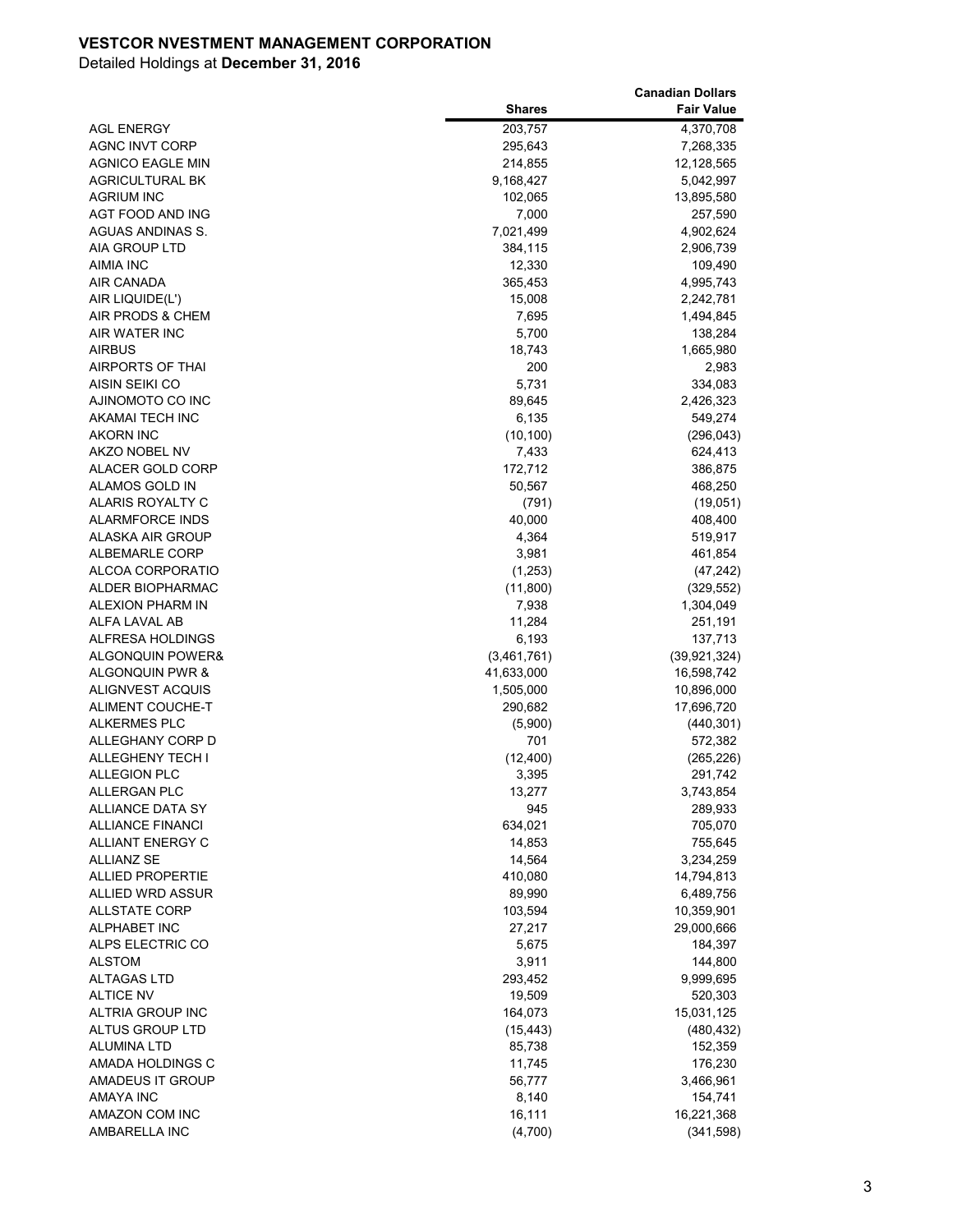**VESTCOR NVESTMENT MANAGEMENT CORPORATION**

Detailed Holdings at **December 31, 2016**

| | Shares | Canadian Dollars Fair Value |
|---|---|---|
| AGL ENERGY | 203,757 | 4,370,708 |
| AGNC INVT CORP | 295,643 | 7,268,335 |
| AGNICO EAGLE MIN | 214,855 | 12,128,565 |
| AGRICULTURAL BK | 9,168,427 | 5,042,997 |
| AGRIUM INC | 102,065 | 13,895,580 |
| AGT FOOD AND ING | 7,000 | 257,590 |
| AGUAS ANDINAS S. | 7,021,499 | 4,902,624 |
| AIA GROUP LTD | 384,115 | 2,906,739 |
| AIMIA INC | 12,330 | 109,490 |
| AIR CANADA | 365,453 | 4,995,743 |
| AIR LIQUIDE(L') | 15,008 | 2,242,781 |
| AIR PRODS & CHEM | 7,695 | 1,494,845 |
| AIR WATER INC | 5,700 | 138,284 |
| AIRBUS | 18,743 | 1,665,980 |
| AIRPORTS OF THAI | 200 | 2,983 |
| AISIN SEIKI CO | 5,731 | 334,083 |
| AJINOMOTO CO INC | 89,645 | 2,426,323 |
| AKAMAI TECH INC | 6,135 | 549,274 |
| AKORN INC | (10,100) | (296,043) |
| AKZO NOBEL NV | 7,433 | 624,413 |
| ALACER GOLD CORP | 172,712 | 386,875 |
| ALAMOS GOLD IN | 50,567 | 468,250 |
| ALARIS ROYALTY C | (791) | (19,051) |
| ALARMFORCE INDS | 40,000 | 408,400 |
| ALASKA AIR GROUP | 4,364 | 519,917 |
| ALBEMARLE CORP | 3,981 | 461,854 |
| ALCOA CORPORATIO | (1,253) | (47,242) |
| ALDER BIOPHARMAC | (11,800) | (329,552) |
| ALEXION PHARM IN | 7,938 | 1,304,049 |
| ALFA LAVAL AB | 11,284 | 251,191 |
| ALFRESA HOLDINGS | 6,193 | 137,713 |
| ALGONQUIN POWER& | (3,461,761) | (39,921,324) |
| ALGONQUIN PWR & | 41,633,000 | 16,598,742 |
| ALIGNVEST ACQUIS | 1,505,000 | 10,896,000 |
| ALIMENT COUCHE-T | 290,682 | 17,696,720 |
| ALKERMES PLC | (5,900) | (440,301) |
| ALLEGHANY CORP D | 701 | 572,382 |
| ALLEGHENY TECH I | (12,400) | (265,226) |
| ALLEGION PLC | 3,395 | 291,742 |
| ALLERGAN PLC | 13,277 | 3,743,854 |
| ALLIANCE DATA SY | 945 | 289,933 |
| ALLIANCE FINANCI | 634,021 | 705,070 |
| ALLIANT ENERGY C | 14,853 | 755,645 |
| ALLIANZ SE | 14,564 | 3,234,259 |
| ALLIED PROPERTIE | 410,080 | 14,794,813 |
| ALLIED WRD ASSUR | 89,990 | 6,489,756 |
| ALLSTATE CORP | 103,594 | 10,359,901 |
| ALPHABET INC | 27,217 | 29,000,666 |
| ALPS ELECTRIC CO | 5,675 | 184,397 |
| ALSTOM | 3,911 | 144,800 |
| ALTAGAS LTD | 293,452 | 9,999,695 |
| ALTICE NV | 19,509 | 520,303 |
| ALTRIA GROUP INC | 164,073 | 15,031,125 |
| ALTUS GROUP LTD | (15,443) | (480,432) |
| ALUMINA LTD | 85,738 | 152,359 |
| AMADA HOLDINGS C | 11,745 | 176,230 |
| AMADEUS IT GROUP | 56,777 | 3,466,961 |
| AMAYA INC | 8,140 | 154,741 |
| AMAZON COM INC | 16,111 | 16,221,368 |
| AMBARELLA INC | (4,700) | (341,598) |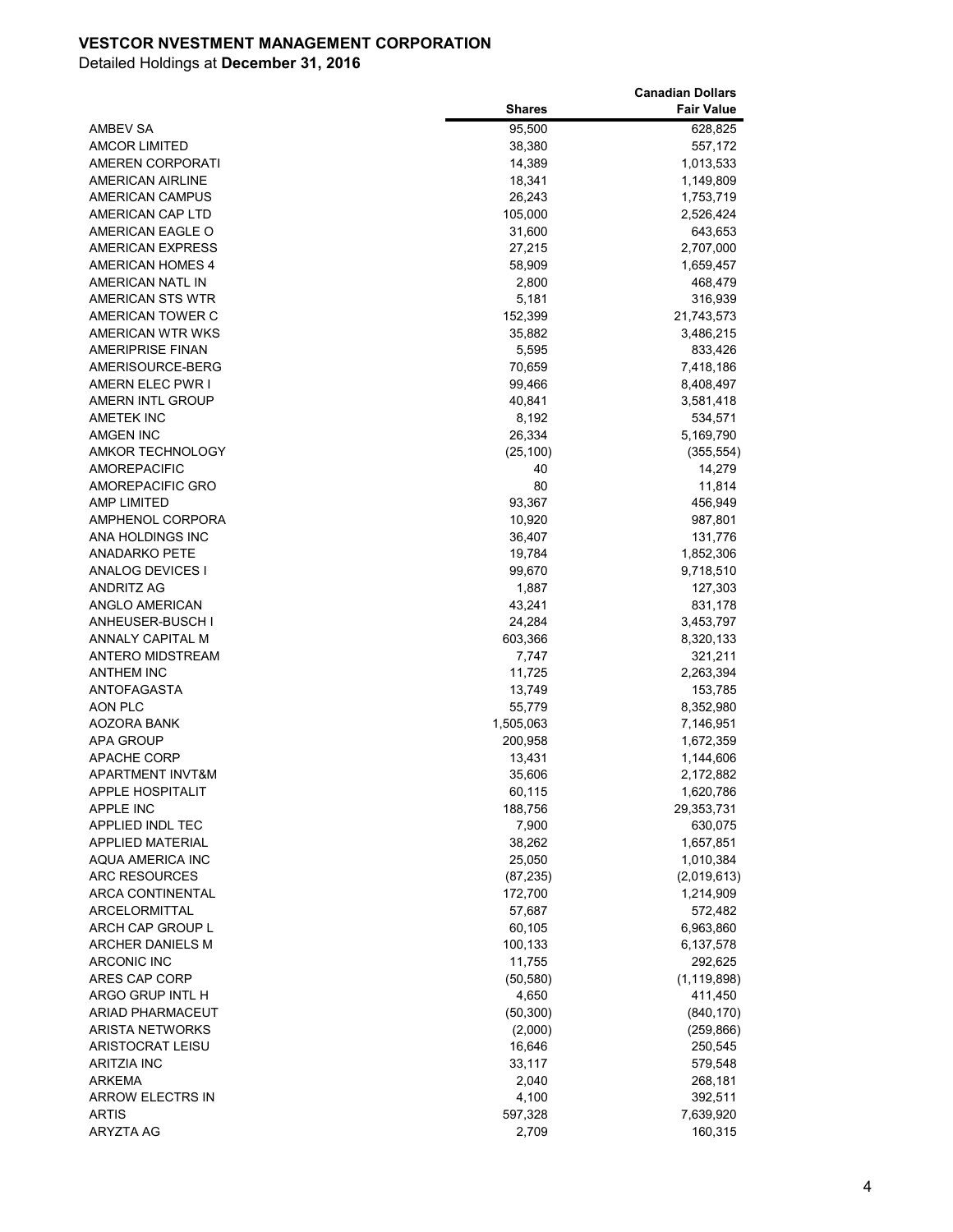**VESTCOR NVESTMENT MANAGEMENT CORPORATION**

Detailed Holdings at **December 31, 2016**

| | Shares | Canadian Dollars Fair Value |
|---|---|---|
| AMBEV SA | 95,500 | 628,825 |
| AMCOR LIMITED | 38,380 | 557,172 |
| AMEREN CORPORATI | 14,389 | 1,013,533 |
| AMERICAN AIRLINE | 18,341 | 1,149,809 |
| AMERICAN CAMPUS | 26,243 | 1,753,719 |
| AMERICAN CAP LTD | 105,000 | 2,526,424 |
| AMERICAN EAGLE O | 31,600 | 643,653 |
| AMERICAN EXPRESS | 27,215 | 2,707,000 |
| AMERICAN HOMES 4 | 58,909 | 1,659,457 |
| AMERICAN NATL IN | 2,800 | 468,479 |
| AMERICAN STS WTR | 5,181 | 316,939 |
| AMERICAN TOWER C | 152,399 | 21,743,573 |
| AMERICAN WTR WKS | 35,882 | 3,486,215 |
| AMERIPRISE FINAN | 5,595 | 833,426 |
| AMERISOURCE-BERG | 70,659 | 7,418,186 |
| AMERN ELEC PWR I | 99,466 | 8,408,497 |
| AMERN INTL GROUP | 40,841 | 3,581,418 |
| AMETEK INC | 8,192 | 534,571 |
| AMGEN INC | 26,334 | 5,169,790 |
| AMKOR TECHNOLOGY | (25,100) | (355,554) |
| AMOREPACIFIC | 40 | 14,279 |
| AMOREPACIFIC GRO | 80 | 11,814 |
| AMP LIMITED | 93,367 | 456,949 |
| AMPHENOL CORPORA | 10,920 | 987,801 |
| ANA HOLDINGS INC | 36,407 | 131,776 |
| ANADARKO PETE | 19,784 | 1,852,306 |
| ANALOG DEVICES I | 99,670 | 9,718,510 |
| ANDRITZ AG | 1,887 | 127,303 |
| ANGLO AMERICAN | 43,241 | 831,178 |
| ANHEUSER-BUSCH I | 24,284 | 3,453,797 |
| ANNALY CAPITAL M | 603,366 | 8,320,133 |
| ANTERO MIDSTREAM | 7,747 | 321,211 |
| ANTHEM INC | 11,725 | 2,263,394 |
| ANTOFAGASTA | 13,749 | 153,785 |
| AON PLC | 55,779 | 8,352,980 |
| AOZORA BANK | 1,505,063 | 7,146,951 |
| APA GROUP | 200,958 | 1,672,359 |
| APACHE CORP | 13,431 | 1,144,606 |
| APARTMENT INVT&M | 35,606 | 2,172,882 |
| APPLE HOSPITALIT | 60,115 | 1,620,786 |
| APPLE INC | 188,756 | 29,353,731 |
| APPLIED INDL TEC | 7,900 | 630,075 |
| APPLIED MATERIAL | 38,262 | 1,657,851 |
| AQUA AMERICA INC | 25,050 | 1,010,384 |
| ARC RESOURCES | (87,235) | (2,019,613) |
| ARCA CONTINENTAL | 172,700 | 1,214,909 |
| ARCELORMITTAL | 57,687 | 572,482 |
| ARCH CAP GROUP L | 60,105 | 6,963,860 |
| ARCHER DANIELS M | 100,133 | 6,137,578 |
| ARCONIC INC | 11,755 | 292,625 |
| ARES CAP CORP | (50,580) | (1,119,898) |
| ARGO GRUP INTL H | 4,650 | 411,450 |
| ARIAD PHARMACEUT | (50,300) | (840,170) |
| ARISTA NETWORKS | (2,000) | (259,866) |
| ARISTOCRAT LEISU | 16,646 | 250,545 |
| ARITZIA INC | 33,117 | 579,548 |
| ARKEMA | 2,040 | 268,181 |
| ARROW ELECTRS IN | 4,100 | 392,511 |
| ARTIS | 597,328 | 7,639,920 |
| ARYZTA AG | 2,709 | 160,315 |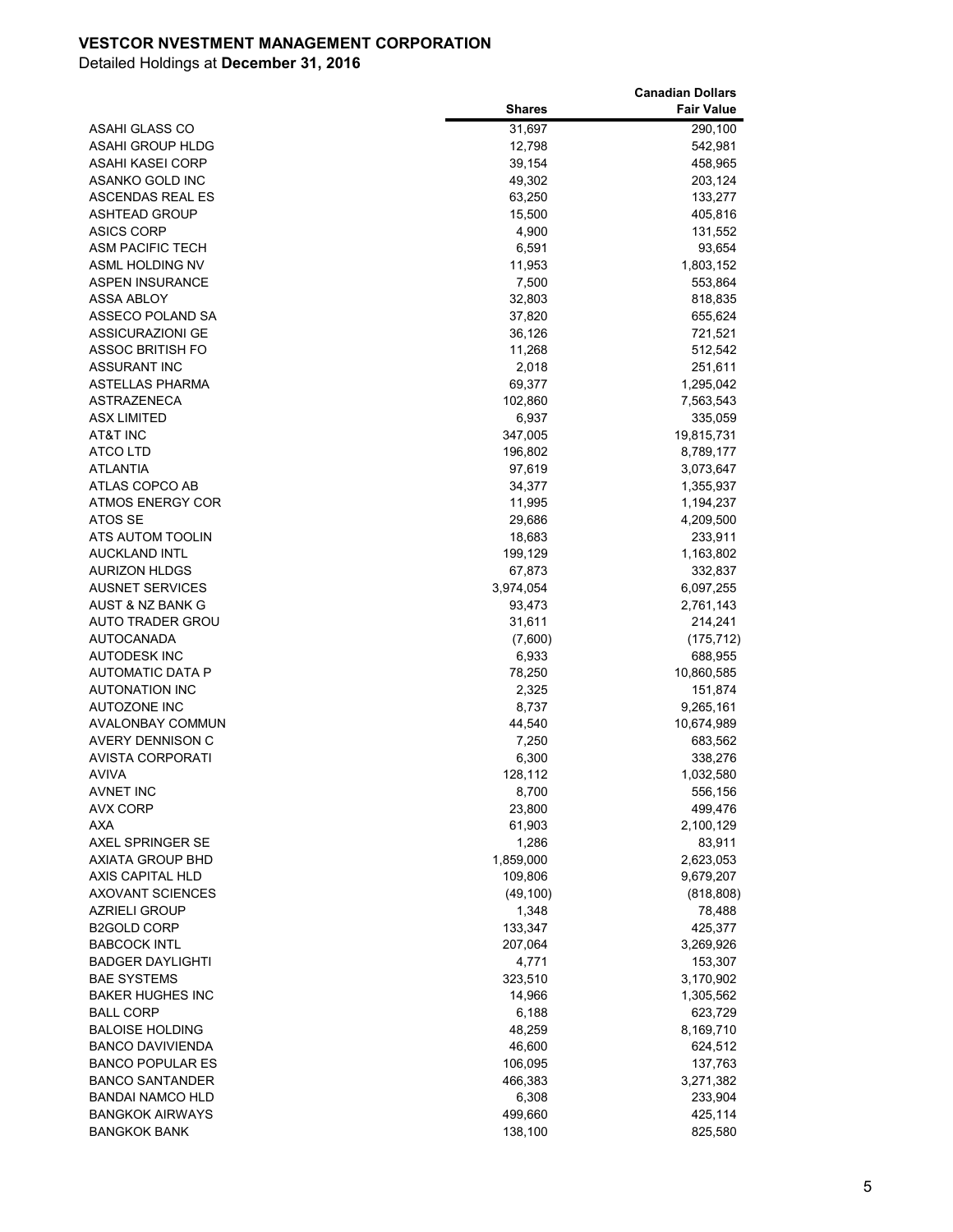**VESTCOR NVESTMENT MANAGEMENT CORPORATION**

Detailed Holdings at **December 31, 2016**

| | Shares | Canadian Dollars Fair Value |
|---|---|---|
| ASAHI GLASS CO | 31,697 | 290,100 |
| ASAHI GROUP HLDG | 12,798 | 542,981 |
| ASAHI KASEI CORP | 39,154 | 458,965 |
| ASANKO GOLD INC | 49,302 | 203,124 |
| ASCENDAS REAL ES | 63,250 | 133,277 |
| ASHTEAD GROUP | 15,500 | 405,816 |
| ASICS CORP | 4,900 | 131,552 |
| ASM PACIFIC TECH | 6,591 | 93,654 |
| ASML HOLDING NV | 11,953 | 1,803,152 |
| ASPEN INSURANCE | 7,500 | 553,864 |
| ASSA ABLOY | 32,803 | 818,835 |
| ASSECO POLAND SA | 37,820 | 655,624 |
| ASSICURAZIONI GE | 36,126 | 721,521 |
| ASSOC BRITISH FO | 11,268 | 512,542 |
| ASSURANT INC | 2,018 | 251,611 |
| ASTELLAS PHARMA | 69,377 | 1,295,042 |
| ASTRAZENECA | 102,860 | 7,563,543 |
| ASX LIMITED | 6,937 | 335,059 |
| AT&T INC | 347,005 | 19,815,731 |
| ATCO LTD | 196,802 | 8,789,177 |
| ATLANTIA | 97,619 | 3,073,647 |
| ATLAS COPCO AB | 34,377 | 1,355,937 |
| ATMOS ENERGY COR | 11,995 | 1,194,237 |
| ATOS SE | 29,686 | 4,209,500 |
| ATS AUTOM TOOLIN | 18,683 | 233,911 |
| AUCKLAND INTL | 199,129 | 1,163,802 |
| AURIZON HLDGS | 67,873 | 332,837 |
| AUSNET SERVICES | 3,974,054 | 6,097,255 |
| AUST & NZ BANK G | 93,473 | 2,761,143 |
| AUTO TRADER GROU | 31,611 | 214,241 |
| AUTOCANADA | (7,600) | (175,712) |
| AUTODESK INC | 6,933 | 688,955 |
| AUTOMATIC DATA P | 78,250 | 10,860,585 |
| AUTONATION INC | 2,325 | 151,874 |
| AUTOZONE INC | 8,737 | 9,265,161 |
| AVALONBAY COMMUN | 44,540 | 10,674,989 |
| AVERY DENNISON C | 7,250 | 683,562 |
| AVISTA CORPORATI | 6,300 | 338,276 |
| AVIVA | 128,112 | 1,032,580 |
| AVNET INC | 8,700 | 556,156 |
| AVX CORP | 23,800 | 499,476 |
| AXA | 61,903 | 2,100,129 |
| AXEL SPRINGER SE | 1,286 | 83,911 |
| AXIATA GROUP BHD | 1,859,000 | 2,623,053 |
| AXIS CAPITAL HLD | 109,806 | 9,679,207 |
| AXOVANT SCIENCES | (49,100) | (818,808) |
| AZRIELI GROUP | 1,348 | 78,488 |
| B2GOLD CORP | 133,347 | 425,377 |
| BABCOCK INTL | 207,064 | 3,269,926 |
| BADGER DAYLIGHTI | 4,771 | 153,307 |
| BAE SYSTEMS | 323,510 | 3,170,902 |
| BAKER HUGHES INC | 14,966 | 1,305,562 |
| BALL CORP | 6,188 | 623,729 |
| BALOISE HOLDING | 48,259 | 8,169,710 |
| BANCO DAVIVIENDA | 46,600 | 624,512 |
| BANCO POPULAR ES | 106,095 | 137,763 |
| BANCO SANTANDER | 466,383 | 3,271,382 |
| BANDAI NAMCO HLD | 6,308 | 233,904 |
| BANGKOK AIRWAYS | 499,660 | 425,114 |
| BANGKOK BANK | 138,100 | 825,580 |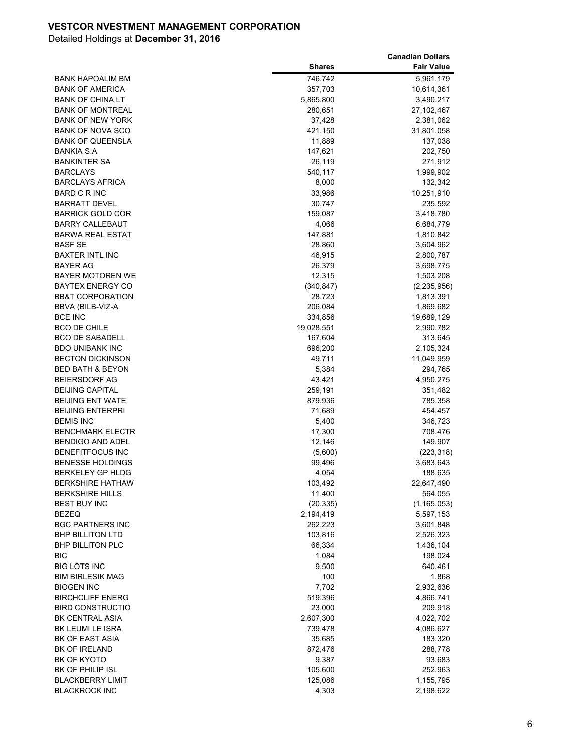**VESTCOR NVESTMENT MANAGEMENT CORPORATION**

Detailed Holdings at **December 31, 2016**

| | Shares | Canadian Dollars Fair Value |
|---|---|---|
| BANK HAPOALIM BM | 746,742 | 5,961,179 |
| BANK OF AMERICA | 357,703 | 10,614,361 |
| BANK OF CHINA LT | 5,865,800 | 3,490,217 |
| BANK OF MONTREAL | 280,651 | 27,102,467 |
| BANK OF NEW YORK | 37,428 | 2,381,062 |
| BANK OF NOVA SCO | 421,150 | 31,801,058 |
| BANK OF QUEENSLA | 11,889 | 137,038 |
| BANKIA S.A | 147,621 | 202,750 |
| BANKINTER SA | 26,119 | 271,912 |
| BARCLAYS | 540,117 | 1,999,902 |
| BARCLAYS AFRICA | 8,000 | 132,342 |
| BARD C R INC | 33,986 | 10,251,910 |
| BARRATT DEVEL | 30,747 | 235,592 |
| BARRICK GOLD COR | 159,087 | 3,418,780 |
| BARRY CALLEBAUT | 4,066 | 6,684,779 |
| BARWA REAL ESTAT | 147,881 | 1,810,842 |
| BASF SE | 28,860 | 3,604,962 |
| BAXTER INTL INC | 46,915 | 2,800,787 |
| BAYER AG | 26,379 | 3,698,775 |
| BAYER MOTOREN WE | 12,315 | 1,503,208 |
| BAYTEX ENERGY CO | (340,847) | (2,235,956) |
| BB&T CORPORATION | 28,723 | 1,813,391 |
| BBVA (BILB-VIZ-A | 206,084 | 1,869,682 |
| BCE INC | 334,856 | 19,689,129 |
| BCO DE CHILE | 19,028,551 | 2,990,782 |
| BCO DE SABADELL | 167,604 | 313,645 |
| BDO UNIBANK INC | 696,200 | 2,105,324 |
| BECTON DICKINSON | 49,711 | 11,049,959 |
| BED BATH & BEYON | 5,384 | 294,765 |
| BEIERSDORF AG | 43,421 | 4,950,275 |
| BEIJING CAPITAL | 259,191 | 351,482 |
| BEIJING ENT WATE | 879,936 | 785,358 |
| BEIJING ENTERPRI | 71,689 | 454,457 |
| BEMIS INC | 5,400 | 346,723 |
| BENCHMARK ELECTR | 17,300 | 708,476 |
| BENDIGO AND ADEL | 12,146 | 149,907 |
| BENEFITFOCUS INC | (5,600) | (223,318) |
| BENESSE HOLDINGS | 99,496 | 3,683,643 |
| BERKELEY GP HLDG | 4,054 | 188,635 |
| BERKSHIRE HATHAW | 103,492 | 22,647,490 |
| BERKSHIRE HILLS | 11,400 | 564,055 |
| BEST BUY INC | (20,335) | (1,165,053) |
| BEZEQ | 2,194,419 | 5,597,153 |
| BGC PARTNERS INC | 262,223 | 3,601,848 |
| BHP BILLITON LTD | 103,816 | 2,526,323 |
| BHP BILLITON PLC | 66,334 | 1,436,104 |
| BIC | 1,084 | 198,024 |
| BIG LOTS INC | 9,500 | 640,461 |
| BIM BIRLESIK MAG | 100 | 1,868 |
| BIOGEN INC | 7,702 | 2,932,636 |
| BIRCHCLIFF ENERG | 519,396 | 4,866,741 |
| BIRD CONSTRUCTIO | 23,000 | 209,918 |
| BK CENTRAL ASIA | 2,607,300 | 4,022,702 |
| BK LEUMI LE ISRA | 739,478 | 4,086,627 |
| BK OF EAST ASIA | 35,685 | 183,320 |
| BK OF IRELAND | 872,476 | 288,778 |
| BK OF KYOTO | 9,387 | 93,683 |
| BK OF PHILIP ISL | 105,600 | 252,963 |
| BLACKBERRY LIMIT | 125,086 | 1,155,795 |
| BLACKROCK INC | 4,303 | 2,198,622 |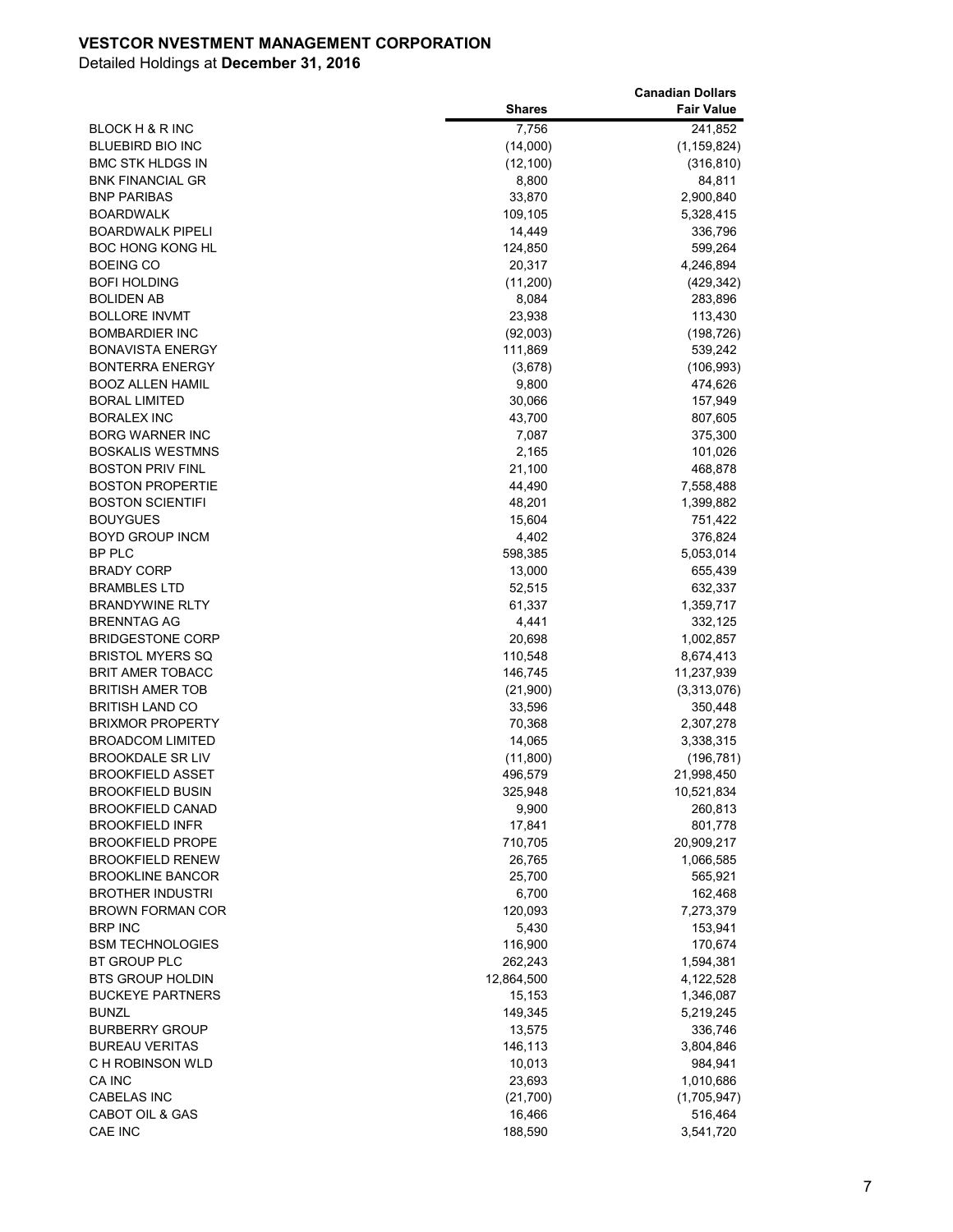**VESTCOR NVESTMENT MANAGEMENT CORPORATION**

Detailed Holdings at **December 31, 2016**

| | Shares | Canadian Dollars Fair Value |
|---|---|---|
| BLOCK H & R INC | 7,756 | 241,852 |
| BLUEBIRD BIO INC | (14,000) | (1,159,824) |
| BMC STK HLDGS IN | (12,100) | (316,810) |
| BNK FINANCIAL GR | 8,800 | 84,811 |
| BNP PARIBAS | 33,870 | 2,900,840 |
| BOARDWALK | 109,105 | 5,328,415 |
| BOARDWALK PIPELI | 14,449 | 336,796 |
| BOC HONG KONG HL | 124,850 | 599,264 |
| BOEING CO | 20,317 | 4,246,894 |
| BOFI HOLDING | (11,200) | (429,342) |
| BOLIDEN AB | 8,084 | 283,896 |
| BOLLORE INVMT | 23,938 | 113,430 |
| BOMBARDIER INC | (92,003) | (198,726) |
| BONAVISTA ENERGY | 111,869 | 539,242 |
| BONTERRA ENERGY | (3,678) | (106,993) |
| BOOZ ALLEN HAMIL | 9,800 | 474,626 |
| BORAL LIMITED | 30,066 | 157,949 |
| BORALEX INC | 43,700 | 807,605 |
| BORG WARNER INC | 7,087 | 375,300 |
| BOSKALIS WESTMNS | 2,165 | 101,026 |
| BOSTON PRIV FINL | 21,100 | 468,878 |
| BOSTON PROPERTIE | 44,490 | 7,558,488 |
| BOSTON SCIENTIFI | 48,201 | 1,399,882 |
| BOUYGUES | 15,604 | 751,422 |
| BOYD GROUP INCM | 4,402 | 376,824 |
| BP PLC | 598,385 | 5,053,014 |
| BRADY CORP | 13,000 | 655,439 |
| BRAMBLES LTD | 52,515 | 632,337 |
| BRANDYWINE RLTY | 61,337 | 1,359,717 |
| BRENNTAG AG | 4,441 | 332,125 |
| BRIDGESTONE CORP | 20,698 | 1,002,857 |
| BRISTOL MYERS SQ | 110,548 | 8,674,413 |
| BRIT AMER TOBACC | 146,745 | 11,237,939 |
| BRITISH AMER TOB | (21,900) | (3,313,076) |
| BRITISH LAND CO | 33,596 | 350,448 |
| BRIXMOR PROPERTY | 70,368 | 2,307,278 |
| BROADCOM LIMITED | 14,065 | 3,338,315 |
| BROOKDALE SR LIV | (11,800) | (196,781) |
| BROOKFIELD ASSET | 496,579 | 21,998,450 |
| BROOKFIELD BUSIN | 325,948 | 10,521,834 |
| BROOKFIELD CANAD | 9,900 | 260,813 |
| BROOKFIELD INFR | 17,841 | 801,778 |
| BROOKFIELD PROPE | 710,705 | 20,909,217 |
| BROOKFIELD RENEW | 26,765 | 1,066,585 |
| BROOKLINE BANCOR | 25,700 | 565,921 |
| BROTHER INDUSTRI | 6,700 | 162,468 |
| BROWN FORMAN COR | 120,093 | 7,273,379 |
| BRP INC | 5,430 | 153,941 |
| BSM TECHNOLOGIES | 116,900 | 170,674 |
| BT GROUP PLC | 262,243 | 1,594,381 |
| BTS GROUP HOLDIN | 12,864,500 | 4,122,528 |
| BUCKEYE PARTNERS | 15,153 | 1,346,087 |
| BUNZL | 149,345 | 5,219,245 |
| BURBERRY GROUP | 13,575 | 336,746 |
| BUREAU VERITAS | 146,113 | 3,804,846 |
| C H ROBINSON WLD | 10,013 | 984,941 |
| CA INC | 23,693 | 1,010,686 |
| CABELAS INC | (21,700) | (1,705,947) |
| CABOT OIL & GAS | 16,466 | 516,464 |
| CAE INC | 188,590 | 3,541,720 |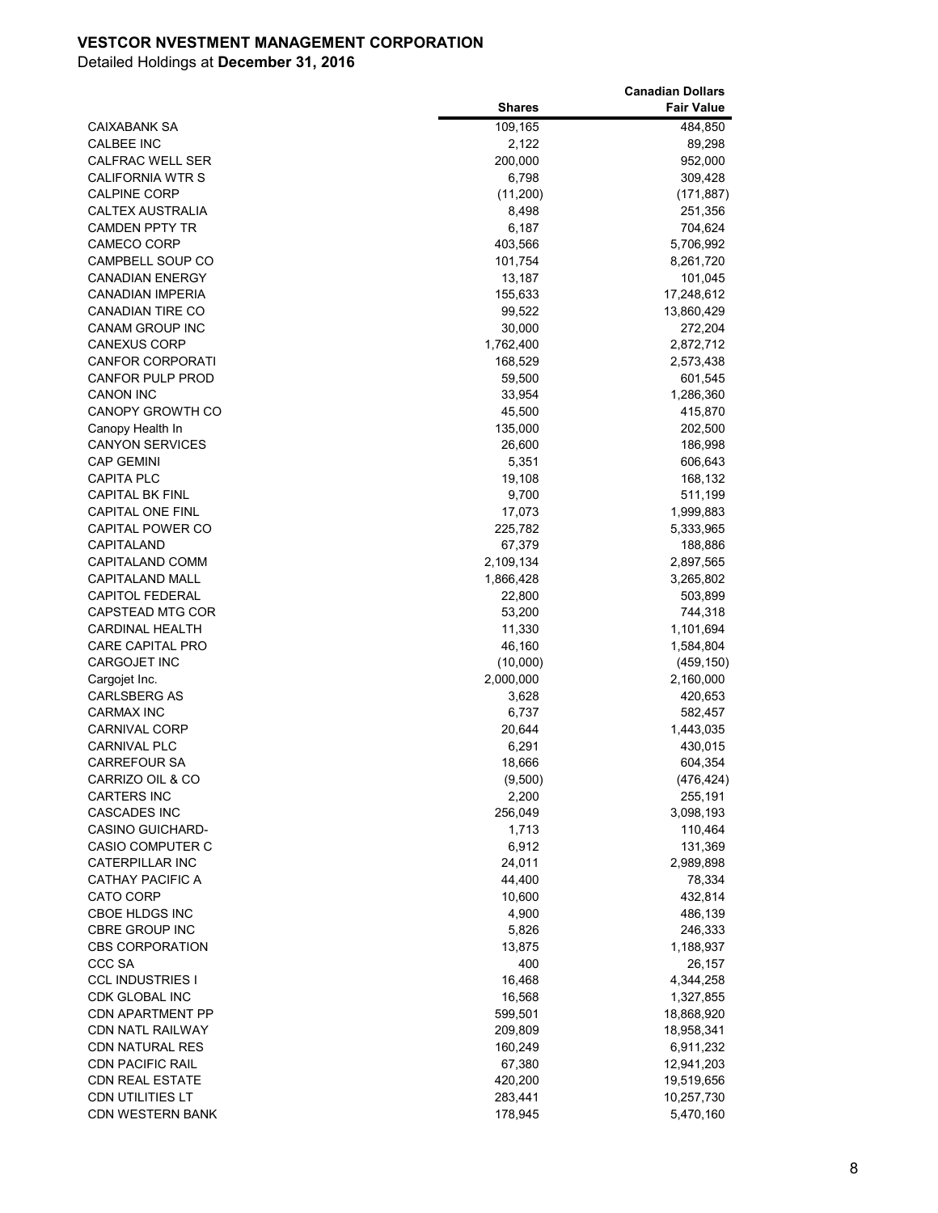**VESTCOR NVESTMENT MANAGEMENT CORPORATION**

Detailed Holdings at **December 31, 2016**

| | Shares | Canadian Dollars Fair Value |
|---|---:|---:|
| CAIXABANK SA | 109,165 | 484,850 |
| CALBEE INC | 2,122 | 89,298 |
| CALFRAC WELL SER | 200,000 | 952,000 |
| CALIFORNIA WTR S | 6,798 | 309,428 |
| CALPINE CORP | (11,200) | (171,887) |
| CALTEX AUSTRALIA | 8,498 | 251,356 |
| CAMDEN PPTY TR | 6,187 | 704,624 |
| CAMECO CORP | 403,566 | 5,706,992 |
| CAMPBELL SOUP CO | 101,754 | 8,261,720 |
| CANADIAN ENERGY | 13,187 | 101,045 |
| CANADIAN IMPERIA | 155,633 | 17,248,612 |
| CANADIAN TIRE CO | 99,522 | 13,860,429 |
| CANAM GROUP INC | 30,000 | 272,204 |
| CANEXUS CORP | 1,762,400 | 2,872,712 |
| CANFOR CORPORATI | 168,529 | 2,573,438 |
| CANFOR PULP PROD | 59,500 | 601,545 |
| CANON INC | 33,954 | 1,286,360 |
| CANOPY GROWTH CO | 45,500 | 415,870 |
| Canopy Health In | 135,000 | 202,500 |
| CANYON SERVICES | 26,600 | 186,998 |
| CAP GEMINI | 5,351 | 606,643 |
| CAPITA PLC | 19,108 | 168,132 |
| CAPITAL BK FINL | 9,700 | 511,199 |
| CAPITAL ONE FINL | 17,073 | 1,999,883 |
| CAPITAL POWER CO | 225,782 | 5,333,965 |
| CAPITALAND | 67,379 | 188,886 |
| CAPITALAND COMM | 2,109,134 | 2,897,565 |
| CAPITALAND MALL | 1,866,428 | 3,265,802 |
| CAPITOL FEDERAL | 22,800 | 503,899 |
| CAPSTEAD MTG COR | 53,200 | 744,318 |
| CARDINAL HEALTH | 11,330 | 1,101,694 |
| CARE CAPITAL PRO | 46,160 | 1,584,804 |
| CARGOJET INC | (10,000) | (459,150) |
| Cargojet Inc. | 2,000,000 | 2,160,000 |
| CARLSBERG AS | 3,628 | 420,653 |
| CARMAX INC | 6,737 | 582,457 |
| CARNIVAL CORP | 20,644 | 1,443,035 |
| CARNIVAL PLC | 6,291 | 430,015 |
| CARREFOUR SA | 18,666 | 604,354 |
| CARRIZO OIL & CO | (9,500) | (476,424) |
| CARTERS INC | 2,200 | 255,191 |
| CASCADES INC | 256,049 | 3,098,193 |
| CASINO GUICHARD- | 1,713 | 110,464 |
| CASIO COMPUTER C | 6,912 | 131,369 |
| CATERPILLAR INC | 24,011 | 2,989,898 |
| CATHAY PACIFIC A | 44,400 | 78,334 |
| CATO CORP | 10,600 | 432,814 |
| CBOE HLDGS INC | 4,900 | 486,139 |
| CBRE GROUP INC | 5,826 | 246,333 |
| CBS CORPORATION | 13,875 | 1,188,937 |
| CCC SA | 400 | 26,157 |
| CCL INDUSTRIES I | 16,468 | 4,344,258 |
| CDK GLOBAL INC | 16,568 | 1,327,855 |
| CDN APARTMENT PP | 599,501 | 18,868,920 |
| CDN NATL RAILWAY | 209,809 | 18,958,341 |
| CDN NATURAL RES | 160,249 | 6,911,232 |
| CDN PACIFIC RAIL | 67,380 | 12,941,203 |
| CDN REAL ESTATE | 420,200 | 19,519,656 |
| CDN UTILITIES LT | 283,441 | 10,257,730 |
| CDN WESTERN BANK | 178,945 | 5,470,160 |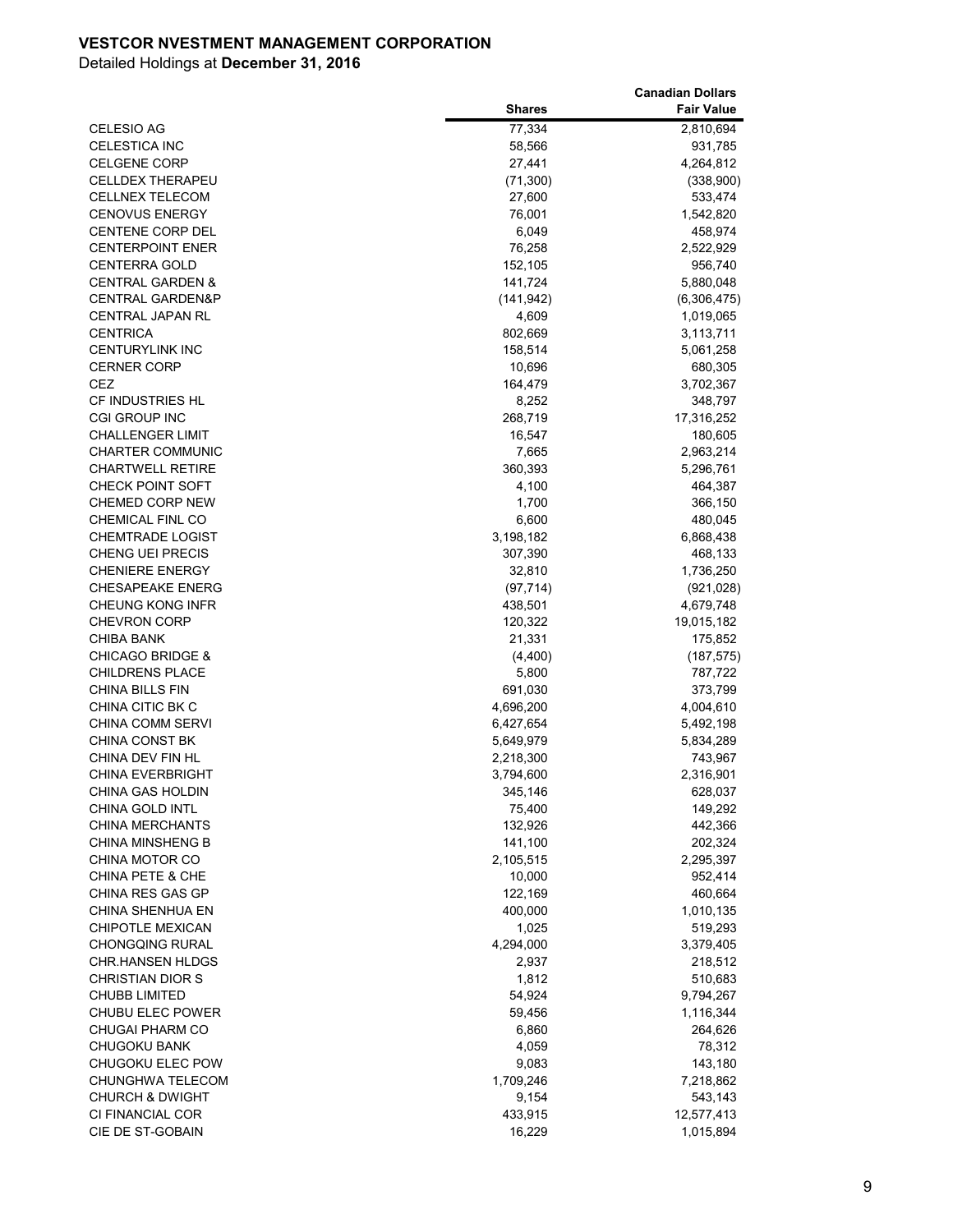**VESTCOR NVESTMENT MANAGEMENT CORPORATION**

Detailed Holdings at **December 31, 2016**

| | Shares | Canadian Dollars Fair Value |
|---|---|---|
| CELESIO AG | 77,334 | 2,810,694 |
| CELESTICA INC | 58,566 | 931,785 |
| CELGENE CORP | 27,441 | 4,264,812 |
| CELLDEX THERAPEU | (71,300) | (338,900) |
| CELLNEX TELECOM | 27,600 | 533,474 |
| CENOVUS ENERGY | 76,001 | 1,542,820 |
| CENTENE CORP DEL | 6,049 | 458,974 |
| CENTERPOINT ENER | 76,258 | 2,522,929 |
| CENTERRA GOLD | 152,105 | 956,740 |
| CENTRAL GARDEN & | 141,724 | 5,880,048 |
| CENTRAL GARDEN&P | (141,942) | (6,306,475) |
| CENTRAL JAPAN RL | 4,609 | 1,019,065 |
| CENTRICA | 802,669 | 3,113,711 |
| CENTURYLINK INC | 158,514 | 5,061,258 |
| CERNER CORP | 10,696 | 680,305 |
| CEZ | 164,479 | 3,702,367 |
| CF INDUSTRIES HL | 8,252 | 348,797 |
| CGI GROUP INC | 268,719 | 17,316,252 |
| CHALLENGER LIMIT | 16,547 | 180,605 |
| CHARTER COMMUNIC | 7,665 | 2,963,214 |
| CHARTWELL RETIRE | 360,393 | 5,296,761 |
| CHECK POINT SOFT | 4,100 | 464,387 |
| CHEMED CORP NEW | 1,700 | 366,150 |
| CHEMICAL FINL CO | 6,600 | 480,045 |
| CHEMTRADE LOGIST | 3,198,182 | 6,868,438 |
| CHENG UEI PRECIS | 307,390 | 468,133 |
| CHENIERE ENERGY | 32,810 | 1,736,250 |
| CHESAPEAKE ENERG | (97,714) | (921,028) |
| CHEUNG KONG INFR | 438,501 | 4,679,748 |
| CHEVRON CORP | 120,322 | 19,015,182 |
| CHIBA BANK | 21,331 | 175,852 |
| CHICAGO BRIDGE & | (4,400) | (187,575) |
| CHILDRENS PLACE | 5,800 | 787,722 |
| CHINA BILLS FIN | 691,030 | 373,799 |
| CHINA CITIC BK C | 4,696,200 | 4,004,610 |
| CHINA COMM SERVI | 6,427,654 | 5,492,198 |
| CHINA CONST BK | 5,649,979 | 5,834,289 |
| CHINA DEV FIN HL | 2,218,300 | 743,967 |
| CHINA EVERBRIGHT | 3,794,600 | 2,316,901 |
| CHINA GAS HOLDIN | 345,146 | 628,037 |
| CHINA GOLD INTL | 75,400 | 149,292 |
| CHINA MERCHANTS | 132,926 | 442,366 |
| CHINA MINSHENG B | 141,100 | 202,324 |
| CHINA MOTOR CO | 2,105,515 | 2,295,397 |
| CHINA PETE & CHE | 10,000 | 952,414 |
| CHINA RES GAS GP | 122,169 | 460,664 |
| CHINA SHENHUA EN | 400,000 | 1,010,135 |
| CHIPOTLE MEXICAN | 1,025 | 519,293 |
| CHONGQING RURAL | 4,294,000 | 3,379,405 |
| CHR.HANSEN HLDGS | 2,937 | 218,512 |
| CHRISTIAN DIOR S | 1,812 | 510,683 |
| CHUBB LIMITED | 54,924 | 9,794,267 |
| CHUBU ELEC POWER | 59,456 | 1,116,344 |
| CHUGAI PHARM CO | 6,860 | 264,626 |
| CHUGOKU BANK | 4,059 | 78,312 |
| CHUGOKU ELEC POW | 9,083 | 143,180 |
| CHUNGHWA TELECOM | 1,709,246 | 7,218,862 |
| CHURCH & DWIGHT | 9,154 | 543,143 |
| CI FINANCIAL COR | 433,915 | 12,577,413 |
| CIE DE ST-GOBAIN | 16,229 | 1,015,894 |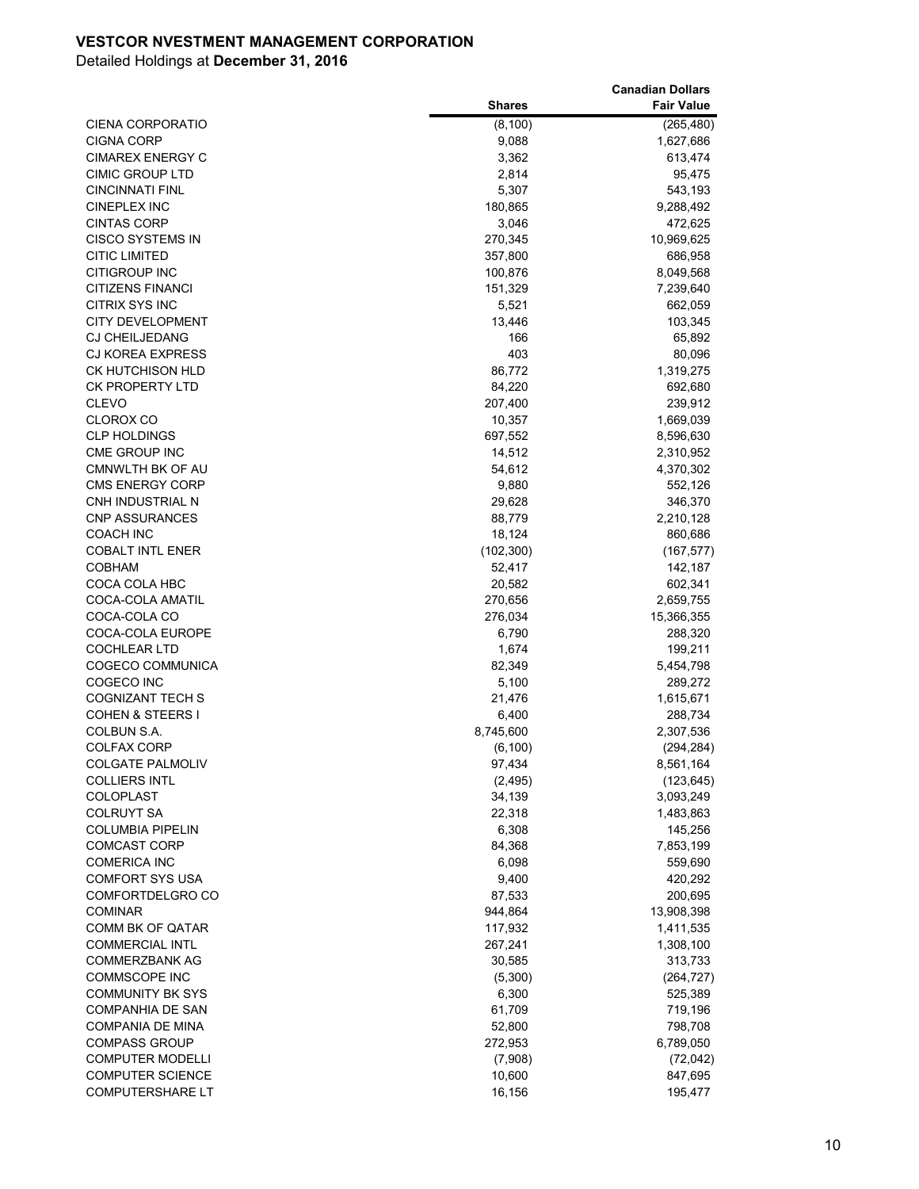**VESTCOR NVESTMENT MANAGEMENT CORPORATION**

Detailed Holdings at **December 31, 2016**

| | Shares | Canadian Dollars Fair Value |
|---|---|---|
| CIENA CORPORATIO | (8,100) | (265,480) |
| CIGNA CORP | 9,088 | 1,627,686 |
| CIMAREX ENERGY C | 3,362 | 613,474 |
| CIMIC GROUP LTD | 2,814 | 95,475 |
| CINCINNATI FINL | 5,307 | 543,193 |
| CINEPLEX INC | 180,865 | 9,288,492 |
| CINTAS CORP | 3,046 | 472,625 |
| CISCO SYSTEMS IN | 270,345 | 10,969,625 |
| CITIC LIMITED | 357,800 | 686,958 |
| CITIGROUP INC | 100,876 | 8,049,568 |
| CITIZENS FINANCI | 151,329 | 7,239,640 |
| CITRIX SYS INC | 5,521 | 662,059 |
| CITY DEVELOPMENT | 13,446 | 103,345 |
| CJ CHEILJEDANG | 166 | 65,892 |
| CJ KOREA EXPRESS | 403 | 80,096 |
| CK HUTCHISON HLD | 86,772 | 1,319,275 |
| CK PROPERTY LTD | 84,220 | 692,680 |
| CLEVO | 207,400 | 239,912 |
| CLOROX CO | 10,357 | 1,669,039 |
| CLP HOLDINGS | 697,552 | 8,596,630 |
| CME GROUP INC | 14,512 | 2,310,952 |
| CMNWLTH BK OF AU | 54,612 | 4,370,302 |
| CMS ENERGY CORP | 9,880 | 552,126 |
| CNH INDUSTRIAL N | 29,628 | 346,370 |
| CNP ASSURANCES | 88,779 | 2,210,128 |
| COACH INC | 18,124 | 860,686 |
| COBALT INTL ENER | (102,300) | (167,577) |
| COBHAM | 52,417 | 142,187 |
| COCA COLA HBC | 20,582 | 602,341 |
| COCA-COLA AMATIL | 270,656 | 2,659,755 |
| COCA-COLA CO | 276,034 | 15,366,355 |
| COCA-COLA EUROPE | 6,790 | 288,320 |
| COCHLEAR LTD | 1,674 | 199,211 |
| COGECO COMMUNICA | 82,349 | 5,454,798 |
| COGECO INC | 5,100 | 289,272 |
| COGNIZANT TECH S | 21,476 | 1,615,671 |
| COHEN & STEERS I | 6,400 | 288,734 |
| COLBUN S.A. | 8,745,600 | 2,307,536 |
| COLFAX CORP | (6,100) | (294,284) |
| COLGATE PALMOLIV | 97,434 | 8,561,164 |
| COLLIERS INTL | (2,495) | (123,645) |
| COLOPLAST | 34,139 | 3,093,249 |
| COLRUYT SA | 22,318 | 1,483,863 |
| COLUMBIA PIPELIN | 6,308 | 145,256 |
| COMCAST CORP | 84,368 | 7,853,199 |
| COMERICA INC | 6,098 | 559,690 |
| COMFORT SYS USA | 9,400 | 420,292 |
| COMFORTDELGRO CO | 87,533 | 200,695 |
| COMINAR | 944,864 | 13,908,398 |
| COMM BK OF QATAR | 117,932 | 1,411,535 |
| COMMERCIAL INTL | 267,241 | 1,308,100 |
| COMMERZBANK AG | 30,585 | 313,733 |
| COMMSCOPE INC | (5,300) | (264,727) |
| COMMUNITY BK SYS | 6,300 | 525,389 |
| COMPANHIA DE SAN | 61,709 | 719,196 |
| COMPANIA DE MINA | 52,800 | 798,708 |
| COMPASS GROUP | 272,953 | 6,789,050 |
| COMPUTER MODELLI | (7,908) | (72,042) |
| COMPUTER SCIENCE | 10,600 | 847,695 |
| COMPUTERSHARE LT | 16,156 | 195,477 |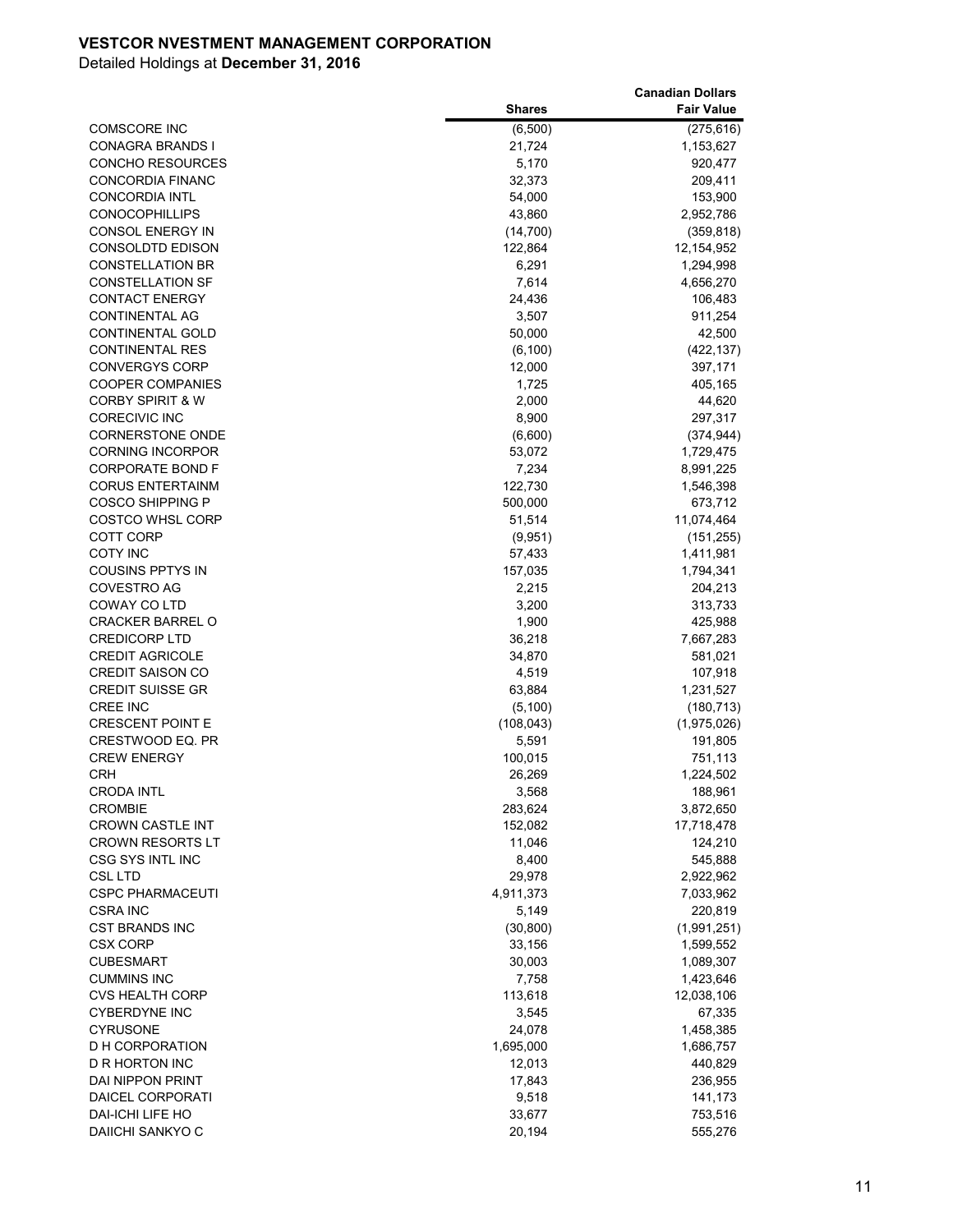**VESTCOR NVESTMENT MANAGEMENT CORPORATION**

Detailed Holdings at **December 31, 2016**

| | Shares | Canadian Dollars Fair Value |
|---|---|---|
| COMSCORE INC | (6,500) | (275,616) |
| CONAGRA BRANDS I | 21,724 | 1,153,627 |
| CONCHO RESOURCES | 5,170 | 920,477 |
| CONCORDIA FINANC | 32,373 | 209,411 |
| CONCORDIA INTL | 54,000 | 153,900 |
| CONOCOPHILLIPS | 43,860 | 2,952,786 |
| CONSOL ENERGY IN | (14,700) | (359,818) |
| CONSOLDTD EDISON | 122,864 | 12,154,952 |
| CONSTELLATION BR | 6,291 | 1,294,998 |
| CONSTELLATION SF | 7,614 | 4,656,270 |
| CONTACT ENERGY | 24,436 | 106,483 |
| CONTINENTAL AG | 3,507 | 911,254 |
| CONTINENTAL GOLD | 50,000 | 42,500 |
| CONTINENTAL RES | (6,100) | (422,137) |
| CONVERGYS CORP | 12,000 | 397,171 |
| COOPER COMPANIES | 1,725 | 405,165 |
| CORBY SPIRIT & W | 2,000 | 44,620 |
| CORECIVIC INC | 8,900 | 297,317 |
| CORNERSTONE ONDE | (6,600) | (374,944) |
| CORNING INCORPOR | 53,072 | 1,729,475 |
| CORPORATE BOND F | 7,234 | 8,991,225 |
| CORUS ENTERTAINM | 122,730 | 1,546,398 |
| COSCO SHIPPING P | 500,000 | 673,712 |
| COSTCO WHSL CORP | 51,514 | 11,074,464 |
| COTT CORP | (9,951) | (151,255) |
| COTY INC | 57,433 | 1,411,981 |
| COUSINS PPTYS IN | 157,035 | 1,794,341 |
| COVESTRO AG | 2,215 | 204,213 |
| COWAY CO LTD | 3,200 | 313,733 |
| CRACKER BARREL O | 1,900 | 425,988 |
| CREDICORP LTD | 36,218 | 7,667,283 |
| CREDIT AGRICOLE | 34,870 | 581,021 |
| CREDIT SAISON CO | 4,519 | 107,918 |
| CREDIT SUISSE GR | 63,884 | 1,231,527 |
| CREE INC | (5,100) | (180,713) |
| CRESCENT POINT E | (108,043) | (1,975,026) |
| CRESTWOOD EQ. PR | 5,591 | 191,805 |
| CREW ENERGY | 100,015 | 751,113 |
| CRH | 26,269 | 1,224,502 |
| CRODA INTL | 3,568 | 188,961 |
| CROMBIE | 283,624 | 3,872,650 |
| CROWN CASTLE INT | 152,082 | 17,718,478 |
| CROWN RESORTS LT | 11,046 | 124,210 |
| CSG SYS INTL INC | 8,400 | 545,888 |
| CSL LTD | 29,978 | 2,922,962 |
| CSPC PHARMACEUTI | 4,911,373 | 7,033,962 |
| CSRA INC | 5,149 | 220,819 |
| CST BRANDS INC | (30,800) | (1,991,251) |
| CSX CORP | 33,156 | 1,599,552 |
| CUBESMART | 30,003 | 1,089,307 |
| CUMMINS INC | 7,758 | 1,423,646 |
| CVS HEALTH CORP | 113,618 | 12,038,106 |
| CYBERDYNE INC | 3,545 | 67,335 |
| CYRUSONE | 24,078 | 1,458,385 |
| D H CORPORATION | 1,695,000 | 1,686,757 |
| D R HORTON INC | 12,013 | 440,829 |
| DAI NIPPON PRINT | 17,843 | 236,955 |
| DAICEL CORPORATI | 9,518 | 141,173 |
| DAI-ICHI LIFE HO | 33,677 | 753,516 |
| DAIICHI SANKYO C | 20,194 | 555,276 |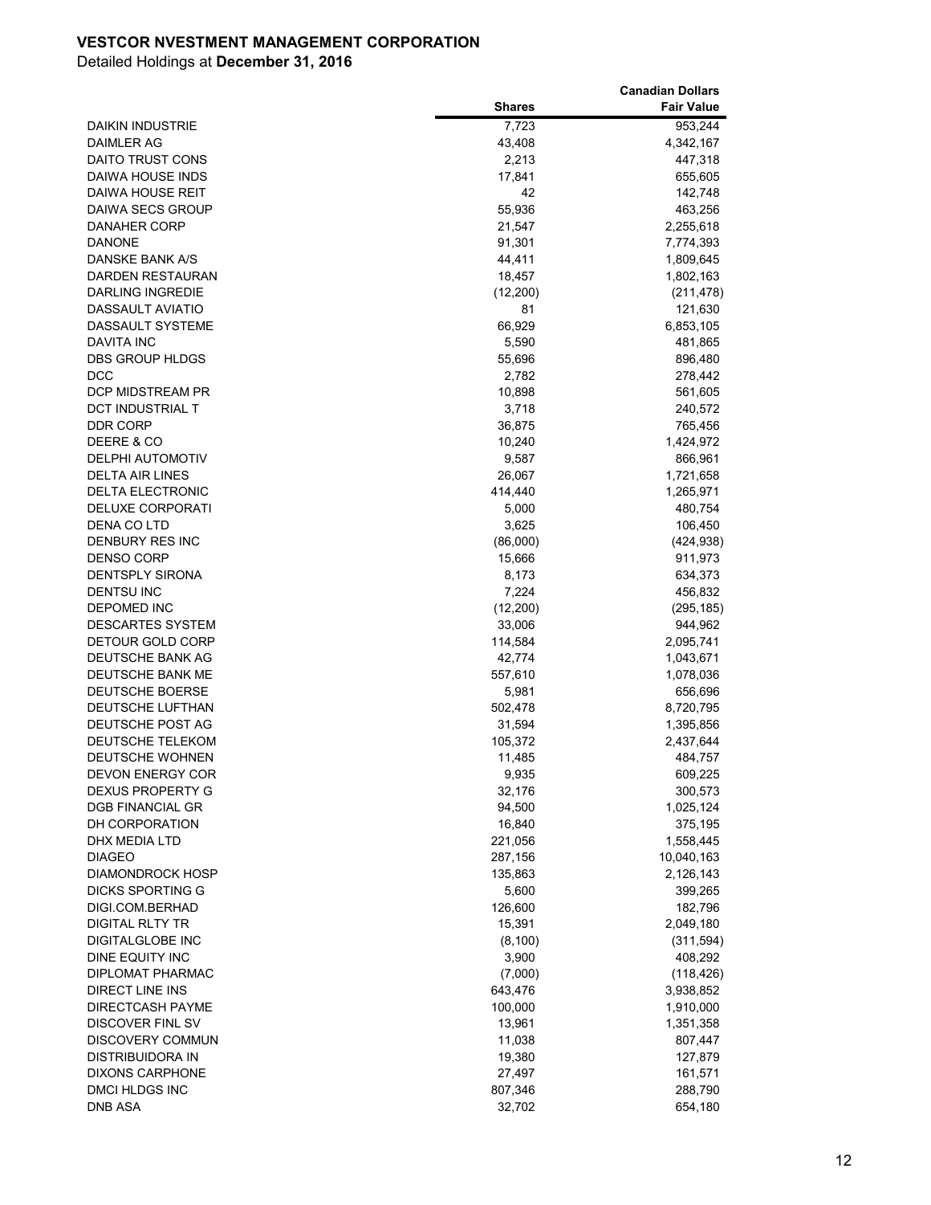**VESTCOR NVESTMENT MANAGEMENT CORPORATION**

Detailed Holdings at **December 31, 2016**

| | Shares | Canadian Dollars Fair Value |
|---|---|---|
| DAIKIN INDUSTRIE | 7,723 | 953,244 |
| DAIMLER AG | 43,408 | 4,342,167 |
| DAITO TRUST CONS | 2,213 | 447,318 |
| DAIWA HOUSE INDS | 17,841 | 655,605 |
| DAIWA HOUSE REIT | 42 | 142,748 |
| DAIWA SECS GROUP | 55,936 | 463,256 |
| DANAHER CORP | 21,547 | 2,255,618 |
| DANONE | 91,301 | 7,774,393 |
| DANSKE BANK A/S | 44,411 | 1,809,645 |
| DARDEN RESTAURAN | 18,457 | 1,802,163 |
| DARLING INGREDIE | (12,200) | (211,478) |
| DASSAULT AVIATIO | 81 | 121,630 |
| DASSAULT SYSTEME | 66,929 | 6,853,105 |
| DAVITA INC | 5,590 | 481,865 |
| DBS GROUP HLDGS | 55,696 | 896,480 |
| DCC | 2,782 | 278,442 |
| DCP MIDSTREAM PR | 10,898 | 561,605 |
| DCT INDUSTRIAL T | 3,718 | 240,572 |
| DDR CORP | 36,875 | 765,456 |
| DEERE & CO | 10,240 | 1,424,972 |
| DELPHI AUTOMOTIV | 9,587 | 866,961 |
| DELTA AIR LINES | 26,067 | 1,721,658 |
| DELTA ELECTRONIC | 414,440 | 1,265,971 |
| DELUXE CORPORATI | 5,000 | 480,754 |
| DENA CO LTD | 3,625 | 106,450 |
| DENBURY RES INC | (86,000) | (424,938) |
| DENSO CORP | 15,666 | 911,973 |
| DENTSPLY SIRONA | 8,173 | 634,373 |
| DENTSU INC | 7,224 | 456,832 |
| DEPOMED INC | (12,200) | (295,185) |
| DESCARTES SYSTEM | 33,006 | 944,962 |
| DETOUR GOLD CORP | 114,584 | 2,095,741 |
| DEUTSCHE BANK AG | 42,774 | 1,043,671 |
| DEUTSCHE BANK ME | 557,610 | 1,078,036 |
| DEUTSCHE BOERSE | 5,981 | 656,696 |
| DEUTSCHE LUFTHAN | 502,478 | 8,720,795 |
| DEUTSCHE POST AG | 31,594 | 1,395,856 |
| DEUTSCHE TELEKOM | 105,372 | 2,437,644 |
| DEUTSCHE WOHNEN | 11,485 | 484,757 |
| DEVON ENERGY COR | 9,935 | 609,225 |
| DEXUS PROPERTY G | 32,176 | 300,573 |
| DGB FINANCIAL GR | 94,500 | 1,025,124 |
| DH CORPORATION | 16,840 | 375,195 |
| DHX MEDIA LTD | 221,056 | 1,558,445 |
| DIAGEO | 287,156 | 10,040,163 |
| DIAMONDROCK HOSP | 135,863 | 2,126,143 |
| DICKS SPORTING G | 5,600 | 399,265 |
| DIGI.COM.BERHAD | 126,600 | 182,796 |
| DIGITAL RLTY TR | 15,391 | 2,049,180 |
| DIGITALGLOBE INC | (8,100) | (311,594) |
| DINE EQUITY INC | 3,900 | 408,292 |
| DIPLOMAT PHARMAC | (7,000) | (118,426) |
| DIRECT LINE INS | 643,476 | 3,938,852 |
| DIRECTCASH PAYME | 100,000 | 1,910,000 |
| DISCOVER FINL SV | 13,961 | 1,351,358 |
| DISCOVERY COMMUN | 11,038 | 807,447 |
| DISTRIBUIDORA IN | 19,380 | 127,879 |
| DIXONS CARPHONE | 27,497 | 161,571 |
| DMCI HLDGS INC | 807,346 | 288,790 |
| DNB ASA | 32,702 | 654,180 |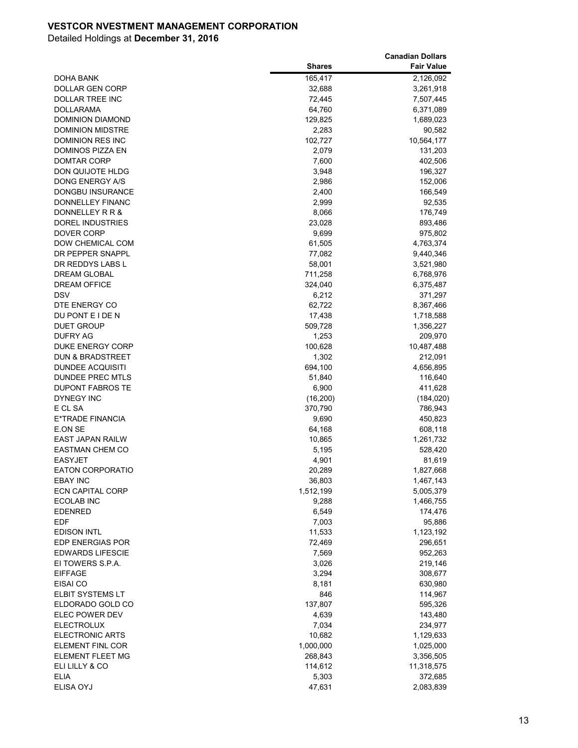**VESTCOR NVESTMENT MANAGEMENT CORPORATION**

Detailed Holdings at **December 31, 2016**

| | Shares | Canadian Dollars Fair Value |
|---|---:|---:|
| DOHA BANK | 165,417 | 2,126,092 |
| DOLLAR GEN CORP | 32,688 | 3,261,918 |
| DOLLAR TREE INC | 72,445 | 7,507,445 |
| DOLLARAMA | 64,760 | 6,371,089 |
| DOMINION DIAMOND | 129,825 | 1,689,023 |
| DOMINION MIDSTRE | 2,283 | 90,582 |
| DOMINION RES INC | 102,727 | 10,564,177 |
| DOMINOS PIZZA EN | 2,079 | 131,203 |
| DOMTAR CORP | 7,600 | 402,506 |
| DON QUIJOTE HLDG | 3,948 | 196,327 |
| DONG ENERGY A/S | 2,986 | 152,006 |
| DONGBU INSURANCE | 2,400 | 166,549 |
| DONNELLEY FINANC | 2,999 | 92,535 |
| DONNELLEY R R & | 8,066 | 176,749 |
| DOREL INDUSTRIES | 23,028 | 893,486 |
| DOVER CORP | 9,699 | 975,802 |
| DOW CHEMICAL COM | 61,505 | 4,763,374 |
| DR PEPPER SNAPPL | 77,082 | 9,440,346 |
| DR REDDYS LABS L | 58,001 | 3,521,980 |
| DREAM GLOBAL | 711,258 | 6,768,976 |
| DREAM OFFICE | 324,040 | 6,375,487 |
| DSV | 6,212 | 371,297 |
| DTE ENERGY CO | 62,722 | 8,367,466 |
| DU PONT E I DE N | 17,438 | 1,718,588 |
| DUET GROUP | 509,728 | 1,356,227 |
| DUFRY AG | 1,253 | 209,970 |
| DUKE ENERGY CORP | 100,628 | 10,487,488 |
| DUN & BRADSTREET | 1,302 | 212,091 |
| DUNDEE ACQUISITI | 694,100 | 4,656,895 |
| DUNDEE PREC MTLS | 51,840 | 116,640 |
| DUPONT FABROS TE | 6,900 | 411,628 |
| DYNEGY INC | (16,200) | (184,020) |
| E CL SA | 370,790 | 786,943 |
| E*TRADE FINANCIA | 9,690 | 450,823 |
| E.ON SE | 64,168 | 608,118 |
| EAST JAPAN RAILW | 10,865 | 1,261,732 |
| EASTMAN CHEM CO | 5,195 | 528,420 |
| EASYJET | 4,901 | 81,619 |
| EATON CORPORATIO | 20,289 | 1,827,668 |
| EBAY INC | 36,803 | 1,467,143 |
| ECN CAPITAL CORP | 1,512,199 | 5,005,379 |
| ECOLAB INC | 9,288 | 1,466,755 |
| EDENRED | 6,549 | 174,476 |
| EDF | 7,003 | 95,886 |
| EDISON INTL | 11,533 | 1,123,192 |
| EDP ENERGIAS POR | 72,469 | 296,651 |
| EDWARDS LIFESCIE | 7,569 | 952,263 |
| EI TOWERS S.P.A. | 3,026 | 219,146 |
| EIFFAGE | 3,294 | 308,677 |
| EISAI CO | 8,181 | 630,980 |
| ELBIT SYSTEMS LT | 846 | 114,967 |
| ELDORADO GOLD CO | 137,807 | 595,326 |
| ELEC POWER DEV | 4,639 | 143,480 |
| ELECTROLUX | 7,034 | 234,977 |
| ELECTRONIC ARTS | 10,682 | 1,129,633 |
| ELEMENT FINL COR | 1,000,000 | 1,025,000 |
| ELEMENT FLEET MG | 268,843 | 3,356,505 |
| ELI LILLY & CO | 114,612 | 11,318,575 |
| ELIA | 5,303 | 372,685 |
| ELISA OYJ | 47,631 | 2,083,839 |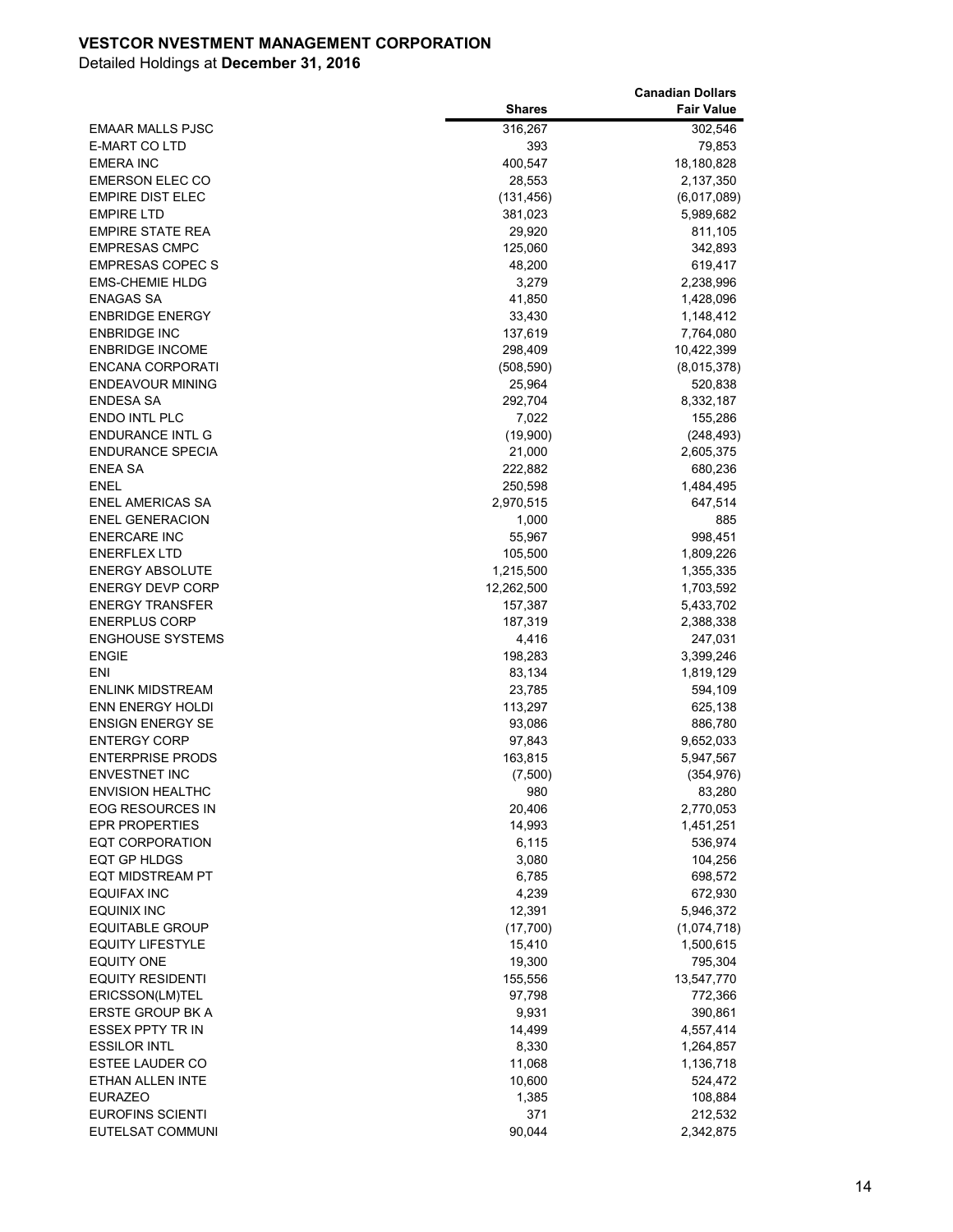**VESTCOR NVESTMENT MANAGEMENT CORPORATION**

Detailed Holdings at **December 31, 2016**

| | Shares | Canadian Dollars Fair Value |
|---|---|---|
| EMAAR MALLS PJSC | 316,267 | 302,546 |
| E-MART CO LTD | 393 | 79,853 |
| EMERA INC | 400,547 | 18,180,828 |
| EMERSON ELEC CO | 28,553 | 2,137,350 |
| EMPIRE DIST ELEC | (131,456) | (6,017,089) |
| EMPIRE LTD | 381,023 | 5,989,682 |
| EMPIRE STATE REA | 29,920 | 811,105 |
| EMPRESAS CMPC | 125,060 | 342,893 |
| EMPRESAS COPEC S | 48,200 | 619,417 |
| EMS-CHEMIE HLDG | 3,279 | 2,238,996 |
| ENAGAS SA | 41,850 | 1,428,096 |
| ENBRIDGE ENERGY | 33,430 | 1,148,412 |
| ENBRIDGE INC | 137,619 | 7,764,080 |
| ENBRIDGE INCOME | 298,409 | 10,422,399 |
| ENCANA CORPORATI | (508,590) | (8,015,378) |
| ENDEAVOUR MINING | 25,964 | 520,838 |
| ENDESA SA | 292,704 | 8,332,187 |
| ENDO INTL PLC | 7,022 | 155,286 |
| ENDURANCE INTL G | (19,900) | (248,493) |
| ENDURANCE SPECIA | 21,000 | 2,605,375 |
| ENEA SA | 222,882 | 680,236 |
| ENEL | 250,598 | 1,484,495 |
| ENEL AMERICAS SA | 2,970,515 | 647,514 |
| ENEL GENERACION | 1,000 | 885 |
| ENERCARE INC | 55,967 | 998,451 |
| ENERFLEX LTD | 105,500 | 1,809,226 |
| ENERGY ABSOLUTE | 1,215,500 | 1,355,335 |
| ENERGY DEVP CORP | 12,262,500 | 1,703,592 |
| ENERGY TRANSFER | 157,387 | 5,433,702 |
| ENERPLUS CORP | 187,319 | 2,388,338 |
| ENGHOUSE SYSTEMS | 4,416 | 247,031 |
| ENGIE | 198,283 | 3,399,246 |
| ENI | 83,134 | 1,819,129 |
| ENLINK MIDSTREAM | 23,785 | 594,109 |
| ENN ENERGY HOLDI | 113,297 | 625,138 |
| ENSIGN ENERGY SE | 93,086 | 886,780 |
| ENTERGY CORP | 97,843 | 9,652,033 |
| ENTERPRISE PRODS | 163,815 | 5,947,567 |
| ENVESTNET INC | (7,500) | (354,976) |
| ENVISION HEALTHC | 980 | 83,280 |
| EOG RESOURCES IN | 20,406 | 2,770,053 |
| EPR PROPERTIES | 14,993 | 1,451,251 |
| EQT CORPORATION | 6,115 | 536,974 |
| EQT GP HLDGS | 3,080 | 104,256 |
| EQT MIDSTREAM PT | 6,785 | 698,572 |
| EQUIFAX INC | 4,239 | 672,930 |
| EQUINIX INC | 12,391 | 5,946,372 |
| EQUITABLE GROUP | (17,700) | (1,074,718) |
| EQUITY LIFESTYLE | 15,410 | 1,500,615 |
| EQUITY ONE | 19,300 | 795,304 |
| EQUITY RESIDENTI | 155,556 | 13,547,770 |
| ERICSSON(LM)TEL | 97,798 | 772,366 |
| ERSTE GROUP BK A | 9,931 | 390,861 |
| ESSEX PPTY TR IN | 14,499 | 4,557,414 |
| ESSILOR INTL | 8,330 | 1,264,857 |
| ESTEE LAUDER CO | 11,068 | 1,136,718 |
| ETHAN ALLEN INTE | 10,600 | 524,472 |
| EURAZEO | 1,385 | 108,884 |
| EUROFINS SCIENTI | 371 | 212,532 |
| EUTELSAT COMMUNI | 90,044 | 2,342,875 |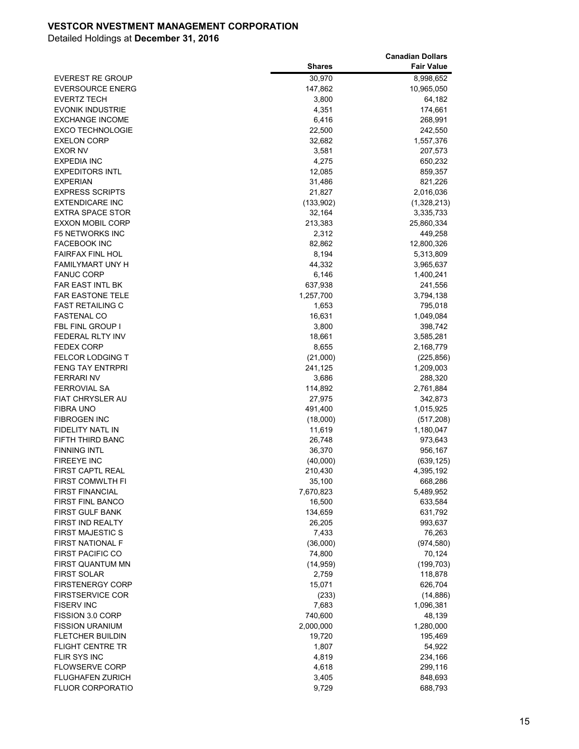**VESTCOR NVESTMENT MANAGEMENT CORPORATION**

Detailed Holdings at **December 31, 2016**

| | Shares | Canadian Dollars Fair Value |
|---|---|---|
| EVEREST RE GROUP | 30,970 | 8,998,652 |
| EVERSOURCE ENERG | 147,862 | 10,965,050 |
| EVERTZ TECH | 3,800 | 64,182 |
| EVONIK INDUSTRIE | 4,351 | 174,661 |
| EXCHANGE INCOME | 6,416 | 268,991 |
| EXCO TECHNOLOGIE | 22,500 | 242,550 |
| EXELON CORP | 32,682 | 1,557,376 |
| EXOR NV | 3,581 | 207,573 |
| EXPEDIA INC | 4,275 | 650,232 |
| EXPEDITORS INTL | 12,085 | 859,357 |
| EXPERIAN | 31,486 | 821,226 |
| EXPRESS SCRIPTS | 21,827 | 2,016,036 |
| EXTENDICARE INC | (133,902) | (1,328,213) |
| EXTRA SPACE STOR | 32,164 | 3,335,733 |
| EXXON MOBIL CORP | 213,383 | 25,860,334 |
| F5 NETWORKS INC | 2,312 | 449,258 |
| FACEBOOK INC | 82,862 | 12,800,326 |
| FAIRFAX FINL HOL | 8,194 | 5,313,809 |
| FAMILYMART UNY H | 44,332 | 3,965,637 |
| FANUC CORP | 6,146 | 1,400,241 |
| FAR EAST INTL BK | 637,938 | 241,556 |
| FAR EASTONE TELE | 1,257,700 | 3,794,138 |
| FAST RETAILING C | 1,653 | 795,018 |
| FASTENAL CO | 16,631 | 1,049,084 |
| FBL FINL GROUP I | 3,800 | 398,742 |
| FEDERAL RLTY INV | 18,661 | 3,585,281 |
| FEDEX CORP | 8,655 | 2,168,779 |
| FELCOR LODGING T | (21,000) | (225,856) |
| FENG TAY ENTRPRI | 241,125 | 1,209,003 |
| FERRARI NV | 3,686 | 288,320 |
| FERROVIAL SA | 114,892 | 2,761,884 |
| FIAT CHRYSLER AU | 27,975 | 342,873 |
| FIBRA UNO | 491,400 | 1,015,925 |
| FIBROGEN INC | (18,000) | (517,208) |
| FIDELITY NATL IN | 11,619 | 1,180,047 |
| FIFTH THIRD BANC | 26,748 | 973,643 |
| FINNING INTL | 36,370 | 956,167 |
| FIREEYE INC | (40,000) | (639,125) |
| FIRST CAPTL REAL | 210,430 | 4,395,192 |
| FIRST COMWLTH FI | 35,100 | 668,286 |
| FIRST FINANCIAL | 7,670,823 | 5,489,952 |
| FIRST FINL BANCO | 16,500 | 633,584 |
| FIRST GULF BANK | 134,659 | 631,792 |
| FIRST IND REALTY | 26,205 | 993,637 |
| FIRST MAJESTIC S | 7,433 | 76,263 |
| FIRST NATIONAL F | (36,000) | (974,580) |
| FIRST PACIFIC CO | 74,800 | 70,124 |
| FIRST QUANTUM MN | (14,959) | (199,703) |
| FIRST SOLAR | 2,759 | 118,878 |
| FIRSTENERGY CORP | 15,071 | 626,704 |
| FIRSTSERVICE COR | (233) | (14,886) |
| FISERV INC | 7,683 | 1,096,381 |
| FISSION 3.0 CORP | 740,600 | 48,139 |
| FISSION URANIUM | 2,000,000 | 1,280,000 |
| FLETCHER BUILDIN | 19,720 | 195,469 |
| FLIGHT CENTRE TR | 1,807 | 54,922 |
| FLIR SYS INC | 4,819 | 234,166 |
| FLOWSERVE CORP | 4,618 | 299,116 |
| FLUGHAFEN ZURICH | 3,405 | 848,693 |
| FLUOR CORPORATIO | 9,729 | 688,793 |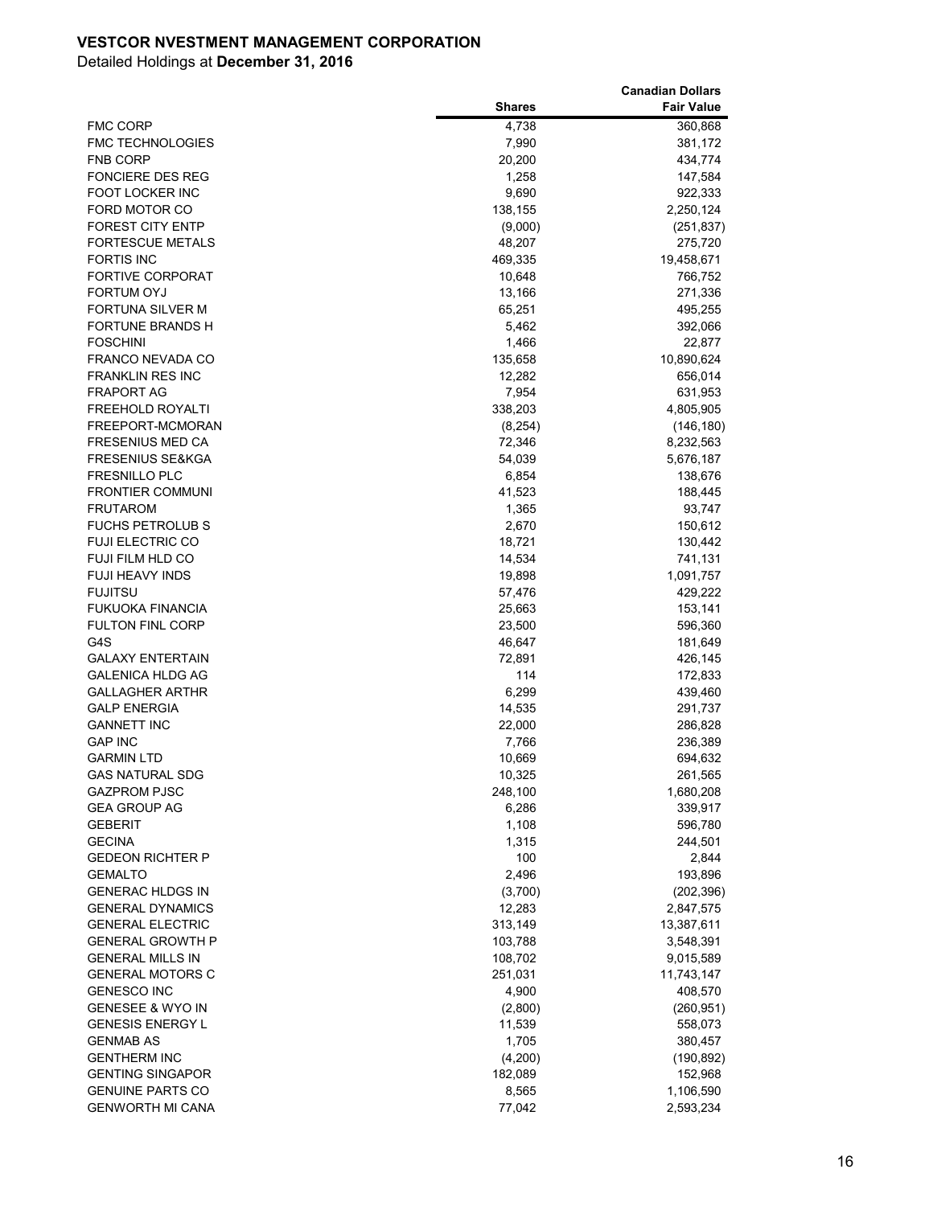**VESTCOR NVESTMENT MANAGEMENT CORPORATION**

Detailed Holdings at **December 31, 2016**

| | Shares | Canadian Dollars Fair Value |
|---|---|---|
| FMC CORP | 4,738 | 360,868 |
| FMC TECHNOLOGIES | 7,990 | 381,172 |
| FNB CORP | 20,200 | 434,774 |
| FONCIERE DES REG | 1,258 | 147,584 |
| FOOT LOCKER INC | 9,690 | 922,333 |
| FORD MOTOR CO | 138,155 | 2,250,124 |
| FOREST CITY ENTP | (9,000) | (251,837) |
| FORTESCUE METALS | 48,207 | 275,720 |
| FORTIS INC | 469,335 | 19,458,671 |
| FORTIVE CORPORAT | 10,648 | 766,752 |
| FORTUM OYJ | 13,166 | 271,336 |
| FORTUNA SILVER M | 65,251 | 495,255 |
| FORTUNE BRANDS H | 5,462 | 392,066 |
| FOSCHINI | 1,466 | 22,877 |
| FRANCO NEVADA CO | 135,658 | 10,890,624 |
| FRANKLIN RES INC | 12,282 | 656,014 |
| FRAPORT AG | 7,954 | 631,953 |
| FREEHOLD ROYALTI | 338,203 | 4,805,905 |
| FREEPORT-MCMORAN | (8,254) | (146,180) |
| FRESENIUS MED CA | 72,346 | 8,232,563 |
| FRESENIUS SE&KGA | 54,039 | 5,676,187 |
| FRESNILLO PLC | 6,854 | 138,676 |
| FRONTIER COMMUNI | 41,523 | 188,445 |
| FRUTAROM | 1,365 | 93,747 |
| FUCHS PETROLUB S | 2,670 | 150,612 |
| FUJI ELECTRIC CO | 18,721 | 130,442 |
| FUJI FILM HLD CO | 14,534 | 741,131 |
| FUJI HEAVY INDS | 19,898 | 1,091,757 |
| FUJITSU | 57,476 | 429,222 |
| FUKUOKA FINANCIA | 25,663 | 153,141 |
| FULTON FINL CORP | 23,500 | 596,360 |
| G4S | 46,647 | 181,649 |
| GALAXY ENTERTAIN | 72,891 | 426,145 |
| GALENICA HLDG AG | 114 | 172,833 |
| GALLAGHER ARTHR | 6,299 | 439,460 |
| GALP ENERGIA | 14,535 | 291,737 |
| GANNETT INC | 22,000 | 286,828 |
| GAP INC | 7,766 | 236,389 |
| GARMIN LTD | 10,669 | 694,632 |
| GAS NATURAL SDG | 10,325 | 261,565 |
| GAZPROM PJSC | 248,100 | 1,680,208 |
| GEA GROUP AG | 6,286 | 339,917 |
| GEBERIT | 1,108 | 596,780 |
| GECINA | 1,315 | 244,501 |
| GEDEON RICHTER P | 100 | 2,844 |
| GEMALTO | 2,496 | 193,896 |
| GENERAC HLDGS IN | (3,700) | (202,396) |
| GENERAL DYNAMICS | 12,283 | 2,847,575 |
| GENERAL ELECTRIC | 313,149 | 13,387,611 |
| GENERAL GROWTH P | 103,788 | 3,548,391 |
| GENERAL MILLS IN | 108,702 | 9,015,589 |
| GENERAL MOTORS C | 251,031 | 11,743,147 |
| GENESCO INC | 4,900 | 408,570 |
| GENESEE & WYO IN | (2,800) | (260,951) |
| GENESIS ENERGY L | 11,539 | 558,073 |
| GENMAB AS | 1,705 | 380,457 |
| GENTHERM INC | (4,200) | (190,892) |
| GENTING SINGAPOR | 182,089 | 152,968 |
| GENUINE PARTS CO | 8,565 | 1,106,590 |
| GENWORTH MI CANA | 77,042 | 2,593,234 |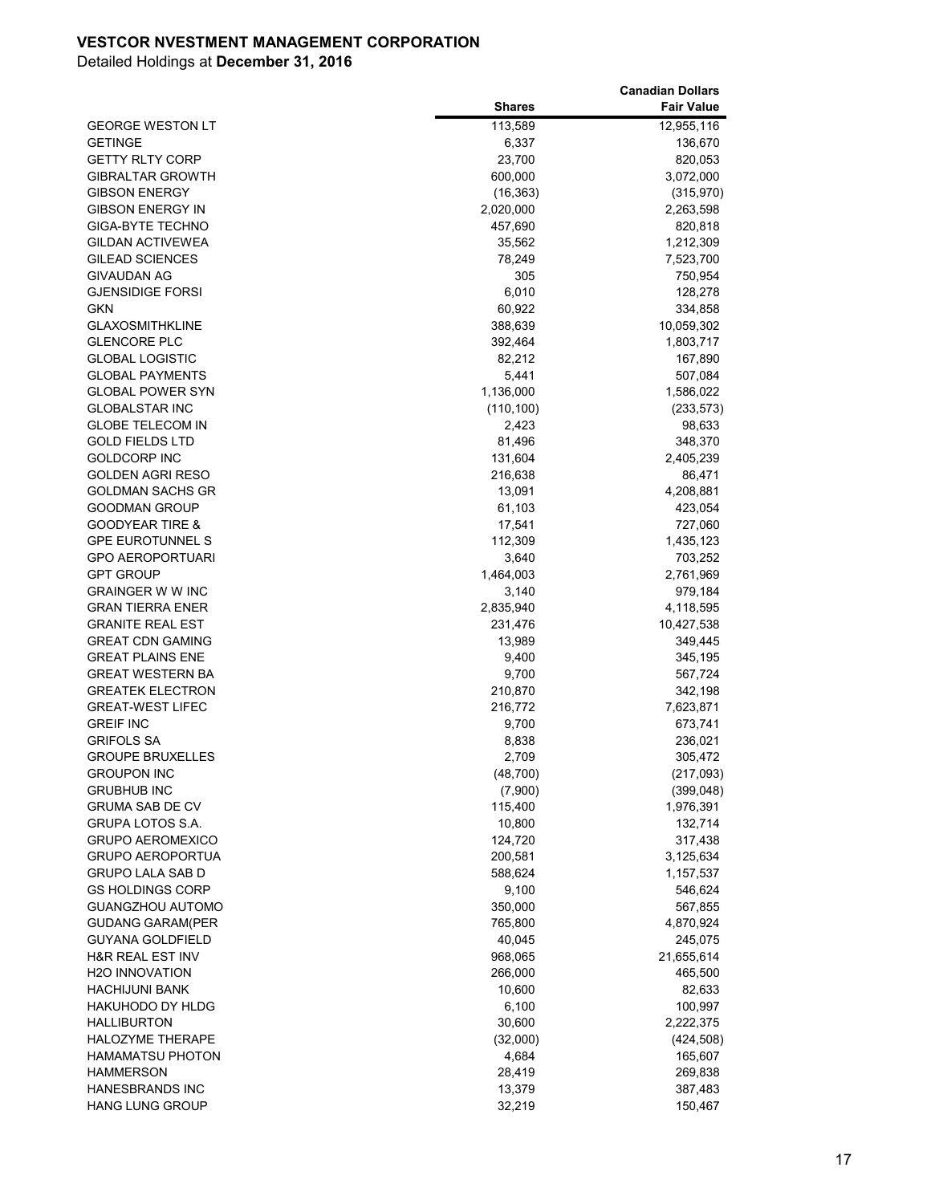**VESTCOR NVESTMENT MANAGEMENT CORPORATION**

Detailed Holdings at **December 31, 2016**

| | Shares | Canadian Dollars Fair Value |
|---|---|---|
| GEORGE WESTON LT | 113,589 | 12,955,116 |
| GETINGE | 6,337 | 136,670 |
| GETTY RLTY CORP | 23,700 | 820,053 |
| GIBRALTAR GROWTH | 600,000 | 3,072,000 |
| GIBSON ENERGY | (16,363) | (315,970) |
| GIBSON ENERGY IN | 2,020,000 | 2,263,598 |
| GIGA-BYTE TECHNO | 457,690 | 820,818 |
| GILDAN ACTIVEWEA | 35,562 | 1,212,309 |
| GILEAD SCIENCES | 78,249 | 7,523,700 |
| GIVAUDAN AG | 305 | 750,954 |
| GJENSIDIGE FORSI | 6,010 | 128,278 |
| GKN | 60,922 | 334,858 |
| GLAXOSMITHKLINE | 388,639 | 10,059,302 |
| GLENCORE PLC | 392,464 | 1,803,717 |
| GLOBAL LOGISTIC | 82,212 | 167,890 |
| GLOBAL PAYMENTS | 5,441 | 507,084 |
| GLOBAL POWER SYN | 1,136,000 | 1,586,022 |
| GLOBALSTAR INC | (110,100) | (233,573) |
| GLOBE TELECOM IN | 2,423 | 98,633 |
| GOLD FIELDS LTD | 81,496 | 348,370 |
| GOLDCORP INC | 131,604 | 2,405,239 |
| GOLDEN AGRI RESO | 216,638 | 86,471 |
| GOLDMAN SACHS GR | 13,091 | 4,208,881 |
| GOODMAN GROUP | 61,103 | 423,054 |
| GOODYEAR TIRE & | 17,541 | 727,060 |
| GPE EUROTUNNEL S | 112,309 | 1,435,123 |
| GPO AEROPORTUARI | 3,640 | 703,252 |
| GPT GROUP | 1,464,003 | 2,761,969 |
| GRAINGER W W INC | 3,140 | 979,184 |
| GRAN TIERRA ENER | 2,835,940 | 4,118,595 |
| GRANITE REAL EST | 231,476 | 10,427,538 |
| GREAT CDN GAMING | 13,989 | 349,445 |
| GREAT PLAINS ENE | 9,400 | 345,195 |
| GREAT WESTERN BA | 9,700 | 567,724 |
| GREATEK ELECTRON | 210,870 | 342,198 |
| GREAT-WEST LIFEC | 216,772 | 7,623,871 |
| GREIF INC | 9,700 | 673,741 |
| GRIFOLS SA | 8,838 | 236,021 |
| GROUPE BRUXELLES | 2,709 | 305,472 |
| GROUPON INC | (48,700) | (217,093) |
| GRUBHUB INC | (7,900) | (399,048) |
| GRUMA SAB DE CV | 115,400 | 1,976,391 |
| GRUPA LOTOS S.A. | 10,800 | 132,714 |
| GRUPO AEROMEXICO | 124,720 | 317,438 |
| GRUPO AEROPORTUA | 200,581 | 3,125,634 |
| GRUPO LALA SAB D | 588,624 | 1,157,537 |
| GS HOLDINGS CORP | 9,100 | 546,624 |
| GUANGZHOU AUTOMO | 350,000 | 567,855 |
| GUDANG GARAM(PER | 765,800 | 4,870,924 |
| GUYANA GOLDFIELD | 40,045 | 245,075 |
| H&R REAL EST INV | 968,065 | 21,655,614 |
| H2O INNOVATION | 266,000 | 465,500 |
| HACHIJUNI BANK | 10,600 | 82,633 |
| HAKUHODO DY HLDG | 6,100 | 100,997 |
| HALLIBURTON | 30,600 | 2,222,375 |
| HALOZYME THERAPE | (32,000) | (424,508) |
| HAMAMATSU PHOTON | 4,684 | 165,607 |
| HAMMERSON | 28,419 | 269,838 |
| HANESBRANDS INC | 13,379 | 387,483 |
| HANG LUNG GROUP | 32,219 | 150,467 |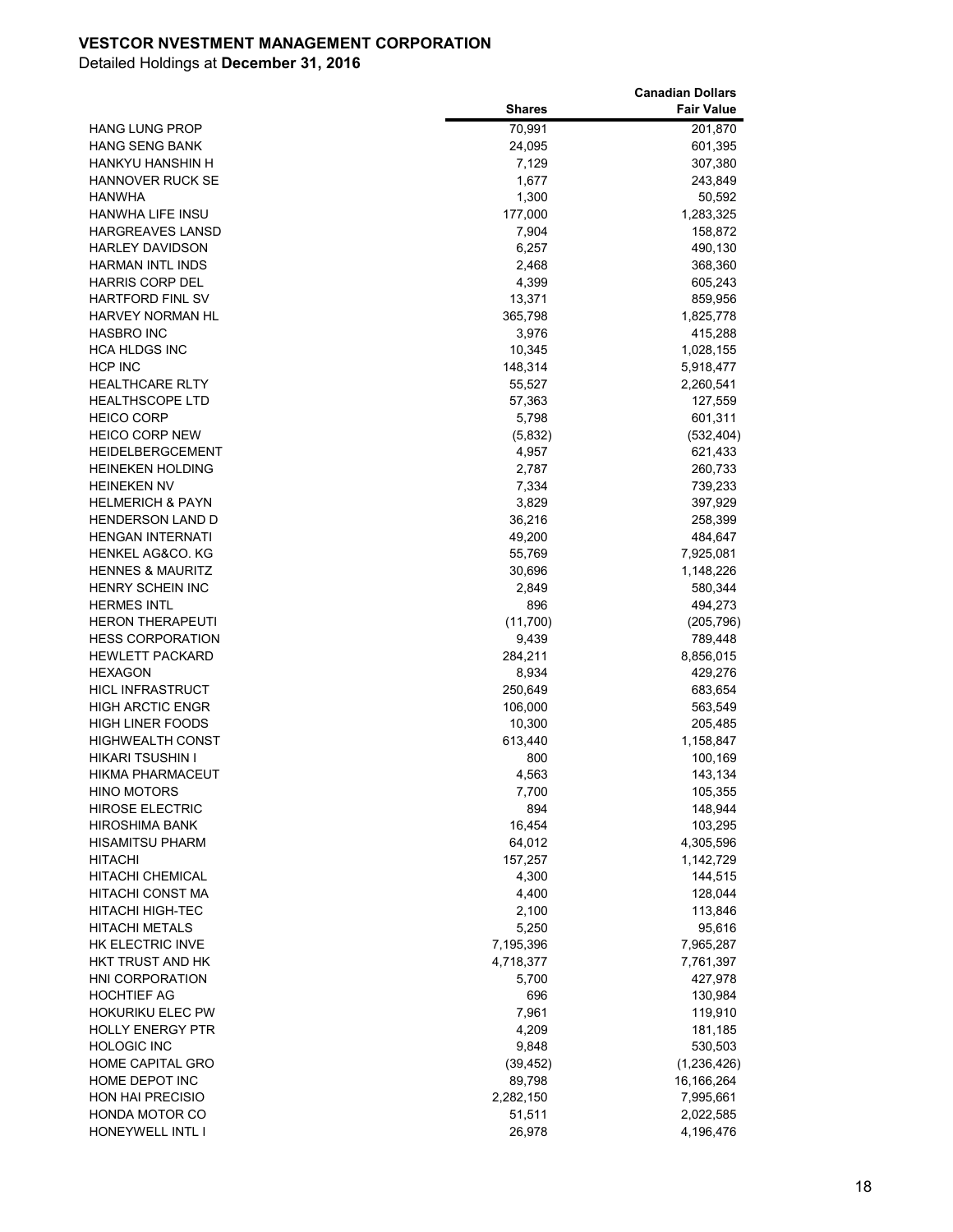**VESTCOR NVESTMENT MANAGEMENT CORPORATION**

Detailed Holdings at **December 31, 2016**

| | Shares | Canadian Dollars Fair Value |
|---|---|---|
| HANG LUNG PROP | 70,991 | 201,870 |
| HANG SENG BANK | 24,095 | 601,395 |
| HANKYU HANSHIN H | 7,129 | 307,380 |
| HANNOVER RUCK SE | 1,677 | 243,849 |
| HANWHA | 1,300 | 50,592 |
| HANWHA LIFE INSU | 177,000 | 1,283,325 |
| HARGREAVES LANSD | 7,904 | 158,872 |
| HARLEY DAVIDSON | 6,257 | 490,130 |
| HARMAN INTL INDS | 2,468 | 368,360 |
| HARRIS CORP DEL | 4,399 | 605,243 |
| HARTFORD FINL SV | 13,371 | 859,956 |
| HARVEY NORMAN HL | 365,798 | 1,825,778 |
| HASBRO INC | 3,976 | 415,288 |
| HCA HLDGS INC | 10,345 | 1,028,155 |
| HCP INC | 148,314 | 5,918,477 |
| HEALTHCARE RLTY | 55,527 | 2,260,541 |
| HEALTHSCOPE LTD | 57,363 | 127,559 |
| HEICO CORP | 5,798 | 601,311 |
| HEICO CORP NEW | (5,832) | (532,404) |
| HEIDELBERGCEMENT | 4,957 | 621,433 |
| HEINEKEN HOLDING | 2,787 | 260,733 |
| HEINEKEN NV | 7,334 | 739,233 |
| HELMERICH & PAYN | 3,829 | 397,929 |
| HENDERSON LAND D | 36,216 | 258,399 |
| HENGAN INTERNATI | 49,200 | 484,647 |
| HENKEL AG&CO. KG | 55,769 | 7,925,081 |
| HENNES & MAURITZ | 30,696 | 1,148,226 |
| HENRY SCHEIN INC | 2,849 | 580,344 |
| HERMES INTL | 896 | 494,273 |
| HERON THERAPEUTI | (11,700) | (205,796) |
| HESS CORPORATION | 9,439 | 789,448 |
| HEWLETT PACKARD | 284,211 | 8,856,015 |
| HEXAGON | 8,934 | 429,276 |
| HICL INFRASTRUCT | 250,649 | 683,654 |
| HIGH ARCTIC ENGR | 106,000 | 563,549 |
| HIGH LINER FOODS | 10,300 | 205,485 |
| HIGHWEALTH CONST | 613,440 | 1,158,847 |
| HIKARI TSUSHIN I | 800 | 100,169 |
| HIKMA PHARMACEUT | 4,563 | 143,134 |
| HINO MOTORS | 7,700 | 105,355 |
| HIROSE ELECTRIC | 894 | 148,944 |
| HIROSHIMA BANK | 16,454 | 103,295 |
| HISAMITSU PHARM | 64,012 | 4,305,596 |
| HITACHI | 157,257 | 1,142,729 |
| HITACHI CHEMICAL | 4,300 | 144,515 |
| HITACHI CONST MA | 4,400 | 128,044 |
| HITACHI HIGH-TEC | 2,100 | 113,846 |
| HITACHI METALS | 5,250 | 95,616 |
| HK ELECTRIC INVE | 7,195,396 | 7,965,287 |
| HKT TRUST AND HK | 4,718,377 | 7,761,397 |
| HNI CORPORATION | 5,700 | 427,978 |
| HOCHTIEF AG | 696 | 130,984 |
| HOKURIKU ELEC PW | 7,961 | 119,910 |
| HOLLY ENERGY PTR | 4,209 | 181,185 |
| HOLOGIC INC | 9,848 | 530,503 |
| HOME CAPITAL GRO | (39,452) | (1,236,426) |
| HOME DEPOT INC | 89,798 | 16,166,264 |
| HON HAI PRECISIO | 2,282,150 | 7,995,661 |
| HONDA MOTOR CO | 51,511 | 2,022,585 |
| HONEYWELL INTL I | 26,978 | 4,196,476 |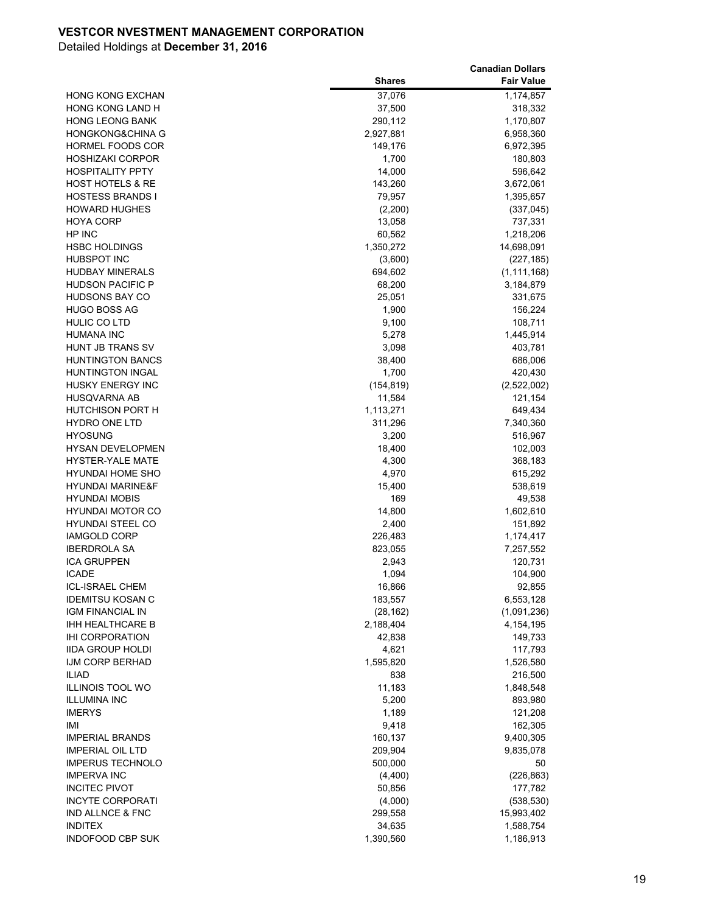**VESTCOR NVESTMENT MANAGEMENT CORPORATION**

Detailed Holdings at **December 31, 2016**

| | Shares | Canadian Dollars Fair Value |
|---|---:|---:|
| HONG KONG EXCHAN | 37,076 | 1,174,857 |
| HONG KONG LAND H | 37,500 | 318,332 |
| HONG LEONG BANK | 290,112 | 1,170,807 |
| HONGKONG&CHINA G | 2,927,881 | 6,958,360 |
| HORMEL FOODS COR | 149,176 | 6,972,395 |
| HOSHIZAKI CORPOR | 1,700 | 180,803 |
| HOSPITALITY PPTY | 14,000 | 596,642 |
| HOST HOTELS & RE | 143,260 | 3,672,061 |
| HOSTESS BRANDS I | 79,957 | 1,395,657 |
| HOWARD HUGHES | (2,200) | (337,045) |
| HOYA CORP | 13,058 | 737,331 |
| HP INC | 60,562 | 1,218,206 |
| HSBC HOLDINGS | 1,350,272 | 14,698,091 |
| HUBSPOT INC | (3,600) | (227,185) |
| HUDBAY MINERALS | 694,602 | (1,111,168) |
| HUDSON PACIFIC P | 68,200 | 3,184,879 |
| HUDSONS BAY CO | 25,051 | 331,675 |
| HUGO BOSS AG | 1,900 | 156,224 |
| HULIC CO LTD | 9,100 | 108,711 |
| HUMANA INC | 5,278 | 1,445,914 |
| HUNT JB TRANS SV | 3,098 | 403,781 |
| HUNTINGTON BANCS | 38,400 | 686,006 |
| HUNTINGTON INGAL | 1,700 | 420,430 |
| HUSKY ENERGY INC | (154,819) | (2,522,002) |
| HUSQVARNA AB | 11,584 | 121,154 |
| HUTCHISON PORT H | 1,113,271 | 649,434 |
| HYDRO ONE LTD | 311,296 | 7,340,360 |
| HYOSUNG | 3,200 | 516,967 |
| HYSAN DEVELOPMEN | 18,400 | 102,003 |
| HYSTER-YALE MATE | 4,300 | 368,183 |
| HYUNDAI HOME SHO | 4,970 | 615,292 |
| HYUNDAI MARINE&F | 15,400 | 538,619 |
| HYUNDAI MOBIS | 169 | 49,538 |
| HYUNDAI MOTOR CO | 14,800 | 1,602,610 |
| HYUNDAI STEEL CO | 2,400 | 151,892 |
| IAMGOLD CORP | 226,483 | 1,174,417 |
| IBERDROLA SA | 823,055 | 7,257,552 |
| ICA GRUPPEN | 2,943 | 120,731 |
| ICADE | 1,094 | 104,900 |
| ICL-ISRAEL CHEM | 16,866 | 92,855 |
| IDEMITSU KOSAN C | 183,557 | 6,553,128 |
| IGM FINANCIAL IN | (28,162) | (1,091,236) |
| IHH HEALTHCARE B | 2,188,404 | 4,154,195 |
| IHI CORPORATION | 42,838 | 149,733 |
| IIDA GROUP HOLDI | 4,621 | 117,793 |
| IJM CORP BERHAD | 1,595,820 | 1,526,580 |
| ILIAD | 838 | 216,500 |
| ILLINOIS TOOL WO | 11,183 | 1,848,548 |
| ILLUMINA INC | 5,200 | 893,980 |
| IMERYS | 1,189 | 121,208 |
| IMI | 9,418 | 162,305 |
| IMPERIAL BRANDS | 160,137 | 9,400,305 |
| IMPERIAL OIL LTD | 209,904 | 9,835,078 |
| IMPERUS TECHNOLO | 500,000 | 50 |
| IMPERVA INC | (4,400) | (226,863) |
| INCITEC PIVOT | 50,856 | 177,782 |
| INCYTE CORPORATI | (4,000) | (538,530) |
| IND ALLNCE & FNC | 299,558 | 15,993,402 |
| INDITEX | 34,635 | 1,588,754 |
| INDOFOOD CBP SUK | 1,390,560 | 1,186,913 |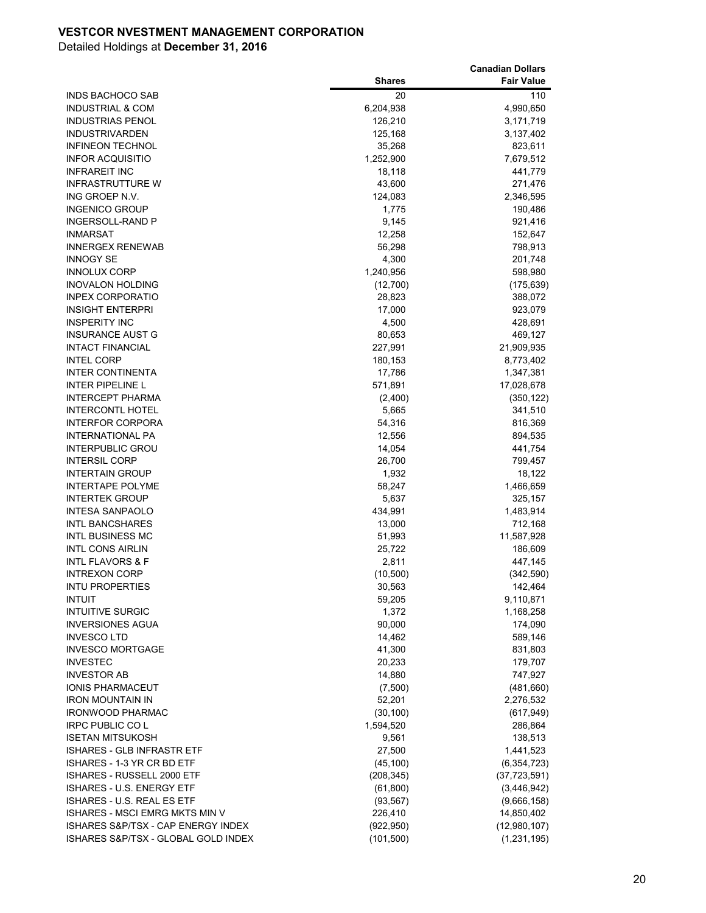**VESTCOR NVESTMENT MANAGEMENT CORPORATION**

Detailed Holdings at **December 31, 2016**

| | Shares | Canadian Dollars Fair Value |
|---|---|---|
| INDS BACHOCO SAB | 20 | 110 |
| INDUSTRIAL & COM | 6,204,938 | 4,990,650 |
| INDUSTRIAS PENOL | 126,210 | 3,171,719 |
| INDUSTRIVARDEN | 125,168 | 3,137,402 |
| INFINEON TECHNOL | 35,268 | 823,611 |
| INFOR ACQUISITIO | 1,252,900 | 7,679,512 |
| INFRAREIT INC | 18,118 | 441,779 |
| INFRASTRUTTURE W | 43,600 | 271,476 |
| ING GROEP N.V. | 124,083 | 2,346,595 |
| INGENICO GROUP | 1,775 | 190,486 |
| INGERSOLL-RAND P | 9,145 | 921,416 |
| INMARSAT | 12,258 | 152,647 |
| INNERGEX RENEWAB | 56,298 | 798,913 |
| INNOGY SE | 4,300 | 201,748 |
| INNOLUX CORP | 1,240,956 | 598,980 |
| INOVALON HOLDING | (12,700) | (175,639) |
| INPEX CORPORATIO | 28,823 | 388,072 |
| INSIGHT ENTERPRI | 17,000 | 923,079 |
| INSPERITY INC | 4,500 | 428,691 |
| INSURANCE AUST G | 80,653 | 469,127 |
| INTACT FINANCIAL | 227,991 | 21,909,935 |
| INTEL CORP | 180,153 | 8,773,402 |
| INTER CONTINENTA | 17,786 | 1,347,381 |
| INTER PIPELINE L | 571,891 | 17,028,678 |
| INTERCEPT PHARMA | (2,400) | (350,122) |
| INTERCONTL HOTEL | 5,665 | 341,510 |
| INTERFOR CORPORA | 54,316 | 816,369 |
| INTERNATIONAL PA | 12,556 | 894,535 |
| INTERPUBLIC GROU | 14,054 | 441,754 |
| INTERSIL CORP | 26,700 | 799,457 |
| INTERTAIN GROUP | 1,932 | 18,122 |
| INTERTAPE POLYME | 58,247 | 1,466,659 |
| INTERTEK GROUP | 5,637 | 325,157 |
| INTESA SANPAOLO | 434,991 | 1,483,914 |
| INTL BANCSHARES | 13,000 | 712,168 |
| INTL BUSINESS MC | 51,993 | 11,587,928 |
| INTL CONS AIRLIN | 25,722 | 186,609 |
| INTL FLAVORS & F | 2,811 | 447,145 |
| INTREXON CORP | (10,500) | (342,590) |
| INTU PROPERTIES | 30,563 | 142,464 |
| INTUIT | 59,205 | 9,110,871 |
| INTUITIVE SURGIC | 1,372 | 1,168,258 |
| INVERSIONES AGUA | 90,000 | 174,090 |
| INVESCO LTD | 14,462 | 589,146 |
| INVESCO MORTGAGE | 41,300 | 831,803 |
| INVESTEC | 20,233 | 179,707 |
| INVESTOR AB | 14,880 | 747,927 |
| IONIS PHARMACEUT | (7,500) | (481,660) |
| IRON MOUNTAIN IN | 52,201 | 2,276,532 |
| IRONWOOD PHARMAC | (30,100) | (617,949) |
| IRPC PUBLIC CO L | 1,594,520 | 286,864 |
| ISETAN MITSUKOSH | 9,561 | 138,513 |
| ISHARES - GLB INFRASTR ETF | 27,500 | 1,441,523 |
| ISHARES - 1-3 YR CR BD ETF | (45,100) | (6,354,723) |
| ISHARES - RUSSELL 2000 ETF | (208,345) | (37,723,591) |
| ISHARES - U.S. ENERGY ETF | (61,800) | (3,446,942) |
| ISHARES - U.S. REAL ES ETF | (93,567) | (9,666,158) |
| ISHARES - MSCI EMRG MKTS MIN V | 226,410 | 14,850,402 |
| ISHARES S&P/TSX - CAP ENERGY INDEX | (922,950) | (12,980,107) |
| ISHARES S&P/TSX - GLOBAL GOLD INDEX | (101,500) | (1,231,195) |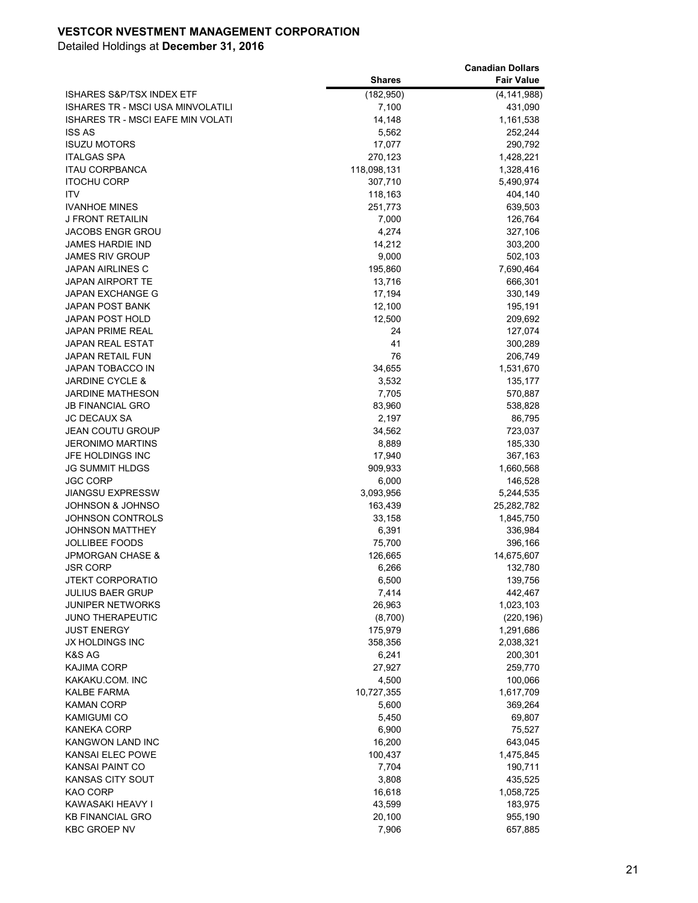**VESTCOR NVESTMENT MANAGEMENT CORPORATION**

Detailed Holdings at **December 31, 2016**

| | Shares | Canadian Dollars Fair Value |
|---|---:|---:|
| ISHARES S&P/TSX INDEX ETF | (182,950) | (4,141,988) |
| ISHARES TR - MSCI USA MINVOLATILI | 7,100 | 431,090 |
| ISHARES TR - MSCI EAFE MIN VOLATI | 14,148 | 1,161,538 |
| ISS AS | 5,562 | 252,244 |
| ISUZU MOTORS | 17,077 | 290,792 |
| ITALGAS SPA | 270,123 | 1,428,221 |
| ITAU CORPBANCA | 118,098,131 | 1,328,416 |
| ITOCHU CORP | 307,710 | 5,490,974 |
| ITV | 118,163 | 404,140 |
| IVANHOE MINES | 251,773 | 639,503 |
| J FRONT RETAILIN | 7,000 | 126,764 |
| JACOBS ENGR GROU | 4,274 | 327,106 |
| JAMES HARDIE IND | 14,212 | 303,200 |
| JAMES RIV GROUP | 9,000 | 502,103 |
| JAPAN AIRLINES C | 195,860 | 7,690,464 |
| JAPAN AIRPORT TE | 13,716 | 666,301 |
| JAPAN EXCHANGE G | 17,194 | 330,149 |
| JAPAN POST BANK | 12,100 | 195,191 |
| JAPAN POST HOLD | 12,500 | 209,692 |
| JAPAN PRIME REAL | 24 | 127,074 |
| JAPAN REAL ESTAT | 41 | 300,289 |
| JAPAN RETAIL FUN | 76 | 206,749 |
| JAPAN TOBACCO IN | 34,655 | 1,531,670 |
| JARDINE CYCLE & | 3,532 | 135,177 |
| JARDINE MATHESON | 7,705 | 570,887 |
| JB FINANCIAL GRO | 83,960 | 538,828 |
| JC DECAUX SA | 2,197 | 86,795 |
| JEAN COUTU GROUP | 34,562 | 723,037 |
| JERONIMO MARTINS | 8,889 | 185,330 |
| JFE HOLDINGS INC | 17,940 | 367,163 |
| JG SUMMIT HLDGS | 909,933 | 1,660,568 |
| JGC CORP | 6,000 | 146,528 |
| JIANGSU EXPRESSW | 3,093,956 | 5,244,535 |
| JOHNSON & JOHNSO | 163,439 | 25,282,782 |
| JOHNSON CONTROLS | 33,158 | 1,845,750 |
| JOHNSON MATTHEY | 6,391 | 336,984 |
| JOLLIBEE FOODS | 75,700 | 396,166 |
| JPMORGAN CHASE & | 126,665 | 14,675,607 |
| JSR CORP | 6,266 | 132,780 |
| JTEKT CORPORATIO | 6,500 | 139,756 |
| JULIUS BAER GRUP | 7,414 | 442,467 |
| JUNIPER NETWORKS | 26,963 | 1,023,103 |
| JUNO THERAPEUTIC | (8,700) | (220,196) |
| JUST ENERGY | 175,979 | 1,291,686 |
| JX HOLDINGS INC | 358,356 | 2,038,321 |
| K&S AG | 6,241 | 200,301 |
| KAJIMA CORP | 27,927 | 259,770 |
| KAKAKU.COM. INC | 4,500 | 100,066 |
| KALBE FARMA | 10,727,355 | 1,617,709 |
| KAMAN CORP | 5,600 | 369,264 |
| KAMIGUMI CO | 5,450 | 69,807 |
| KANEKA CORP | 6,900 | 75,527 |
| KANGWON LAND INC | 16,200 | 643,045 |
| KANSAI ELEC POWE | 100,437 | 1,475,845 |
| KANSAI PAINT CO | 7,704 | 190,711 |
| KANSAS CITY SOUT | 3,808 | 435,525 |
| KAO CORP | 16,618 | 1,058,725 |
| KAWASAKI HEAVY I | 43,599 | 183,975 |
| KB FINANCIAL GRO | 20,100 | 955,190 |
| KBC GROEP NV | 7,906 | 657,885 |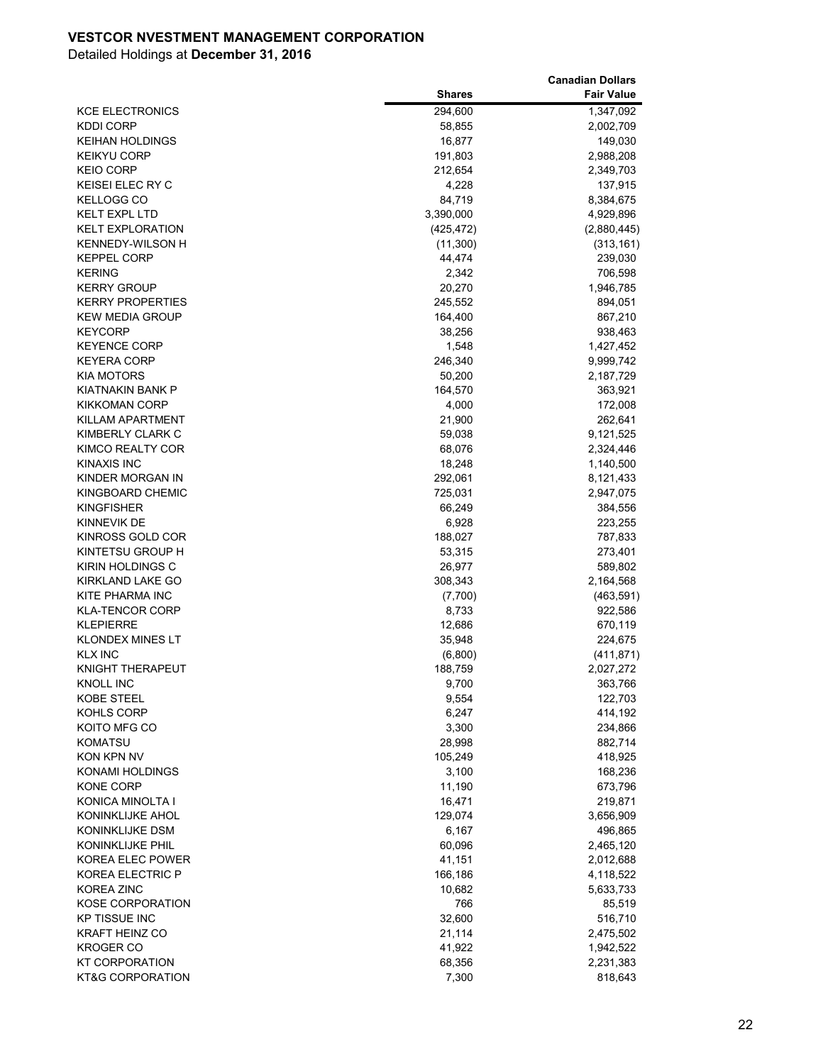**VESTCOR NVESTMENT MANAGEMENT CORPORATION**

Detailed Holdings at **December 31, 2016**

| | Shares | Canadian Dollars Fair Value |
|---|---|---|
| KCE ELECTRONICS | 294,600 | 1,347,092 |
| KDDI CORP | 58,855 | 2,002,709 |
| KEIHAN HOLDINGS | 16,877 | 149,030 |
| KEIKYU CORP | 191,803 | 2,988,208 |
| KEIO CORP | 212,654 | 2,349,703 |
| KEISEI ELEC RY C | 4,228 | 137,915 |
| KELLOGG CO | 84,719 | 8,384,675 |
| KELT EXPL LTD | 3,390,000 | 4,929,896 |
| KELT EXPLORATION | (425,472) | (2,880,445) |
| KENNEDY-WILSON H | (11,300) | (313,161) |
| KEPPEL CORP | 44,474 | 239,030 |
| KERING | 2,342 | 706,598 |
| KERRY GROUP | 20,270 | 1,946,785 |
| KERRY PROPERTIES | 245,552 | 894,051 |
| KEW MEDIA GROUP | 164,400 | 867,210 |
| KEYCORP | 38,256 | 938,463 |
| KEYENCE CORP | 1,548 | 1,427,452 |
| KEYERA CORP | 246,340 | 9,999,742 |
| KIA MOTORS | 50,200 | 2,187,729 |
| KIATNAKIN BANK P | 164,570 | 363,921 |
| KIKKOMAN CORP | 4,000 | 172,008 |
| KILLAM APARTMENT | 21,900 | 262,641 |
| KIMBERLY CLARK C | 59,038 | 9,121,525 |
| KIMCO REALTY COR | 68,076 | 2,324,446 |
| KINAXIS INC | 18,248 | 1,140,500 |
| KINDER MORGAN IN | 292,061 | 8,121,433 |
| KINGBOARD CHEMIC | 725,031 | 2,947,075 |
| KINGFISHER | 66,249 | 384,556 |
| KINNEVIK DE | 6,928 | 223,255 |
| KINROSS GOLD COR | 188,027 | 787,833 |
| KINTETSU GROUP H | 53,315 | 273,401 |
| KIRIN HOLDINGS C | 26,977 | 589,802 |
| KIRKLAND LAKE GO | 308,343 | 2,164,568 |
| KITE PHARMA INC | (7,700) | (463,591) |
| KLA-TENCOR CORP | 8,733 | 922,586 |
| KLEPIERRE | 12,686 | 670,119 |
| KLONDEX MINES LT | 35,948 | 224,675 |
| KLX INC | (6,800) | (411,871) |
| KNIGHT THERAPEUT | 188,759 | 2,027,272 |
| KNOLL INC | 9,700 | 363,766 |
| KOBE STEEL | 9,554 | 122,703 |
| KOHLS CORP | 6,247 | 414,192 |
| KOITO MFG CO | 3,300 | 234,866 |
| KOMATSU | 28,998 | 882,714 |
| KON KPN NV | 105,249 | 418,925 |
| KONAMI HOLDINGS | 3,100 | 168,236 |
| KONE CORP | 11,190 | 673,796 |
| KONICA MINOLTA I | 16,471 | 219,871 |
| KONINKLIJKE AHOL | 129,074 | 3,656,909 |
| KONINKLIJKE DSM | 6,167 | 496,865 |
| KONINKLIJKE PHIL | 60,096 | 2,465,120 |
| KOREA ELEC POWER | 41,151 | 2,012,688 |
| KOREA ELECTRIC P | 166,186 | 4,118,522 |
| KOREA ZINC | 10,682 | 5,633,733 |
| KOSE CORPORATION | 766 | 85,519 |
| KP TISSUE INC | 32,600 | 516,710 |
| KRAFT HEINZ CO | 21,114 | 2,475,502 |
| KROGER CO | 41,922 | 1,942,522 |
| KT CORPORATION | 68,356 | 2,231,383 |
| KT&G CORPORATION | 7,300 | 818,643 |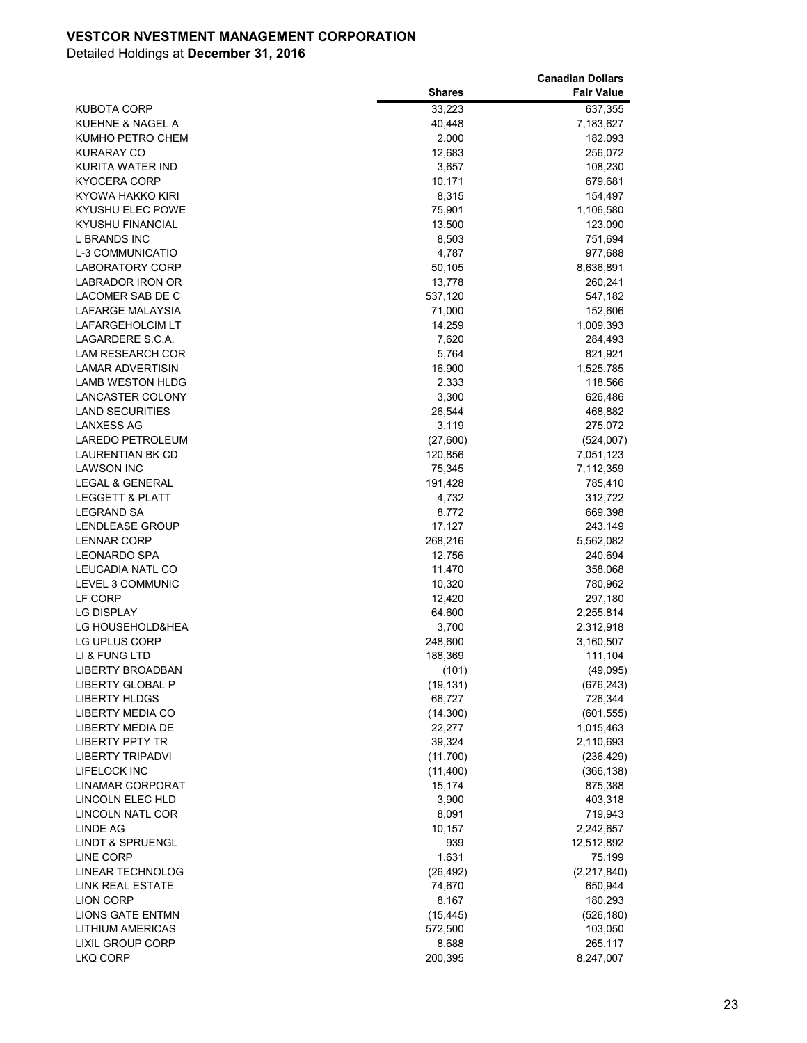**VESTCOR NVESTMENT MANAGEMENT CORPORATION**

Detailed Holdings at **December 31, 2016**

| | Shares | Canadian Dollars Fair Value |
|---|---|---|
| KUBOTA CORP | 33,223 | 637,355 |
| KUEHNE & NAGEL A | 40,448 | 7,183,627 |
| KUMHO PETRO CHEM | 2,000 | 182,093 |
| KURARAY CO | 12,683 | 256,072 |
| KURITA WATER IND | 3,657 | 108,230 |
| KYOCERA CORP | 10,171 | 679,681 |
| KYOWA HAKKO KIRI | 8,315 | 154,497 |
| KYUSHU ELEC POWE | 75,901 | 1,106,580 |
| KYUSHU FINANCIAL | 13,500 | 123,090 |
| L BRANDS INC | 8,503 | 751,694 |
| L-3 COMMUNICATIO | 4,787 | 977,688 |
| LABORATORY CORP | 50,105 | 8,636,891 |
| LABRADOR IRON OR | 13,778 | 260,241 |
| LACOMER SAB DE C | 537,120 | 547,182 |
| LAFARGE MALAYSIA | 71,000 | 152,606 |
| LAFARGEHOLCIM LT | 14,259 | 1,009,393 |
| LAGARDERE S.C.A. | 7,620 | 284,493 |
| LAM RESEARCH COR | 5,764 | 821,921 |
| LAMAR ADVERTISIN | 16,900 | 1,525,785 |
| LAMB WESTON HLDG | 2,333 | 118,566 |
| LANCASTER COLONY | 3,300 | 626,486 |
| LAND SECURITIES | 26,544 | 468,882 |
| LANXESS AG | 3,119 | 275,072 |
| LAREDO PETROLEUM | (27,600) | (524,007) |
| LAURENTIAN BK CD | 120,856 | 7,051,123 |
| LAWSON INC | 75,345 | 7,112,359 |
| LEGAL & GENERAL | 191,428 | 785,410 |
| LEGGETT & PLATT | 4,732 | 312,722 |
| LEGRAND SA | 8,772 | 669,398 |
| LENDLEASE GROUP | 17,127 | 243,149 |
| LENNAR CORP | 268,216 | 5,562,082 |
| LEONARDO SPA | 12,756 | 240,694 |
| LEUCADIA NATL CO | 11,470 | 358,068 |
| LEVEL 3 COMMUNIC | 10,320 | 780,962 |
| LF CORP | 12,420 | 297,180 |
| LG DISPLAY | 64,600 | 2,255,814 |
| LG HOUSEHOLD&HEA | 3,700 | 2,312,918 |
| LG UPLUS CORP | 248,600 | 3,160,507 |
| LI & FUNG LTD | 188,369 | 111,104 |
| LIBERTY BROADBAN | (101) | (49,095) |
| LIBERTY GLOBAL P | (19,131) | (676,243) |
| LIBERTY HLDGS | 66,727 | 726,344 |
| LIBERTY MEDIA CO | (14,300) | (601,555) |
| LIBERTY MEDIA DE | 22,277 | 1,015,463 |
| LIBERTY PPTY TR | 39,324 | 2,110,693 |
| LIBERTY TRIPADVI | (11,700) | (236,429) |
| LIFELOCK INC | (11,400) | (366,138) |
| LINAMAR CORPORAT | 15,174 | 875,388 |
| LINCOLN ELEC HLD | 3,900 | 403,318 |
| LINCOLN NATL COR | 8,091 | 719,943 |
| LINDE AG | 10,157 | 2,242,657 |
| LINDT & SPRUENGL | 939 | 12,512,892 |
| LINE CORP | 1,631 | 75,199 |
| LINEAR TECHNOLOG | (26,492) | (2,217,840) |
| LINK REAL ESTATE | 74,670 | 650,944 |
| LION CORP | 8,167 | 180,293 |
| LIONS GATE ENTMN | (15,445) | (526,180) |
| LITHIUM AMERICAS | 572,500 | 103,050 |
| LIXIL GROUP CORP | 8,688 | 265,117 |
| LKQ CORP | 200,395 | 8,247,007 |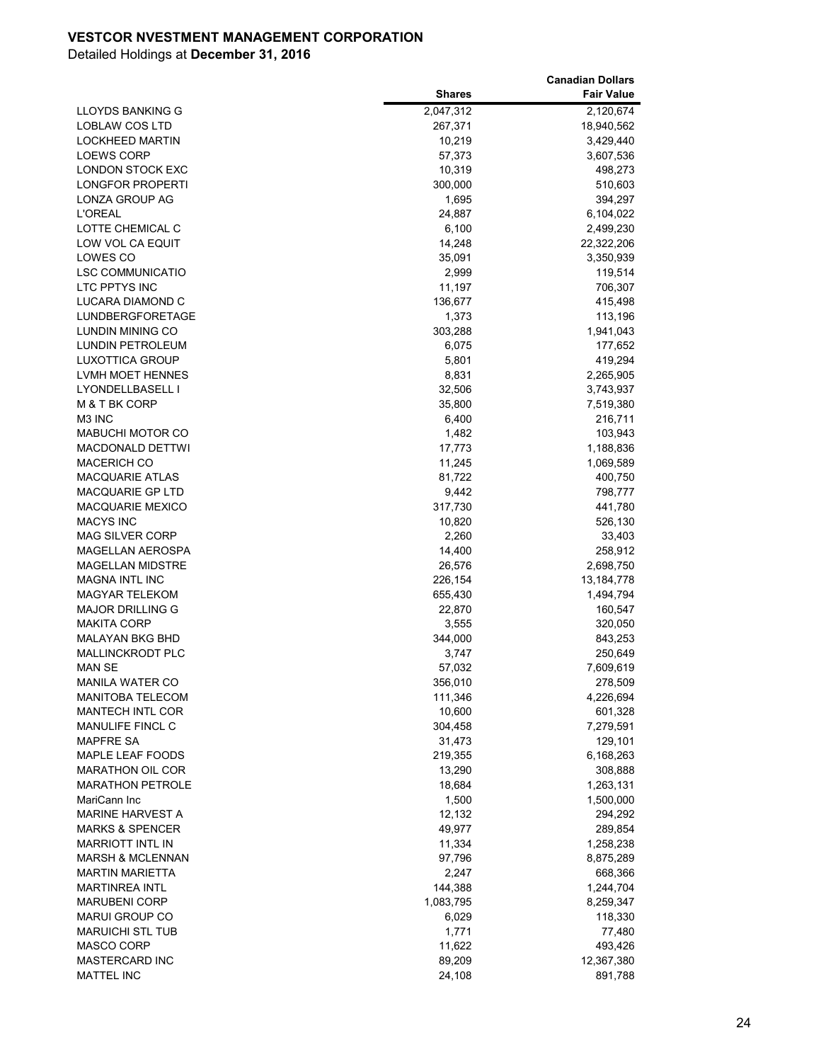**VESTCOR NVESTMENT MANAGEMENT CORPORATION**

Detailed Holdings at **December 31, 2016**

| | Shares | Canadian Dollars Fair Value |
|---|---|---|
| LLOYDS BANKING G | 2,047,312 | 2,120,674 |
| LOBLAW COS LTD | 267,371 | 18,940,562 |
| LOCKHEED MARTIN | 10,219 | 3,429,440 |
| LOEWS CORP | 57,373 | 3,607,536 |
| LONDON STOCK EXC | 10,319 | 498,273 |
| LONGFOR PROPERTI | 300,000 | 510,603 |
| LONZA GROUP AG | 1,695 | 394,297 |
| L'OREAL | 24,887 | 6,104,022 |
| LOTTE CHEMICAL C | 6,100 | 2,499,230 |
| LOW VOL CA EQUIT | 14,248 | 22,322,206 |
| LOWES CO | 35,091 | 3,350,939 |
| LSC COMMUNICATIO | 2,999 | 119,514 |
| LTC PPTYS INC | 11,197 | 706,307 |
| LUCARA DIAMOND C | 136,677 | 415,498 |
| LUNDBERGFORETAGE | 1,373 | 113,196 |
| LUNDIN MINING CO | 303,288 | 1,941,043 |
| LUNDIN PETROLEUM | 6,075 | 177,652 |
| LUXOTTICA GROUP | 5,801 | 419,294 |
| LVMH MOET HENNES | 8,831 | 2,265,905 |
| LYONDELLBASELL I | 32,506 | 3,743,937 |
| M & T BK CORP | 35,800 | 7,519,380 |
| M3 INC | 6,400 | 216,711 |
| MABUCHI MOTOR CO | 1,482 | 103,943 |
| MACDONALD DETTWI | 17,773 | 1,188,836 |
| MACERICH CO | 11,245 | 1,069,589 |
| MACQUARIE ATLAS | 81,722 | 400,750 |
| MACQUARIE GP LTD | 9,442 | 798,777 |
| MACQUARIE MEXICO | 317,730 | 441,780 |
| MACYS INC | 10,820 | 526,130 |
| MAG SILVER CORP | 2,260 | 33,403 |
| MAGELLAN AEROSPA | 14,400 | 258,912 |
| MAGELLAN MIDSTRE | 26,576 | 2,698,750 |
| MAGNA INTL INC | 226,154 | 13,184,778 |
| MAGYAR TELEKOM | 655,430 | 1,494,794 |
| MAJOR DRILLING G | 22,870 | 160,547 |
| MAKITA CORP | 3,555 | 320,050 |
| MALAYAN BKG BHD | 344,000 | 843,253 |
| MALLINCKRODT PLC | 3,747 | 250,649 |
| MAN SE | 57,032 | 7,609,619 |
| MANILA WATER CO | 356,010 | 278,509 |
| MANITOBA TELECOM | 111,346 | 4,226,694 |
| MANTECH INTL COR | 10,600 | 601,328 |
| MANULIFE FINCL C | 304,458 | 7,279,591 |
| MAPFRE SA | 31,473 | 129,101 |
| MAPLE LEAF FOODS | 219,355 | 6,168,263 |
| MARATHON OIL COR | 13,290 | 308,888 |
| MARATHON PETROLE | 18,684 | 1,263,131 |
| MariCann Inc | 1,500 | 1,500,000 |
| MARINE HARVEST A | 12,132 | 294,292 |
| MARKS & SPENCER | 49,977 | 289,854 |
| MARRIOTT INTL IN | 11,334 | 1,258,238 |
| MARSH & MCLENNAN | 97,796 | 8,875,289 |
| MARTIN MARIETTA | 2,247 | 668,366 |
| MARTINREA INTL | 144,388 | 1,244,704 |
| MARUBENI CORP | 1,083,795 | 8,259,347 |
| MARUI GROUP CO | 6,029 | 118,330 |
| MARUICHI STL TUB | 1,771 | 77,480 |
| MASCO CORP | 11,622 | 493,426 |
| MASTERCARD INC | 89,209 | 12,367,380 |
| MATTEL INC | 24,108 | 891,788 |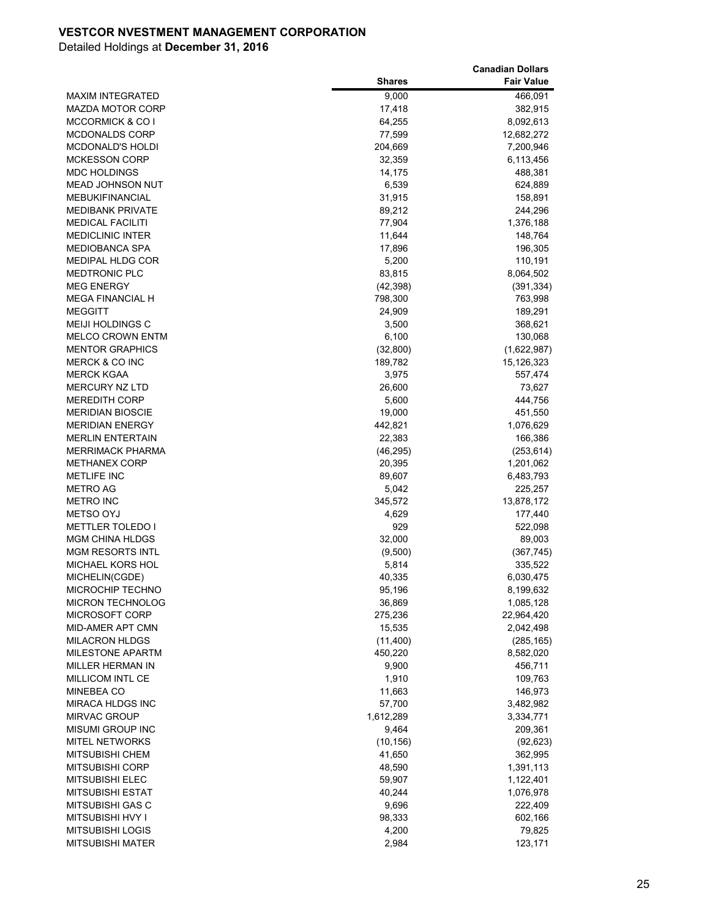**VESTCOR NVESTMENT MANAGEMENT CORPORATION**

Detailed Holdings at **December 31, 2016**

| | Shares | Canadian Dollars Fair Value |
|---|---|---|
| MAXIM INTEGRATED | 9,000 | 466,091 |
| MAZDA MOTOR CORP | 17,418 | 382,915 |
| MCCORMICK & CO I | 64,255 | 8,092,613 |
| MCDONALDS CORP | 77,599 | 12,682,272 |
| MCDONALD'S HOLDI | 204,669 | 7,200,946 |
| MCKESSON CORP | 32,359 | 6,113,456 |
| MDC HOLDINGS | 14,175 | 488,381 |
| MEAD JOHNSON NUT | 6,539 | 624,889 |
| MEBUKIFINANCIAL | 31,915 | 158,891 |
| MEDIBANK PRIVATE | 89,212 | 244,296 |
| MEDICAL FACILITI | 77,904 | 1,376,188 |
| MEDICLINIC INTER | 11,644 | 148,764 |
| MEDIOBANCA SPA | 17,896 | 196,305 |
| MEDIPAL HLDG COR | 5,200 | 110,191 |
| MEDTRONIC PLC | 83,815 | 8,064,502 |
| MEG ENERGY | (42,398) | (391,334) |
| MEGA FINANCIAL H | 798,300 | 763,998 |
| MEGGITT | 24,909 | 189,291 |
| MEIJI HOLDINGS C | 3,500 | 368,621 |
| MELCO CROWN ENTM | 6,100 | 130,068 |
| MENTOR GRAPHICS | (32,800) | (1,622,987) |
| MERCK & CO INC | 189,782 | 15,126,323 |
| MERCK KGAA | 3,975 | 557,474 |
| MERCURY NZ LTD | 26,600 | 73,627 |
| MEREDITH CORP | 5,600 | 444,756 |
| MERIDIAN BIOSCIE | 19,000 | 451,550 |
| MERIDIAN ENERGY | 442,821 | 1,076,629 |
| MERLIN ENTERTAIN | 22,383 | 166,386 |
| MERRIMACK PHARMA | (46,295) | (253,614) |
| METHANEX CORP | 20,395 | 1,201,062 |
| METLIFE INC | 89,607 | 6,483,793 |
| METRO AG | 5,042 | 225,257 |
| METRO INC | 345,572 | 13,878,172 |
| METSO OYJ | 4,629 | 177,440 |
| METTLER TOLEDO I | 929 | 522,098 |
| MGM CHINA HLDGS | 32,000 | 89,003 |
| MGM RESORTS INTL | (9,500) | (367,745) |
| MICHAEL KORS HOL | 5,814 | 335,522 |
| MICHELIN(CGDE) | 40,335 | 6,030,475 |
| MICROCHIP TECHNO | 95,196 | 8,199,632 |
| MICRON TECHNOLOG | 36,869 | 1,085,128 |
| MICROSOFT CORP | 275,236 | 22,964,420 |
| MID-AMER APT CMN | 15,535 | 2,042,498 |
| MILACRON HLDGS | (11,400) | (285,165) |
| MILESTONE APARTM | 450,220 | 8,582,020 |
| MILLER HERMAN IN | 9,900 | 456,711 |
| MILLICOM INTL CE | 1,910 | 109,763 |
| MINEBEA CO | 11,663 | 146,973 |
| MIRACA HLDGS INC | 57,700 | 3,482,982 |
| MIRVAC GROUP | 1,612,289 | 3,334,771 |
| MISUMI GROUP INC | 9,464 | 209,361 |
| MITEL NETWORKS | (10,156) | (92,623) |
| MITSUBISHI CHEM | 41,650 | 362,995 |
| MITSUBISHI CORP | 48,590 | 1,391,113 |
| MITSUBISHI ELEC | 59,907 | 1,122,401 |
| MITSUBISHI ESTAT | 40,244 | 1,076,978 |
| MITSUBISHI GAS C | 9,696 | 222,409 |
| MITSUBISHI HVY I | 98,333 | 602,166 |
| MITSUBISHI LOGIS | 4,200 | 79,825 |
| MITSUBISHI MATER | 2,984 | 123,171 |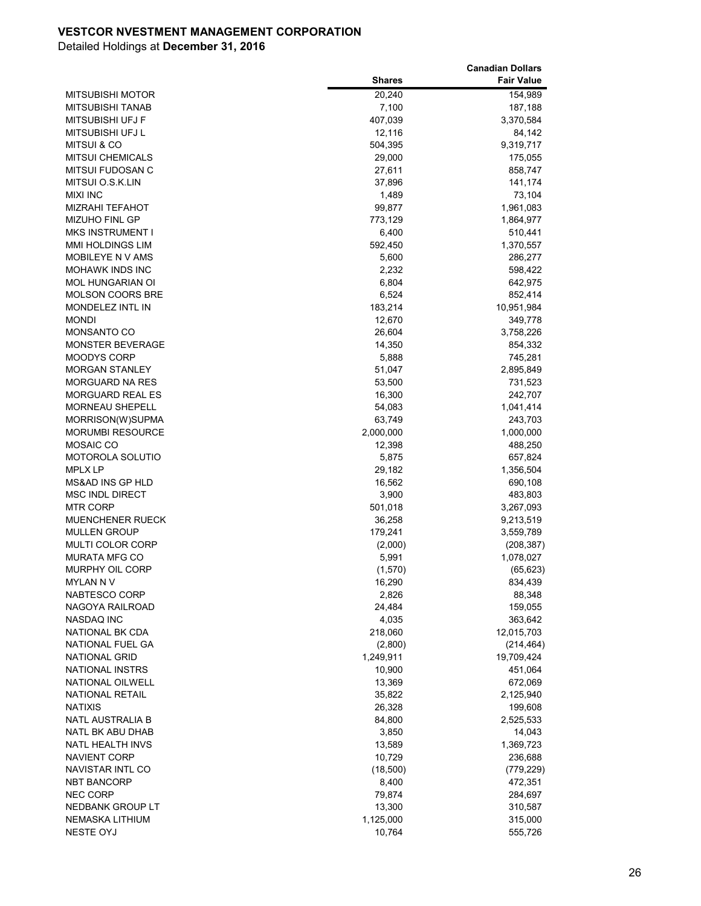**VESTCOR NVESTMENT MANAGEMENT CORPORATION**

Detailed Holdings at **December 31, 2016**

| | Shares | Canadian Dollars Fair Value |
|---|---|---|
| MITSUBISHI MOTOR | 20,240 | 154,989 |
| MITSUBISHI TANAB | 7,100 | 187,188 |
| MITSUBISHI UFJ F | 407,039 | 3,370,584 |
| MITSUBISHI UFJ L | 12,116 | 84,142 |
| MITSUI & CO | 504,395 | 9,319,717 |
| MITSUI CHEMICALS | 29,000 | 175,055 |
| MITSUI FUDOSAN C | 27,611 | 858,747 |
| MITSUI O.S.K.LIN | 37,896 | 141,174 |
| MIXI INC | 1,489 | 73,104 |
| MIZRAHI TEFAHOT | 99,877 | 1,961,083 |
| MIZUHO FINL GP | 773,129 | 1,864,977 |
| MKS INSTRUMENT I | 6,400 | 510,441 |
| MMI HOLDINGS LIM | 592,450 | 1,370,557 |
| MOBILEYE N V AMS | 5,600 | 286,277 |
| MOHAWK INDS INC | 2,232 | 598,422 |
| MOL HUNGARIAN OI | 6,804 | 642,975 |
| MOLSON COORS BRE | 6,524 | 852,414 |
| MONDELEZ INTL IN | 183,214 | 10,951,984 |
| MONDI | 12,670 | 349,778 |
| MONSANTO CO | 26,604 | 3,758,226 |
| MONSTER BEVERAGE | 14,350 | 854,332 |
| MOODYS CORP | 5,888 | 745,281 |
| MORGAN STANLEY | 51,047 | 2,895,849 |
| MORGUARD NA RES | 53,500 | 731,523 |
| MORGUARD REAL ES | 16,300 | 242,707 |
| MORNEAU SHEPELL | 54,083 | 1,041,414 |
| MORRISON(W)SUPMA | 63,749 | 243,703 |
| MORUMBI RESOURCE | 2,000,000 | 1,000,000 |
| MOSAIC CO | 12,398 | 488,250 |
| MOTOROLA SOLUTIO | 5,875 | 657,824 |
| MPLX LP | 29,182 | 1,356,504 |
| MS&AD INS GP HLD | 16,562 | 690,108 |
| MSC INDL DIRECT | 3,900 | 483,803 |
| MTR CORP | 501,018 | 3,267,093 |
| MUENCHENER RUECK | 36,258 | 9,213,519 |
| MULLEN GROUP | 179,241 | 3,559,789 |
| MULTI COLOR CORP | (2,000) | (208,387) |
| MURATA MFG CO | 5,991 | 1,078,027 |
| MURPHY OIL CORP | (1,570) | (65,623) |
| MYLAN N V | 16,290 | 834,439 |
| NABTESCO CORP | 2,826 | 88,348 |
| NAGOYA RAILROAD | 24,484 | 159,055 |
| NASDAQ INC | 4,035 | 363,642 |
| NATIONAL BK CDA | 218,060 | 12,015,703 |
| NATIONAL FUEL GA | (2,800) | (214,464) |
| NATIONAL GRID | 1,249,911 | 19,709,424 |
| NATIONAL INSTRS | 10,900 | 451,064 |
| NATIONAL OILWELL | 13,369 | 672,069 |
| NATIONAL RETAIL | 35,822 | 2,125,940 |
| NATIXIS | 26,328 | 199,608 |
| NATL AUSTRALIA B | 84,800 | 2,525,533 |
| NATL BK ABU DHAB | 3,850 | 14,043 |
| NATL HEALTH INVS | 13,589 | 1,369,723 |
| NAVIENT CORP | 10,729 | 236,688 |
| NAVISTAR INTL CO | (18,500) | (779,229) |
| NBT BANCORP | 8,400 | 472,351 |
| NEC CORP | 79,874 | 284,697 |
| NEDBANK GROUP LT | 13,300 | 310,587 |
| NEMASKA LITHIUM | 1,125,000 | 315,000 |
| NESTE OYJ | 10,764 | 555,726 |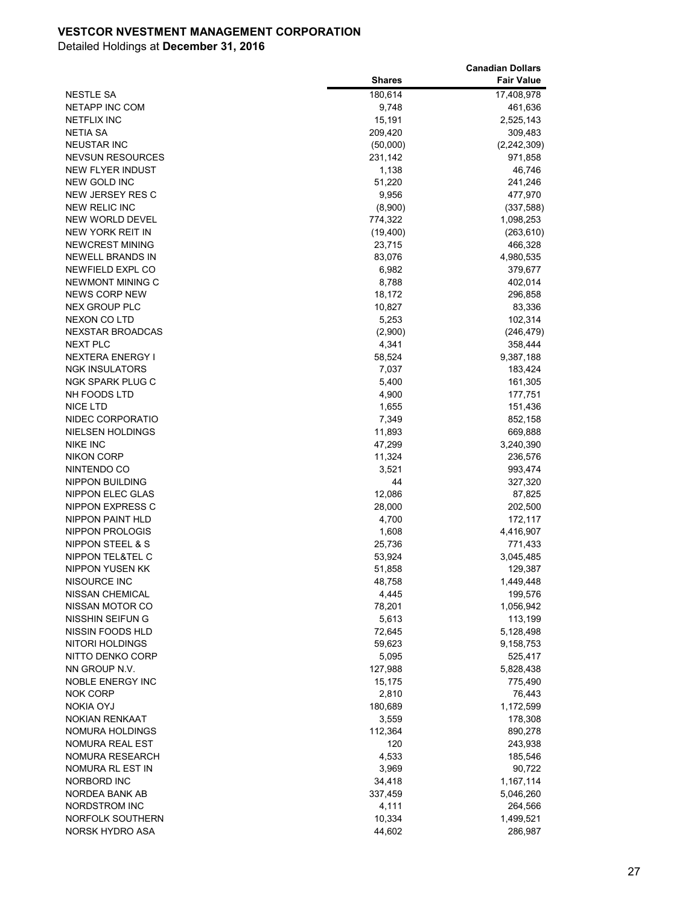**VESTCOR NVESTMENT MANAGEMENT CORPORATION**

Detailed Holdings at **December 31, 2016**

| | Shares | Canadian Dollars Fair Value |
|---|---|---|
| NESTLE SA | 180,614 | 17,408,978 |
| NETAPP INC COM | 9,748 | 461,636 |
| NETFLIX INC | 15,191 | 2,525,143 |
| NETIA SA | 209,420 | 309,483 |
| NEUSTAR INC | (50,000) | (2,242,309) |
| NEVSUN RESOURCES | 231,142 | 971,858 |
| NEW FLYER INDUST | 1,138 | 46,746 |
| NEW GOLD INC | 51,220 | 241,246 |
| NEW JERSEY RES C | 9,956 | 477,970 |
| NEW RELIC INC | (8,900) | (337,588) |
| NEW WORLD DEVEL | 774,322 | 1,098,253 |
| NEW YORK REIT IN | (19,400) | (263,610) |
| NEWCREST MINING | 23,715 | 466,328 |
| NEWELL BRANDS IN | 83,076 | 4,980,535 |
| NEWFIELD EXPL CO | 6,982 | 379,677 |
| NEWMONT MINING C | 8,788 | 402,014 |
| NEWS CORP NEW | 18,172 | 296,858 |
| NEX GROUP PLC | 10,827 | 83,336 |
| NEXON CO LTD | 5,253 | 102,314 |
| NEXSTAR BROADCAS | (2,900) | (246,479) |
| NEXT PLC | 4,341 | 358,444 |
| NEXTERA ENERGY I | 58,524 | 9,387,188 |
| NGK INSULATORS | 7,037 | 183,424 |
| NGK SPARK PLUG C | 5,400 | 161,305 |
| NH FOODS LTD | 4,900 | 177,751 |
| NICE LTD | 1,655 | 151,436 |
| NIDEC CORPORATIO | 7,349 | 852,158 |
| NIELSEN HOLDINGS | 11,893 | 669,888 |
| NIKE INC | 47,299 | 3,240,390 |
| NIKON CORP | 11,324 | 236,576 |
| NINTENDO CO | 3,521 | 993,474 |
| NIPPON BUILDING | 44 | 327,320 |
| NIPPON ELEC GLAS | 12,086 | 87,825 |
| NIPPON EXPRESS C | 28,000 | 202,500 |
| NIPPON PAINT HLD | 4,700 | 172,117 |
| NIPPON PROLOGIS | 1,608 | 4,416,907 |
| NIPPON STEEL & S | 25,736 | 771,433 |
| NIPPON TEL&TEL C | 53,924 | 3,045,485 |
| NIPPON YUSEN KK | 51,858 | 129,387 |
| NISOURCE INC | 48,758 | 1,449,448 |
| NISSAN CHEMICAL | 4,445 | 199,576 |
| NISSAN MOTOR CO | 78,201 | 1,056,942 |
| NISSHIN SEIFUN G | 5,613 | 113,199 |
| NISSIN FOODS HLD | 72,645 | 5,128,498 |
| NITORI HOLDINGS | 59,623 | 9,158,753 |
| NITTO DENKO CORP | 5,095 | 525,417 |
| NN GROUP N.V. | 127,988 | 5,828,438 |
| NOBLE ENERGY INC | 15,175 | 775,490 |
| NOK CORP | 2,810 | 76,443 |
| NOKIA OYJ | 180,689 | 1,172,599 |
| NOKIAN RENKAAT | 3,559 | 178,308 |
| NOMURA HOLDINGS | 112,364 | 890,278 |
| NOMURA REAL EST | 120 | 243,938 |
| NOMURA RESEARCH | 4,533 | 185,546 |
| NOMURA RL EST IN | 3,969 | 90,722 |
| NORBORD INC | 34,418 | 1,167,114 |
| NORDEA BANK AB | 337,459 | 5,046,260 |
| NORDSTROM INC | 4,111 | 264,566 |
| NORFOLK SOUTHERN | 10,334 | 1,499,521 |
| NORSK HYDRO ASA | 44,602 | 286,987 |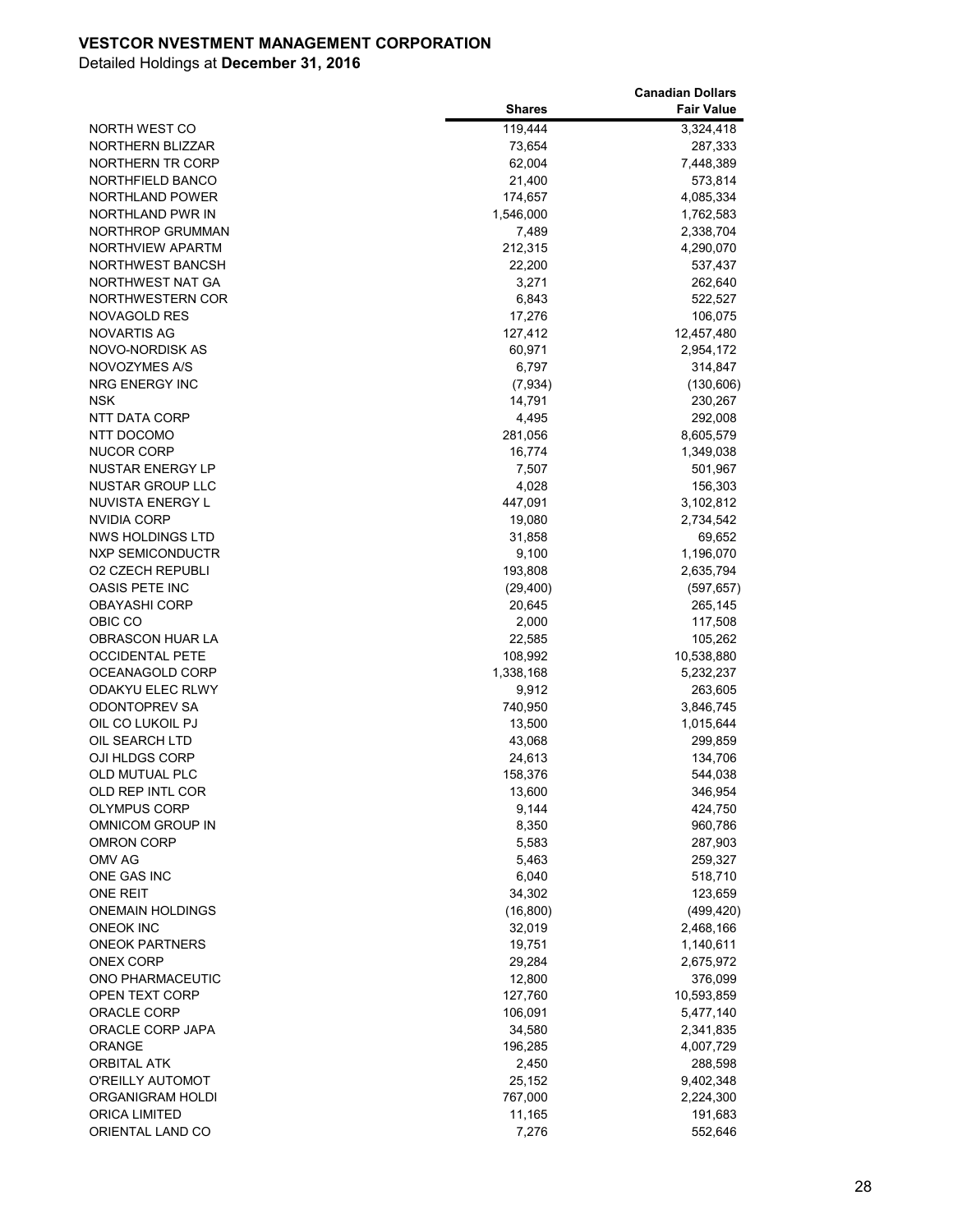**VESTCOR NVESTMENT MANAGEMENT CORPORATION**

Detailed Holdings at **December 31, 2016**

| | Shares | Canadian Dollars Fair Value |
|---|---|---|
| NORTH WEST CO | 119,444 | 3,324,418 |
| NORTHERN BLIZZAR | 73,654 | 287,333 |
| NORTHERN TR CORP | 62,004 | 7,448,389 |
| NORTHFIELD BANCO | 21,400 | 573,814 |
| NORTHLAND POWER | 174,657 | 4,085,334 |
| NORTHLAND PWR IN | 1,546,000 | 1,762,583 |
| NORTHROP GRUMMAN | 7,489 | 2,338,704 |
| NORTHVIEW APARTM | 212,315 | 4,290,070 |
| NORTHWEST BANCSH | 22,200 | 537,437 |
| NORTHWEST NAT GA | 3,271 | 262,640 |
| NORTHWESTERN COR | 6,843 | 522,527 |
| NOVAGOLD RES | 17,276 | 106,075 |
| NOVARTIS AG | 127,412 | 12,457,480 |
| NOVO-NORDISK AS | 60,971 | 2,954,172 |
| NOVOZYMES A/S | 6,797 | 314,847 |
| NRG ENERGY INC | (7,934) | (130,606) |
| NSK | 14,791 | 230,267 |
| NTT DATA CORP | 4,495 | 292,008 |
| NTT DOCOMO | 281,056 | 8,605,579 |
| NUCOR CORP | 16,774 | 1,349,038 |
| NUSTAR ENERGY LP | 7,507 | 501,967 |
| NUSTAR GROUP LLC | 4,028 | 156,303 |
| NUVISTA ENERGY L | 447,091 | 3,102,812 |
| NVIDIA CORP | 19,080 | 2,734,542 |
| NWS HOLDINGS LTD | 31,858 | 69,652 |
| NXP SEMICONDUCTR | 9,100 | 1,196,070 |
| O2 CZECH REPUBLI | 193,808 | 2,635,794 |
| OASIS PETE INC | (29,400) | (597,657) |
| OBAYASHI CORP | 20,645 | 265,145 |
| OBIC CO | 2,000 | 117,508 |
| OBRASCON HUAR LA | 22,585 | 105,262 |
| OCCIDENTAL PETE | 108,992 | 10,538,880 |
| OCEANAGOLD CORP | 1,338,168 | 5,232,237 |
| ODAKYU ELEC RLWY | 9,912 | 263,605 |
| ODONTOPREV SA | 740,950 | 3,846,745 |
| OIL CO LUKOIL PJ | 13,500 | 1,015,644 |
| OIL SEARCH LTD | 43,068 | 299,859 |
| OJI HLDGS CORP | 24,613 | 134,706 |
| OLD MUTUAL PLC | 158,376 | 544,038 |
| OLD REP INTL COR | 13,600 | 346,954 |
| OLYMPUS CORP | 9,144 | 424,750 |
| OMNICOM GROUP IN | 8,350 | 960,786 |
| OMRON CORP | 5,583 | 287,903 |
| OMV AG | 5,463 | 259,327 |
| ONE GAS INC | 6,040 | 518,710 |
| ONE REIT | 34,302 | 123,659 |
| ONEMAIN HOLDINGS | (16,800) | (499,420) |
| ONEOK INC | 32,019 | 2,468,166 |
| ONEOK PARTNERS | 19,751 | 1,140,611 |
| ONEX CORP | 29,284 | 2,675,972 |
| ONO PHARMACEUTIC | 12,800 | 376,099 |
| OPEN TEXT CORP | 127,760 | 10,593,859 |
| ORACLE CORP | 106,091 | 5,477,140 |
| ORACLE CORP JAPA | 34,580 | 2,341,835 |
| ORANGE | 196,285 | 4,007,729 |
| ORBITAL ATK | 2,450 | 288,598 |
| O'REILLY AUTOMOT | 25,152 | 9,402,348 |
| ORGANIGRAM HOLDI | 767,000 | 2,224,300 |
| ORICA LIMITED | 11,165 | 191,683 |
| ORIENTAL LAND CO | 7,276 | 552,646 |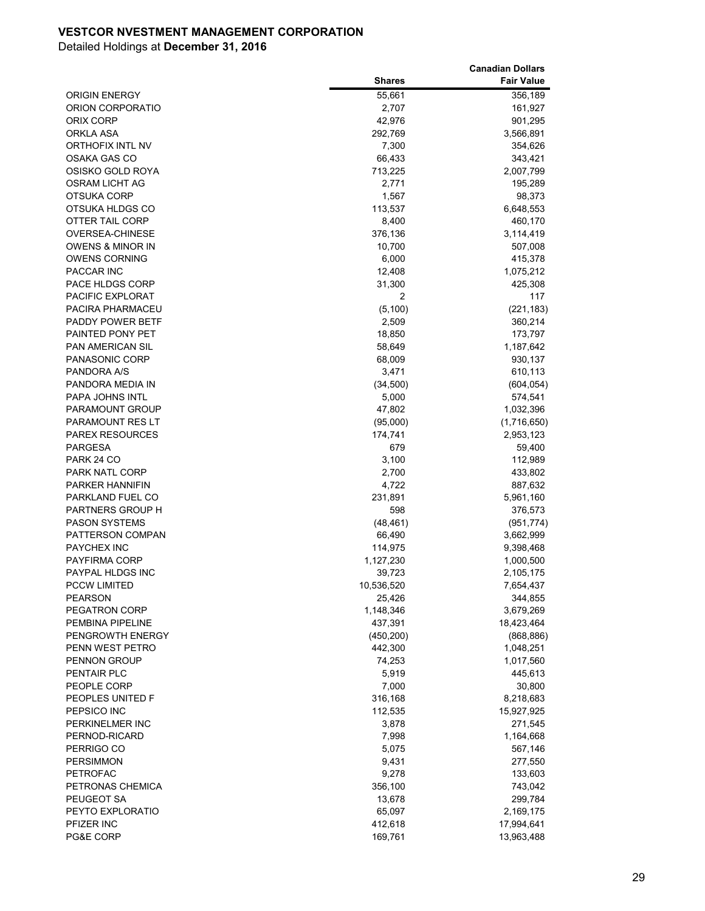**VESTCOR NVESTMENT MANAGEMENT CORPORATION**

Detailed Holdings at **December 31, 2016**

| | Shares | Canadian Dollars Fair Value |
|---|---|---|
| ORIGIN ENERGY | 55,661 | 356,189 |
| ORION CORPORATIO | 2,707 | 161,927 |
| ORIX CORP | 42,976 | 901,295 |
| ORKLA ASA | 292,769 | 3,566,891 |
| ORTHOFIX INTL NV | 7,300 | 354,626 |
| OSAKA GAS CO | 66,433 | 343,421 |
| OSISKO GOLD ROYA | 713,225 | 2,007,799 |
| OSRAM LICHT AG | 2,771 | 195,289 |
| OTSUKA CORP | 1,567 | 98,373 |
| OTSUKA HLDGS CO | 113,537 | 6,648,553 |
| OTTER TAIL CORP | 8,400 | 460,170 |
| OVERSEA-CHINESE | 376,136 | 3,114,419 |
| OWENS & MINOR IN | 10,700 | 507,008 |
| OWENS CORNING | 6,000 | 415,378 |
| PACCAR INC | 12,408 | 1,075,212 |
| PACE HLDGS CORP | 31,300 | 425,308 |
| PACIFIC EXPLORAT | 2 | 117 |
| PACIRA PHARMACEU | (5,100) | (221,183) |
| PADDY POWER BETF | 2,509 | 360,214 |
| PAINTED PONY PET | 18,850 | 173,797 |
| PAN AMERICAN SIL | 58,649 | 1,187,642 |
| PANASONIC CORP | 68,009 | 930,137 |
| PANDORA A/S | 3,471 | 610,113 |
| PANDORA MEDIA IN | (34,500) | (604,054) |
| PAPA JOHNS INTL | 5,000 | 574,541 |
| PARAMOUNT GROUP | 47,802 | 1,032,396 |
| PARAMOUNT RES LT | (95,000) | (1,716,650) |
| PAREX RESOURCES | 174,741 | 2,953,123 |
| PARGESA | 679 | 59,400 |
| PARK 24 CO | 3,100 | 112,989 |
| PARK NATL CORP | 2,700 | 433,802 |
| PARKER HANNIFIN | 4,722 | 887,632 |
| PARKLAND FUEL CO | 231,891 | 5,961,160 |
| PARTNERS GROUP H | 598 | 376,573 |
| PASON SYSTEMS | (48,461) | (951,774) |
| PATTERSON COMPAN | 66,490 | 3,662,999 |
| PAYCHEX INC | 114,975 | 9,398,468 |
| PAYFIRMA CORP | 1,127,230 | 1,000,500 |
| PAYPAL HLDGS INC | 39,723 | 2,105,175 |
| PCCW LIMITED | 10,536,520 | 7,654,437 |
| PEARSON | 25,426 | 344,855 |
| PEGATRON CORP | 1,148,346 | 3,679,269 |
| PEMBINA PIPELINE | 437,391 | 18,423,464 |
| PENGROWTH ENERGY | (450,200) | (868,886) |
| PENN WEST PETRO | 442,300 | 1,048,251 |
| PENNON GROUP | 74,253 | 1,017,560 |
| PENTAIR PLC | 5,919 | 445,613 |
| PEOPLE CORP | 7,000 | 30,800 |
| PEOPLES UNITED F | 316,168 | 8,218,683 |
| PEPSICO INC | 112,535 | 15,927,925 |
| PERKINELMER INC | 3,878 | 271,545 |
| PERNOD-RICARD | 7,998 | 1,164,668 |
| PERRIGO CO | 5,075 | 567,146 |
| PERSIMMON | 9,431 | 277,550 |
| PETROFAC | 9,278 | 133,603 |
| PETRONAS CHEMICA | 356,100 | 743,042 |
| PEUGEOT SA | 13,678 | 299,784 |
| PEYTO EXPLORATIO | 65,097 | 2,169,175 |
| PFIZER INC | 412,618 | 17,994,641 |
| PG&E CORP | 169,761 | 13,963,488 |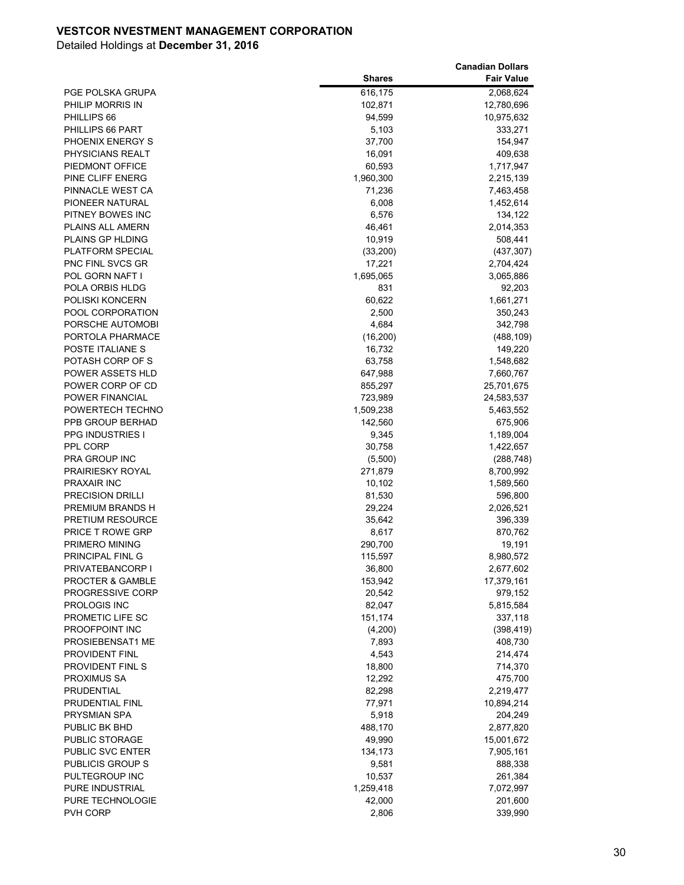**VESTCOR NVESTMENT MANAGEMENT CORPORATION**

Detailed Holdings at **December 31, 2016**

| | Shares | Canadian Dollars Fair Value |
|---|---|---|
| PGE POLSKA GRUPA | 616,175 | 2,068,624 |
| PHILIP MORRIS IN | 102,871 | 12,780,696 |
| PHILLIPS 66 | 94,599 | 10,975,632 |
| PHILLIPS 66 PART | 5,103 | 333,271 |
| PHOENIX ENERGY S | 37,700 | 154,947 |
| PHYSICIANS REALT | 16,091 | 409,638 |
| PIEDMONT OFFICE | 60,593 | 1,717,947 |
| PINE CLIFF ENERG | 1,960,300 | 2,215,139 |
| PINNACLE WEST CA | 71,236 | 7,463,458 |
| PIONEER NATURAL | 6,008 | 1,452,614 |
| PITNEY BOWES INC | 6,576 | 134,122 |
| PLAINS ALL AMERN | 46,461 | 2,014,353 |
| PLAINS GP HLDING | 10,919 | 508,441 |
| PLATFORM SPECIAL | (33,200) | (437,307) |
| PNC FINL SVCS GR | 17,221 | 2,704,424 |
| POL GORN NAFT I | 1,695,065 | 3,065,886 |
| POLA ORBIS HLDG | 831 | 92,203 |
| POLISKI KONCERN | 60,622 | 1,661,271 |
| POOL CORPORATION | 2,500 | 350,243 |
| PORSCHE AUTOMOBI | 4,684 | 342,798 |
| PORTOLA PHARMACE | (16,200) | (488,109) |
| POSTE ITALIANE S | 16,732 | 149,220 |
| POTASH CORP OF S | 63,758 | 1,548,682 |
| POWER ASSETS HLD | 647,988 | 7,660,767 |
| POWER CORP OF CD | 855,297 | 25,701,675 |
| POWER FINANCIAL | 723,989 | 24,583,537 |
| POWERTECH TECHNO | 1,509,238 | 5,463,552 |
| PPB GROUP BERHAD | 142,560 | 675,906 |
| PPG INDUSTRIES I | 9,345 | 1,189,004 |
| PPL CORP | 30,758 | 1,422,657 |
| PRA GROUP INC | (5,500) | (288,748) |
| PRAIRIESKY ROYAL | 271,879 | 8,700,992 |
| PRAXAIR INC | 10,102 | 1,589,560 |
| PRECISION DRILLI | 81,530 | 596,800 |
| PREMIUM BRANDS H | 29,224 | 2,026,521 |
| PRETIUM RESOURCE | 35,642 | 396,339 |
| PRICE T ROWE GRP | 8,617 | 870,762 |
| PRIMERO MINING | 290,700 | 19,191 |
| PRINCIPAL FINL G | 115,597 | 8,980,572 |
| PRIVATEBANCORP I | 36,800 | 2,677,602 |
| PROCTER & GAMBLE | 153,942 | 17,379,161 |
| PROGRESSIVE CORP | 20,542 | 979,152 |
| PROLOGIS INC | 82,047 | 5,815,584 |
| PROMETIC LIFE SC | 151,174 | 337,118 |
| PROOFPOINT INC | (4,200) | (398,419) |
| PROSIEBENSAT1 ME | 7,893 | 408,730 |
| PROVIDENT FINL | 4,543 | 214,474 |
| PROVIDENT FINL S | 18,800 | 714,370 |
| PROXIMUS SA | 12,292 | 475,700 |
| PRUDENTIAL | 82,298 | 2,219,477 |
| PRUDENTIAL FINL | 77,971 | 10,894,214 |
| PRYSMIAN SPA | 5,918 | 204,249 |
| PUBLIC BK BHD | 488,170 | 2,877,820 |
| PUBLIC STORAGE | 49,990 | 15,001,672 |
| PUBLIC SVC ENTER | 134,173 | 7,905,161 |
| PUBLICIS GROUP S | 9,581 | 888,338 |
| PULTEGROUP INC | 10,537 | 261,384 |
| PURE INDUSTRIAL | 1,259,418 | 7,072,997 |
| PURE TECHNOLOGIE | 42,000 | 201,600 |
| PVH CORP | 2,806 | 339,990 |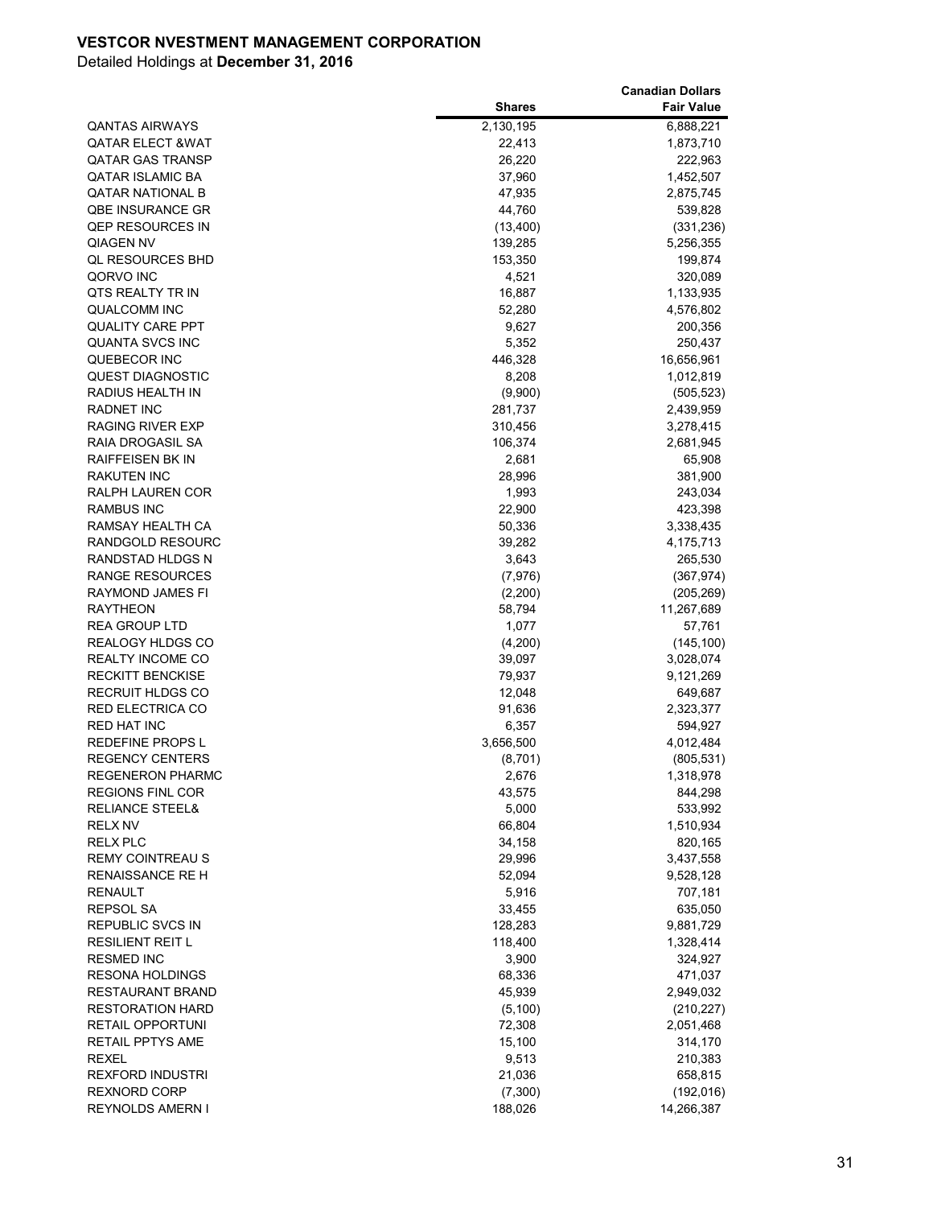**VESTCOR NVESTMENT MANAGEMENT CORPORATION**

Detailed Holdings at **December 31, 2016**

| | Shares | Canadian Dollars Fair Value |
|---|---|---|
| QANTAS AIRWAYS | 2,130,195 | 6,888,221 |
| QATAR ELECT &WAT | 22,413 | 1,873,710 |
| QATAR GAS TRANSP | 26,220 | 222,963 |
| QATAR ISLAMIC BA | 37,960 | 1,452,507 |
| QATAR NATIONAL B | 47,935 | 2,875,745 |
| QBE INSURANCE GR | 44,760 | 539,828 |
| QEP RESOURCES IN | (13,400) | (331,236) |
| QIAGEN NV | 139,285 | 5,256,355 |
| QL RESOURCES BHD | 153,350 | 199,874 |
| QORVO INC | 4,521 | 320,089 |
| QTS REALTY TR IN | 16,887 | 1,133,935 |
| QUALCOMM INC | 52,280 | 4,576,802 |
| QUALITY CARE PPT | 9,627 | 200,356 |
| QUANTA SVCS INC | 5,352 | 250,437 |
| QUEBECOR INC | 446,328 | 16,656,961 |
| QUEST DIAGNOSTIC | 8,208 | 1,012,819 |
| RADIUS HEALTH IN | (9,900) | (505,523) |
| RADNET INC | 281,737 | 2,439,959 |
| RAGING RIVER EXP | 310,456 | 3,278,415 |
| RAIA DROGASIL SA | 106,374 | 2,681,945 |
| RAIFFEISEN BK IN | 2,681 | 65,908 |
| RAKUTEN INC | 28,996 | 381,900 |
| RALPH LAUREN COR | 1,993 | 243,034 |
| RAMBUS INC | 22,900 | 423,398 |
| RAMSAY HEALTH CA | 50,336 | 3,338,435 |
| RANDGOLD RESOURC | 39,282 | 4,175,713 |
| RANDSTAD HLDGS N | 3,643 | 265,530 |
| RANGE RESOURCES | (7,976) | (367,974) |
| RAYMOND JAMES FI | (2,200) | (205,269) |
| RAYTHEON | 58,794 | 11,267,689 |
| REA GROUP LTD | 1,077 | 57,761 |
| REALOGY HLDGS CO | (4,200) | (145,100) |
| REALTY INCOME CO | 39,097 | 3,028,074 |
| RECKITT BENCKISE | 79,937 | 9,121,269 |
| RECRUIT HLDGS CO | 12,048 | 649,687 |
| RED ELECTRICA CO | 91,636 | 2,323,377 |
| RED HAT INC | 6,357 | 594,927 |
| REDEFINE PROPS L | 3,656,500 | 4,012,484 |
| REGENCY CENTERS | (8,701) | (805,531) |
| REGENERON PHARMC | 2,676 | 1,318,978 |
| REGIONS FINL COR | 43,575 | 844,298 |
| RELIANCE STEEL& | 5,000 | 533,992 |
| RELX NV | 66,804 | 1,510,934 |
| RELX PLC | 34,158 | 820,165 |
| REMY COINTREAU S | 29,996 | 3,437,558 |
| RENAISSANCE RE H | 52,094 | 9,528,128 |
| RENAULT | 5,916 | 707,181 |
| REPSOL SA | 33,455 | 635,050 |
| REPUBLIC SVCS IN | 128,283 | 9,881,729 |
| RESILIENT REIT L | 118,400 | 1,328,414 |
| RESMED INC | 3,900 | 324,927 |
| RESONA HOLDINGS | 68,336 | 471,037 |
| RESTAURANT BRAND | 45,939 | 2,949,032 |
| RESTORATION HARD | (5,100) | (210,227) |
| RETAIL OPPORTUNI | 72,308 | 2,051,468 |
| RETAIL PPTYS AME | 15,100 | 314,170 |
| REXEL | 9,513 | 210,383 |
| REXFORD INDUSTRI | 21,036 | 658,815 |
| REXNORD CORP | (7,300) | (192,016) |
| REYNOLDS AMERN I | 188,026 | 14,266,387 |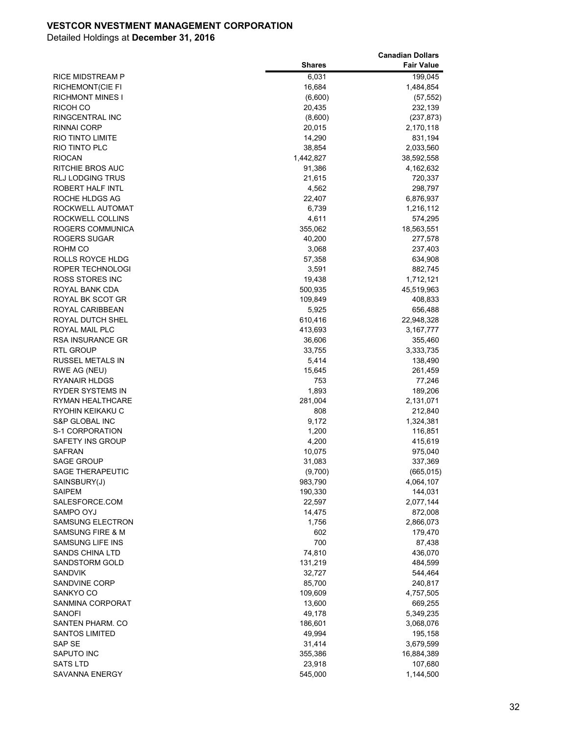**VESTCOR NVESTMENT MANAGEMENT CORPORATION**

Detailed Holdings at **December 31, 2016**

| | Shares | Canadian Dollars Fair Value |
|---|---:|---:|
| RICE MIDSTREAM P | 6,031 | 199,045 |
| RICHEMONT(CIE FI | 16,684 | 1,484,854 |
| RICHMONT MINES I | (6,600) | (57,552) |
| RICOH CO | 20,435 | 232,139 |
| RINGCENTRAL INC | (8,600) | (237,873) |
| RINNAI CORP | 20,015 | 2,170,118 |
| RIO TINTO LIMITE | 14,290 | 831,194 |
| RIO TINTO PLC | 38,854 | 2,033,560 |
| RIOCAN | 1,442,827 | 38,592,558 |
| RITCHIE BROS AUC | 91,386 | 4,162,632 |
| RLJ LODGING TRUS | 21,615 | 720,337 |
| ROBERT HALF INTL | 4,562 | 298,797 |
| ROCHE HLDGS AG | 22,407 | 6,876,937 |
| ROCKWELL AUTOMAT | 6,739 | 1,216,112 |
| ROCKWELL COLLINS | 4,611 | 574,295 |
| ROGERS COMMUNICA | 355,062 | 18,563,551 |
| ROGERS SUGAR | 40,200 | 277,578 |
| ROHM CO | 3,068 | 237,403 |
| ROLLS ROYCE HLDG | 57,358 | 634,908 |
| ROPER TECHNOLOGI | 3,591 | 882,745 |
| ROSS STORES INC | 19,438 | 1,712,121 |
| ROYAL BANK CDA | 500,935 | 45,519,963 |
| ROYAL BK SCOT GR | 109,849 | 408,833 |
| ROYAL CARIBBEAN | 5,925 | 656,488 |
| ROYAL DUTCH SHEL | 610,416 | 22,948,328 |
| ROYAL MAIL PLC | 413,693 | 3,167,777 |
| RSA INSURANCE GR | 36,606 | 355,460 |
| RTL GROUP | 33,755 | 3,333,735 |
| RUSSEL METALS IN | 5,414 | 138,490 |
| RWE AG (NEU) | 15,645 | 261,459 |
| RYANAIR HLDGS | 753 | 77,246 |
| RYDER SYSTEMS IN | 1,893 | 189,206 |
| RYMAN HEALTHCARE | 281,004 | 2,131,071 |
| RYOHIN KEIKAKU C | 808 | 212,840 |
| S&P GLOBAL INC | 9,172 | 1,324,381 |
| S-1 CORPORATION | 1,200 | 116,851 |
| SAFETY INS GROUP | 4,200 | 415,619 |
| SAFRAN | 10,075 | 975,040 |
| SAGE GROUP | 31,083 | 337,369 |
| SAGE THERAPEUTIC | (9,700) | (665,015) |
| SAINSBURY(J) | 983,790 | 4,064,107 |
| SAIPEM | 190,330 | 144,031 |
| SALESFORCE.COM | 22,597 | 2,077,144 |
| SAMPO OYJ | 14,475 | 872,008 |
| SAMSUNG ELECTRON | 1,756 | 2,866,073 |
| SAMSUNG FIRE & M | 602 | 179,470 |
| SAMSUNG LIFE INS | 700 | 87,438 |
| SANDS CHINA LTD | 74,810 | 436,070 |
| SANDSTORM GOLD | 131,219 | 484,599 |
| SANDVIK | 32,727 | 544,464 |
| SANDVINE CORP | 85,700 | 240,817 |
| SANKYO CO | 109,609 | 4,757,505 |
| SANMINA CORPORAT | 13,600 | 669,255 |
| SANOFI | 49,178 | 5,349,235 |
| SANTEN PHARM. CO | 186,601 | 3,068,076 |
| SANTOS LIMITED | 49,994 | 195,158 |
| SAP SE | 31,414 | 3,679,599 |
| SAPUTO INC | 355,386 | 16,884,389 |
| SATS LTD | 23,918 | 107,680 |
| SAVANNA ENERGY | 545,000 | 1,144,500 |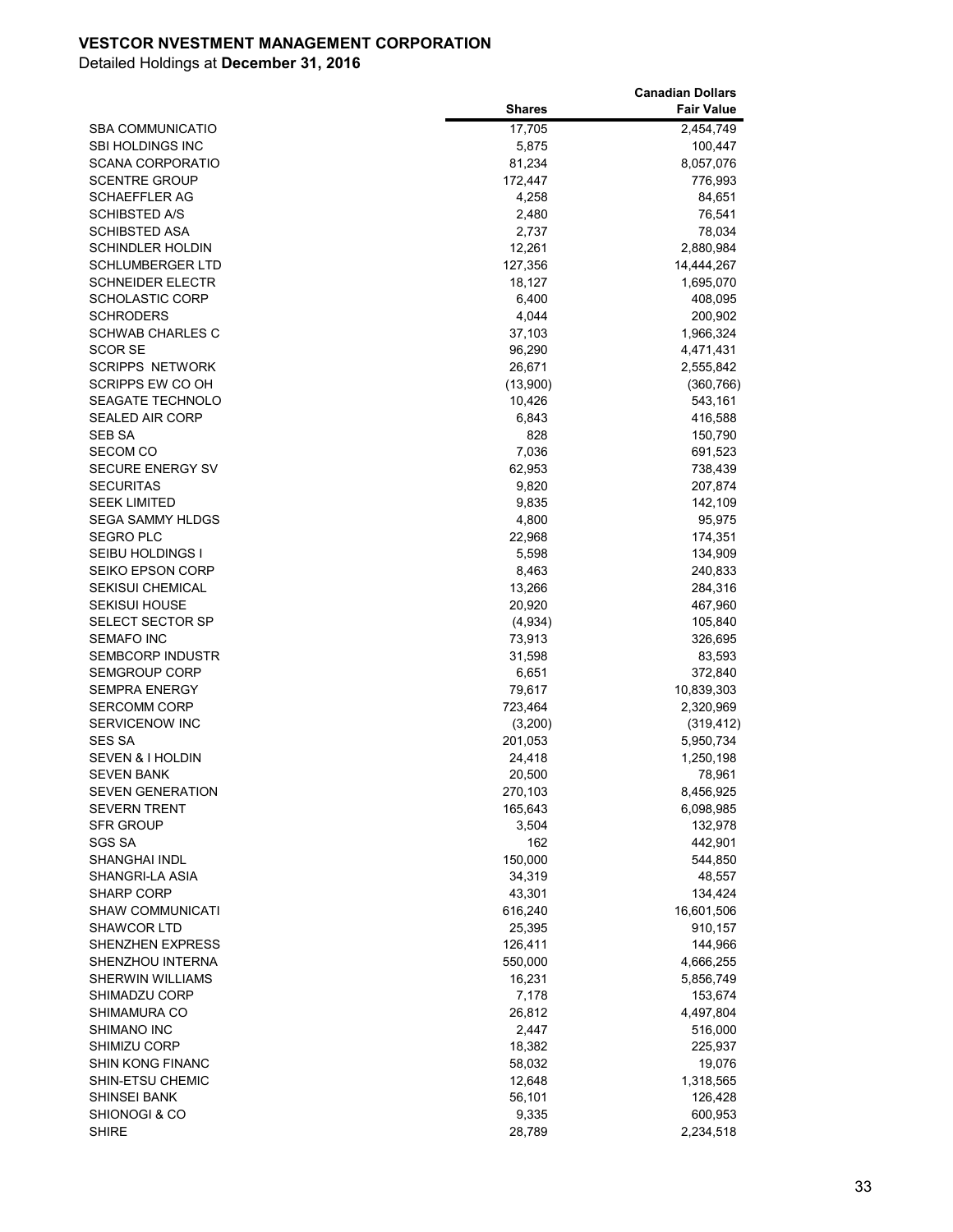**VESTCOR NVESTMENT MANAGEMENT CORPORATION**

Detailed Holdings at **December 31, 2016**

| | Shares | Canadian Dollars Fair Value |
|---|---|---|
| SBA COMMUNICATIO | 17,705 | 2,454,749 |
| SBI HOLDINGS INC | 5,875 | 100,447 |
| SCANA CORPORATIO | 81,234 | 8,057,076 |
| SCENTRE GROUP | 172,447 | 776,993 |
| SCHAEFFLER AG | 4,258 | 84,651 |
| SCHIBSTED A/S | 2,480 | 76,541 |
| SCHIBSTED ASA | 2,737 | 78,034 |
| SCHINDLER HOLDIN | 12,261 | 2,880,984 |
| SCHLUMBERGER LTD | 127,356 | 14,444,267 |
| SCHNEIDER ELECTR | 18,127 | 1,695,070 |
| SCHOLASTIC CORP | 6,400 | 408,095 |
| SCHRODERS | 4,044 | 200,902 |
| SCHWAB CHARLES C | 37,103 | 1,966,324 |
| SCOR SE | 96,290 | 4,471,431 |
| SCRIPPS NETWORK | 26,671 | 2,555,842 |
| SCRIPPS EW CO OH | (13,900) | (360,766) |
| SEAGATE TECHNOLO | 10,426 | 543,161 |
| SEALED AIR CORP | 6,843 | 416,588 |
| SEB SA | 828 | 150,790 |
| SECOM CO | 7,036 | 691,523 |
| SECURE ENERGY SV | 62,953 | 738,439 |
| SECURITAS | 9,820 | 207,874 |
| SEEK LIMITED | 9,835 | 142,109 |
| SEGA SAMMY HLDGS | 4,800 | 95,975 |
| SEGRO PLC | 22,968 | 174,351 |
| SEIBU HOLDINGS I | 5,598 | 134,909 |
| SEIKO EPSON CORP | 8,463 | 240,833 |
| SEKISUI CHEMICAL | 13,266 | 284,316 |
| SEKISUI HOUSE | 20,920 | 467,960 |
| SELECT SECTOR SP | (4,934) | 105,840 |
| SEMAFO INC | 73,913 | 326,695 |
| SEMBCORP INDUSTR | 31,598 | 83,593 |
| SEMGROUP CORP | 6,651 | 372,840 |
| SEMPRA ENERGY | 79,617 | 10,839,303 |
| SERCOMM CORP | 723,464 | 2,320,969 |
| SERVICENOW INC | (3,200) | (319,412) |
| SES SA | 201,053 | 5,950,734 |
| SEVEN & I HOLDIN | 24,418 | 1,250,198 |
| SEVEN BANK | 20,500 | 78,961 |
| SEVEN GENERATION | 270,103 | 8,456,925 |
| SEVERN TRENT | 165,643 | 6,098,985 |
| SFR GROUP | 3,504 | 132,978 |
| SGS SA | 162 | 442,901 |
| SHANGHAI INDL | 150,000 | 544,850 |
| SHANGRI-LA ASIA | 34,319 | 48,557 |
| SHARP CORP | 43,301 | 134,424 |
| SHAW COMMUNICATI | 616,240 | 16,601,506 |
| SHAWCOR LTD | 25,395 | 910,157 |
| SHENZHEN EXPRESS | 126,411 | 144,966 |
| SHENZHOU INTERNA | 550,000 | 4,666,255 |
| SHERWIN WILLIAMS | 16,231 | 5,856,749 |
| SHIMADZU CORP | 7,178 | 153,674 |
| SHIMAMURA CO | 26,812 | 4,497,804 |
| SHIMANO INC | 2,447 | 516,000 |
| SHIMIZU CORP | 18,382 | 225,937 |
| SHIN KONG FINANC | 58,032 | 19,076 |
| SHIN-ETSU CHEMIC | 12,648 | 1,318,565 |
| SHINSEI BANK | 56,101 | 126,428 |
| SHIONOGI & CO | 9,335 | 600,953 |
| SHIRE | 28,789 | 2,234,518 |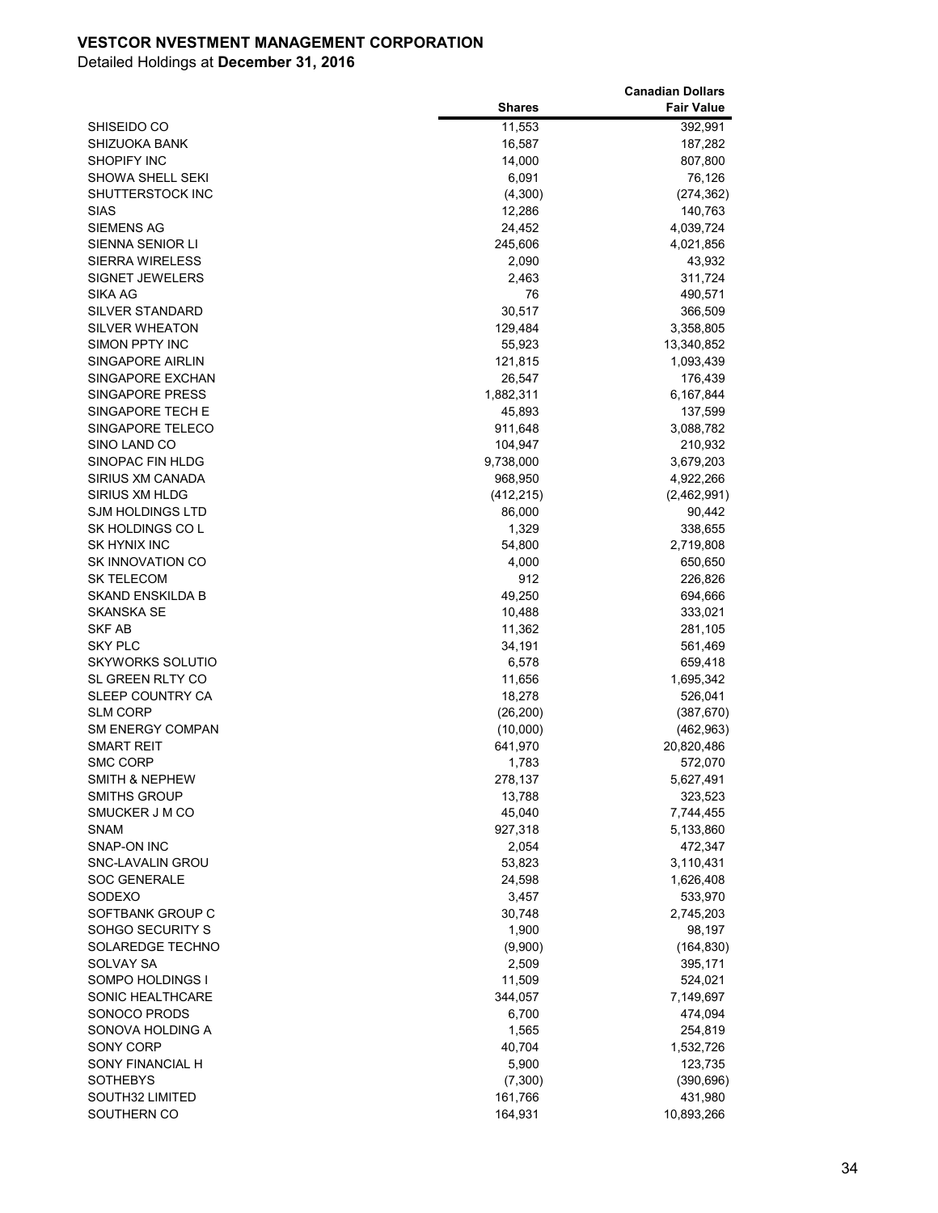**VESTCOR NVESTMENT MANAGEMENT CORPORATION**

Detailed Holdings at **December 31, 2016**

| | Shares | Canadian Dollars Fair Value |
|---|---|---|
| SHISEIDO CO | 11,553 | 392,991 |
| SHIZUOKA BANK | 16,587 | 187,282 |
| SHOPIFY INC | 14,000 | 807,800 |
| SHOWA SHELL SEKI | 6,091 | 76,126 |
| SHUTTERSTOCK INC | (4,300) | (274,362) |
| SIAS | 12,286 | 140,763 |
| SIEMENS AG | 24,452 | 4,039,724 |
| SIENNA SENIOR LI | 245,606 | 4,021,856 |
| SIERRA WIRELESS | 2,090 | 43,932 |
| SIGNET JEWELERS | 2,463 | 311,724 |
| SIKA AG | 76 | 490,571 |
| SILVER STANDARD | 30,517 | 366,509 |
| SILVER WHEATON | 129,484 | 3,358,805 |
| SIMON PPTY INC | 55,923 | 13,340,852 |
| SINGAPORE AIRLIN | 121,815 | 1,093,439 |
| SINGAPORE EXCHAN | 26,547 | 176,439 |
| SINGAPORE PRESS | 1,882,311 | 6,167,844 |
| SINGAPORE TECH E | 45,893 | 137,599 |
| SINGAPORE TELECO | 911,648 | 3,088,782 |
| SINO LAND CO | 104,947 | 210,932 |
| SINOPAC FIN HLDG | 9,738,000 | 3,679,203 |
| SIRIUS XM CANADA | 968,950 | 4,922,266 |
| SIRIUS XM HLDG | (412,215) | (2,462,991) |
| SJM HOLDINGS LTD | 86,000 | 90,442 |
| SK HOLDINGS CO L | 1,329 | 338,655 |
| SK HYNIX INC | 54,800 | 2,719,808 |
| SK INNOVATION CO | 4,000 | 650,650 |
| SK TELECOM | 912 | 226,826 |
| SKAND ENSKILDA B | 49,250 | 694,666 |
| SKANSKA SE | 10,488 | 333,021 |
| SKF AB | 11,362 | 281,105 |
| SKY PLC | 34,191 | 561,469 |
| SKYWORKS SOLUTIO | 6,578 | 659,418 |
| SL GREEN RLTY CO | 11,656 | 1,695,342 |
| SLEEP COUNTRY CA | 18,278 | 526,041 |
| SLM CORP | (26,200) | (387,670) |
| SM ENERGY COMPAN | (10,000) | (462,963) |
| SMART REIT | 641,970 | 20,820,486 |
| SMC CORP | 1,783 | 572,070 |
| SMITH & NEPHEW | 278,137 | 5,627,491 |
| SMITHS GROUP | 13,788 | 323,523 |
| SMUCKER J M CO | 45,040 | 7,744,455 |
| SNAM | 927,318 | 5,133,860 |
| SNAP-ON INC | 2,054 | 472,347 |
| SNC-LAVALIN GROU | 53,823 | 3,110,431 |
| SOC GENERALE | 24,598 | 1,626,408 |
| SODEXO | 3,457 | 533,970 |
| SOFTBANK GROUP C | 30,748 | 2,745,203 |
| SOHGO SECURITY S | 1,900 | 98,197 |
| SOLAREDGE TECHNO | (9,900) | (164,830) |
| SOLVAY SA | 2,509 | 395,171 |
| SOMPO HOLDINGS I | 11,509 | 524,021 |
| SONIC HEALTHCARE | 344,057 | 7,149,697 |
| SONOCO PRODS | 6,700 | 474,094 |
| SONOVA HOLDING A | 1,565 | 254,819 |
| SONY CORP | 40,704 | 1,532,726 |
| SONY FINANCIAL H | 5,900 | 123,735 |
| SOTHEBYS | (7,300) | (390,696) |
| SOUTH32 LIMITED | 161,766 | 431,980 |
| SOUTHERN CO | 164,931 | 10,893,266 |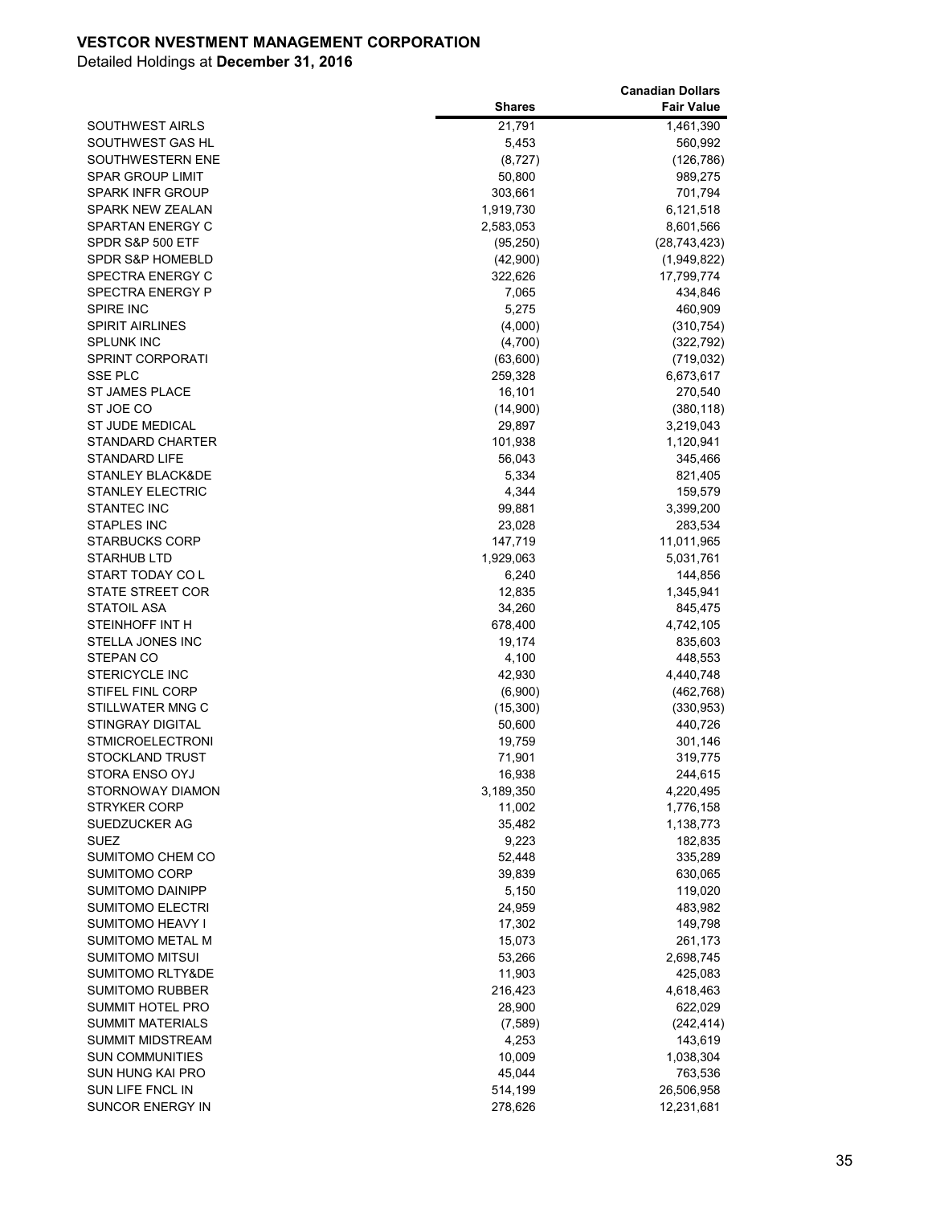**VESTCOR NVESTMENT MANAGEMENT CORPORATION**

Detailed Holdings at **December 31, 2016**

| | Shares | Canadian Dollars Fair Value |
|---|---|---|
| SOUTHWEST AIRLS | 21,791 | 1,461,390 |
| SOUTHWEST GAS HL | 5,453 | 560,992 |
| SOUTHWESTERN ENE | (8,727) | (126,786) |
| SPAR GROUP LIMIT | 50,800 | 989,275 |
| SPARK INFR GROUP | 303,661 | 701,794 |
| SPARK NEW ZEALAN | 1,919,730 | 6,121,518 |
| SPARTAN ENERGY C | 2,583,053 | 8,601,566 |
| SPDR S&P 500 ETF | (95,250) | (28,743,423) |
| SPDR S&P HOMEBLD | (42,900) | (1,949,822) |
| SPECTRA ENERGY C | 322,626 | 17,799,774 |
| SPECTRA ENERGY P | 7,065 | 434,846 |
| SPIRE INC | 5,275 | 460,909 |
| SPIRIT AIRLINES | (4,000) | (310,754) |
| SPLUNK INC | (4,700) | (322,792) |
| SPRINT CORPORATI | (63,600) | (719,032) |
| SSE PLC | 259,328 | 6,673,617 |
| ST JAMES PLACE | 16,101 | 270,540 |
| ST JOE CO | (14,900) | (380,118) |
| ST JUDE MEDICAL | 29,897 | 3,219,043 |
| STANDARD CHARTER | 101,938 | 1,120,941 |
| STANDARD LIFE | 56,043 | 345,466 |
| STANLEY BLACK&DE | 5,334 | 821,405 |
| STANLEY ELECTRIC | 4,344 | 159,579 |
| STANTEC INC | 99,881 | 3,399,200 |
| STAPLES INC | 23,028 | 283,534 |
| STARBUCKS CORP | 147,719 | 11,011,965 |
| STARHUB LTD | 1,929,063 | 5,031,761 |
| START TODAY CO L | 6,240 | 144,856 |
| STATE STREET COR | 12,835 | 1,345,941 |
| STATOIL ASA | 34,260 | 845,475 |
| STEINHOFF INT H | 678,400 | 4,742,105 |
| STELLA JONES INC | 19,174 | 835,603 |
| STEPAN CO | 4,100 | 448,553 |
| STERICYCLE INC | 42,930 | 4,440,748 |
| STIFEL FINL CORP | (6,900) | (462,768) |
| STILLWATER MNG C | (15,300) | (330,953) |
| STINGRAY DIGITAL | 50,600 | 440,726 |
| STMICROELECTRONI | 19,759 | 301,146 |
| STOCKLAND TRUST | 71,901 | 319,775 |
| STORA ENSO OYJ | 16,938 | 244,615 |
| STORNOWAY DIAMON | 3,189,350 | 4,220,495 |
| STRYKER CORP | 11,002 | 1,776,158 |
| SUEDZUCKER AG | 35,482 | 1,138,773 |
| SUEZ | 9,223 | 182,835 |
| SUMITOMO CHEM CO | 52,448 | 335,289 |
| SUMITOMO CORP | 39,839 | 630,065 |
| SUMITOMO DAINIPP | 5,150 | 119,020 |
| SUMITOMO ELECTRI | 24,959 | 483,982 |
| SUMITOMO HEAVY I | 17,302 | 149,798 |
| SUMITOMO METAL M | 15,073 | 261,173 |
| SUMITOMO MITSUI | 53,266 | 2,698,745 |
| SUMITOMO RLTY&DE | 11,903 | 425,083 |
| SUMITOMO RUBBER | 216,423 | 4,618,463 |
| SUMMIT HOTEL PRO | 28,900 | 622,029 |
| SUMMIT MATERIALS | (7,589) | (242,414) |
| SUMMIT MIDSTREAM | 4,253 | 143,619 |
| SUN COMMUNITIES | 10,009 | 1,038,304 |
| SUN HUNG KAI PRO | 45,044 | 763,536 |
| SUN LIFE FNCL IN | 514,199 | 26,506,958 |
| SUNCOR ENERGY IN | 278,626 | 12,231,681 |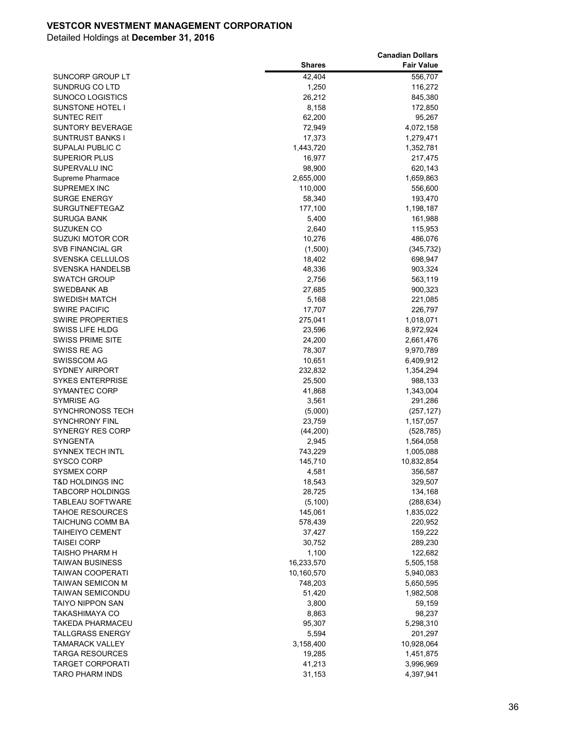**VESTCOR NVESTMENT MANAGEMENT CORPORATION**

Detailed Holdings at **December 31, 2016**

| | Shares | Canadian Dollars Fair Value |
|---|---:|---:|
| SUNCORP GROUP LT | 42,404 | 556,707 |
| SUNDRUG CO LTD | 1,250 | 116,272 |
| SUNOCO LOGISTICS | 26,212 | 845,380 |
| SUNSTONE HOTEL I | 8,158 | 172,850 |
| SUNTEC REIT | 62,200 | 95,267 |
| SUNTORY BEVERAGE | 72,949 | 4,072,158 |
| SUNTRUST BANKS I | 17,373 | 1,279,471 |
| SUPALAI PUBLIC C | 1,443,720 | 1,352,781 |
| SUPERIOR PLUS | 16,977 | 217,475 |
| SUPERVALU INC | 98,900 | 620,143 |
| Supreme Pharmace | 2,655,000 | 1,659,863 |
| SUPREMEX INC | 110,000 | 556,600 |
| SURGE ENERGY | 58,340 | 193,470 |
| SURGUTNEFTEGAZ | 177,100 | 1,198,187 |
| SURUGA BANK | 5,400 | 161,988 |
| SUZUKEN CO | 2,640 | 115,953 |
| SUZUKI MOTOR COR | 10,276 | 486,076 |
| SVB FINANCIAL GR | (1,500) | (345,732) |
| SVENSKA CELLULOS | 18,402 | 698,947 |
| SVENSKA HANDELSB | 48,336 | 903,324 |
| SWATCH GROUP | 2,756 | 563,119 |
| SWEDBANK AB | 27,685 | 900,323 |
| SWEDISH MATCH | 5,168 | 221,085 |
| SWIRE PACIFIC | 17,707 | 226,797 |
| SWIRE PROPERTIES | 275,041 | 1,018,071 |
| SWISS LIFE HLDG | 23,596 | 8,972,924 |
| SWISS PRIME SITE | 24,200 | 2,661,476 |
| SWISS RE AG | 78,307 | 9,970,789 |
| SWISSCOM AG | 10,651 | 6,409,912 |
| SYDNEY AIRPORT | 232,832 | 1,354,294 |
| SYKES ENTERPRISE | 25,500 | 988,133 |
| SYMANTEC CORP | 41,868 | 1,343,004 |
| SYMRISE AG | 3,561 | 291,286 |
| SYNCHRONOSS TECH | (5,000) | (257,127) |
| SYNCHRONY FINL | 23,759 | 1,157,057 |
| SYNERGY RES CORP | (44,200) | (528,785) |
| SYNGENTA | 2,945 | 1,564,058 |
| SYNNEX TECH INTL | 743,229 | 1,005,088 |
| SYSCO CORP | 145,710 | 10,832,854 |
| SYSMEX CORP | 4,581 | 356,587 |
| T&D HOLDINGS INC | 18,543 | 329,507 |
| TABCORP HOLDINGS | 28,725 | 134,168 |
| TABLEAU SOFTWARE | (5,100) | (288,634) |
| TAHOE RESOURCES | 145,061 | 1,835,022 |
| TAICHUNG COMM BA | 578,439 | 220,952 |
| TAIHEIYO CEMENT | 37,427 | 159,222 |
| TAISEI CORP | 30,752 | 289,230 |
| TAISHO PHARM H | 1,100 | 122,682 |
| TAIWAN BUSINESS | 16,233,570 | 5,505,158 |
| TAIWAN COOPERATI | 10,160,570 | 5,940,083 |
| TAIWAN SEMICON M | 748,203 | 5,650,595 |
| TAIWAN SEMICONDU | 51,420 | 1,982,508 |
| TAIYO NIPPON SAN | 3,800 | 59,159 |
| TAKASHIMAYA CO | 8,863 | 98,237 |
| TAKEDA PHARMACEU | 95,307 | 5,298,310 |
| TALLGRASS ENERGY | 5,594 | 201,297 |
| TAMARACK VALLEY | 3,158,400 | 10,928,064 |
| TARGA RESOURCES | 19,285 | 1,451,875 |
| TARGET CORPORATI | 41,213 | 3,996,969 |
| TARO PHARM INDS | 31,153 | 4,397,941 |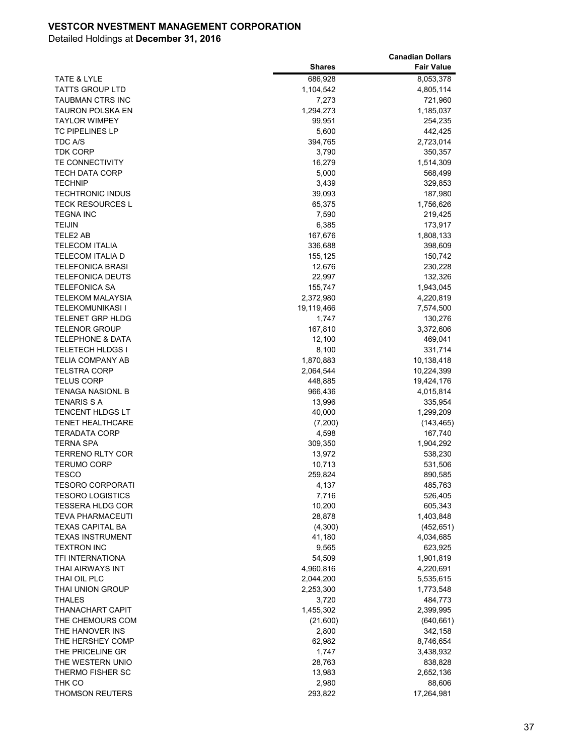**VESTCOR NVESTMENT MANAGEMENT CORPORATION**

Detailed Holdings at **December 31, 2016**

| | Shares | Canadian Dollars Fair Value |
|---|---|---|
| TATE & LYLE | 686,928 | 8,053,378 |
| TATTS GROUP LTD | 1,104,542 | 4,805,114 |
| TAUBMAN CTRS INC | 7,273 | 721,960 |
| TAURON POLSKA EN | 1,294,273 | 1,185,037 |
| TAYLOR WIMPEY | 99,951 | 254,235 |
| TC PIPELINES LP | 5,600 | 442,425 |
| TDC A/S | 394,765 | 2,723,014 |
| TDK CORP | 3,790 | 350,357 |
| TE CONNECTIVITY | 16,279 | 1,514,309 |
| TECH DATA CORP | 5,000 | 568,499 |
| TECHNIP | 3,439 | 329,853 |
| TECHTRONIC INDUS | 39,093 | 187,980 |
| TECK RESOURCES L | 65,375 | 1,756,626 |
| TEGNA INC | 7,590 | 219,425 |
| TEIJIN | 6,385 | 173,917 |
| TELE2 AB | 167,676 | 1,808,133 |
| TELECOM ITALIA | 336,688 | 398,609 |
| TELECOM ITALIA D | 155,125 | 150,742 |
| TELEFONICA BRASI | 12,676 | 230,228 |
| TELEFONICA DEUTS | 22,997 | 132,326 |
| TELEFONICA SA | 155,747 | 1,943,045 |
| TELEKOM MALAYSIA | 2,372,980 | 4,220,819 |
| TELEKOMUNIKASI I | 19,119,466 | 7,574,500 |
| TELENET GRP HLDG | 1,747 | 130,276 |
| TELENOR GROUP | 167,810 | 3,372,606 |
| TELEPHONE & DATA | 12,100 | 469,041 |
| TELETECH HLDGS I | 8,100 | 331,714 |
| TELIA COMPANY AB | 1,870,883 | 10,138,418 |
| TELSTRA CORP | 2,064,544 | 10,224,399 |
| TELUS CORP | 448,885 | 19,424,176 |
| TENAGA NASIONL B | 966,436 | 4,015,814 |
| TENARIS S A | 13,996 | 335,954 |
| TENCENT HLDGS LT | 40,000 | 1,299,209 |
| TENET HEALTHCARE | (7,200) | (143,465) |
| TERADATA CORP | 4,598 | 167,740 |
| TERNA SPA | 309,350 | 1,904,292 |
| TERRENO RLTY COR | 13,972 | 538,230 |
| TERUMO CORP | 10,713 | 531,506 |
| TESCO | 259,824 | 890,585 |
| TESORO CORPORATI | 4,137 | 485,763 |
| TESORO LOGISTICS | 7,716 | 526,405 |
| TESSERA HLDG COR | 10,200 | 605,343 |
| TEVA PHARMACEUTI | 28,878 | 1,403,848 |
| TEXAS CAPITAL BA | (4,300) | (452,651) |
| TEXAS INSTRUMENT | 41,180 | 4,034,685 |
| TEXTRON INC | 9,565 | 623,925 |
| TFI INTERNATIONA | 54,509 | 1,901,819 |
| THAI AIRWAYS INT | 4,960,816 | 4,220,691 |
| THAI OIL PLC | 2,044,200 | 5,535,615 |
| THAI UNION GROUP | 2,253,300 | 1,773,548 |
| THALES | 3,720 | 484,773 |
| THANACHART CAPIT | 1,455,302 | 2,399,995 |
| THE CHEMOURS COM | (21,600) | (640,661) |
| THE HANOVER INS | 2,800 | 342,158 |
| THE HERSHEY COMP | 62,982 | 8,746,654 |
| THE PRICELINE GR | 1,747 | 3,438,932 |
| THE WESTERN UNIO | 28,763 | 838,828 |
| THERMO FISHER SC | 13,983 | 2,652,136 |
| THK CO | 2,980 | 88,606 |
| THOMSON REUTERS | 293,822 | 17,264,981 |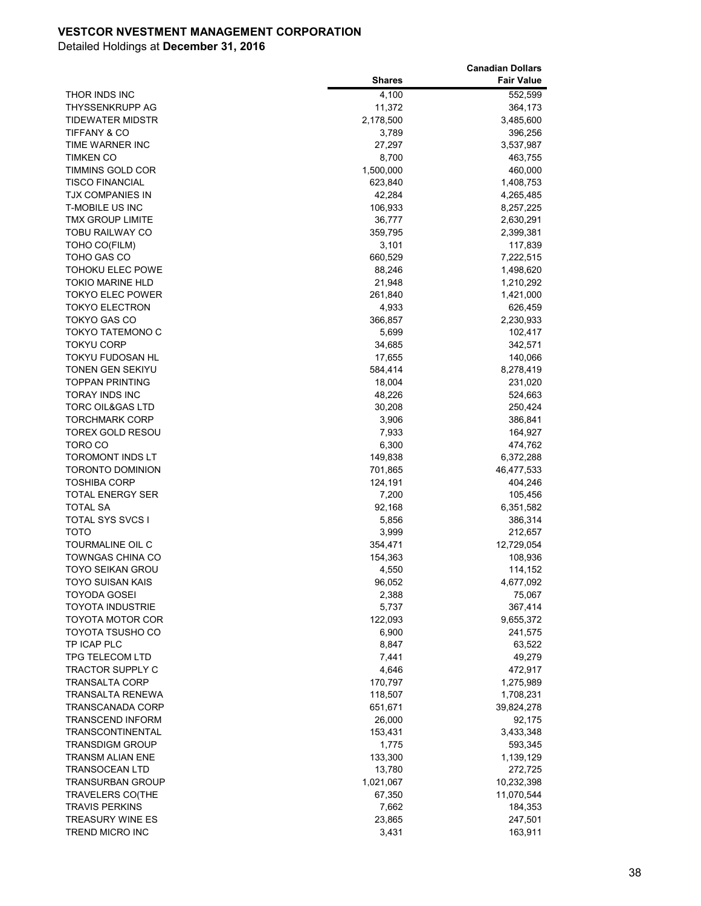**VESTCOR NVESTMENT MANAGEMENT CORPORATION**

Detailed Holdings at **December 31, 2016**

| | Shares | Canadian Dollars Fair Value |
|---|---|---|
| THOR INDS INC | 4,100 | 552,599 |
| THYSSENKRUPP AG | 11,372 | 364,173 |
| TIDEWATER MIDSTR | 2,178,500 | 3,485,600 |
| TIFFANY & CO | 3,789 | 396,256 |
| TIME WARNER INC | 27,297 | 3,537,987 |
| TIMKEN CO | 8,700 | 463,755 |
| TIMMINS GOLD COR | 1,500,000 | 460,000 |
| TISCO FINANCIAL | 623,840 | 1,408,753 |
| TJX COMPANIES IN | 42,284 | 4,265,485 |
| T-MOBILE US INC | 106,933 | 8,257,225 |
| TMX GROUP LIMITE | 36,777 | 2,630,291 |
| TOBU RAILWAY CO | 359,795 | 2,399,381 |
| TOHO CO(FILM) | 3,101 | 117,839 |
| TOHO GAS CO | 660,529 | 7,222,515 |
| TOHOKU ELEC POWE | 88,246 | 1,498,620 |
| TOKIO MARINE HLD | 21,948 | 1,210,292 |
| TOKYO ELEC POWER | 261,840 | 1,421,000 |
| TOKYO ELECTRON | 4,933 | 626,459 |
| TOKYO GAS CO | 366,857 | 2,230,933 |
| TOKYO TATEMONO C | 5,699 | 102,417 |
| TOKYU CORP | 34,685 | 342,571 |
| TOKYU FUDOSAN HL | 17,655 | 140,066 |
| TONEN GEN SEKIYU | 584,414 | 8,278,419 |
| TOPPAN PRINTING | 18,004 | 231,020 |
| TORAY INDS INC | 48,226 | 524,663 |
| TORC OIL&GAS LTD | 30,208 | 250,424 |
| TORCHMARK CORP | 3,906 | 386,841 |
| TOREX GOLD RESOU | 7,933 | 164,927 |
| TORO CO | 6,300 | 474,762 |
| TOROMONT INDS LT | 149,838 | 6,372,288 |
| TORONTO DOMINION | 701,865 | 46,477,533 |
| TOSHIBA CORP | 124,191 | 404,246 |
| TOTAL ENERGY SER | 7,200 | 105,456 |
| TOTAL SA | 92,168 | 6,351,582 |
| TOTAL SYS SVCS I | 5,856 | 386,314 |
| TOTO | 3,999 | 212,657 |
| TOURMALINE OIL C | 354,471 | 12,729,054 |
| TOWNGAS CHINA CO | 154,363 | 108,936 |
| TOYO SEIKAN GROU | 4,550 | 114,152 |
| TOYO SUISAN KAIS | 96,052 | 4,677,092 |
| TOYODA GOSEI | 2,388 | 75,067 |
| TOYOTA INDUSTRIE | 5,737 | 367,414 |
| TOYOTA MOTOR COR | 122,093 | 9,655,372 |
| TOYOTA TSUSHO CO | 6,900 | 241,575 |
| TP ICAP PLC | 8,847 | 63,522 |
| TPG TELECOM LTD | 7,441 | 49,279 |
| TRACTOR SUPPLY C | 4,646 | 472,917 |
| TRANSALTA CORP | 170,797 | 1,275,989 |
| TRANSALTA RENEWA | 118,507 | 1,708,231 |
| TRANSCANADA CORP | 651,671 | 39,824,278 |
| TRANSCEND INFORM | 26,000 | 92,175 |
| TRANSCONTINENTAL | 153,431 | 3,433,348 |
| TRANSDIGM GROUP | 1,775 | 593,345 |
| TRANSM ALIAN ENE | 133,300 | 1,139,129 |
| TRANSOCEAN LTD | 13,780 | 272,725 |
| TRANSURBAN GROUP | 1,021,067 | 10,232,398 |
| TRAVELERS CO(THE | 67,350 | 11,070,544 |
| TRAVIS PERKINS | 7,662 | 184,353 |
| TREASURY WINE ES | 23,865 | 247,501 |
| TREND MICRO INC | 3,431 | 163,911 |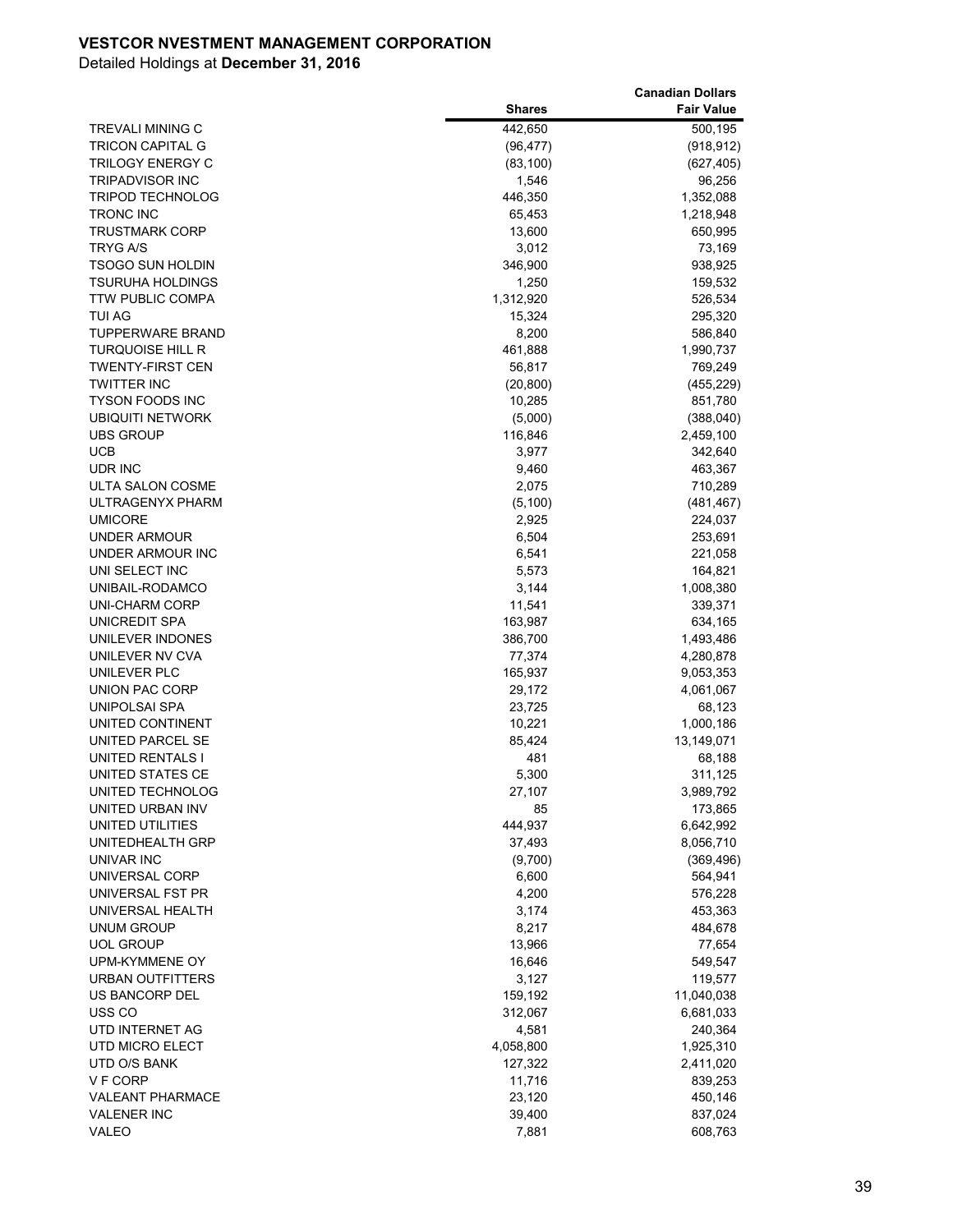**VESTCOR NVESTMENT MANAGEMENT CORPORATION**

Detailed Holdings at **December 31, 2016**

| | Shares | Canadian Dollars Fair Value |
|---|---|---|
| TREVALI MINING C | 442,650 | 500,195 |
| TRICON CAPITAL G | (96,477) | (918,912) |
| TRILOGY ENERGY C | (83,100) | (627,405) |
| TRIPADVISOR INC | 1,546 | 96,256 |
| TRIPOD TECHNOLOG | 446,350 | 1,352,088 |
| TRONC INC | 65,453 | 1,218,948 |
| TRUSTMARK CORP | 13,600 | 650,995 |
| TRYG A/S | 3,012 | 73,169 |
| TSOGO SUN HOLDIN | 346,900 | 938,925 |
| TSURUHA HOLDINGS | 1,250 | 159,532 |
| TTW PUBLIC COMPA | 1,312,920 | 526,534 |
| TUI AG | 15,324 | 295,320 |
| TUPPERWARE BRAND | 8,200 | 586,840 |
| TURQUOISE HILL R | 461,888 | 1,990,737 |
| TWENTY-FIRST CEN | 56,817 | 769,249 |
| TWITTER INC | (20,800) | (455,229) |
| TYSON FOODS INC | 10,285 | 851,780 |
| UBIQUITI NETWORK | (5,000) | (388,040) |
| UBS GROUP | 116,846 | 2,459,100 |
| UCB | 3,977 | 342,640 |
| UDR INC | 9,460 | 463,367 |
| ULTA SALON COSME | 2,075 | 710,289 |
| ULTRAGENYX PHARM | (5,100) | (481,467) |
| UMICORE | 2,925 | 224,037 |
| UNDER ARMOUR | 6,504 | 253,691 |
| UNDER ARMOUR INC | 6,541 | 221,058 |
| UNI SELECT INC | 5,573 | 164,821 |
| UNIBAIL-RODAMCO | 3,144 | 1,008,380 |
| UNI-CHARM CORP | 11,541 | 339,371 |
| UNICREDIT SPA | 163,987 | 634,165 |
| UNILEVER INDONES | 386,700 | 1,493,486 |
| UNILEVER NV CVA | 77,374 | 4,280,878 |
| UNILEVER PLC | 165,937 | 9,053,353 |
| UNION PAC CORP | 29,172 | 4,061,067 |
| UNIPOLSAI SPA | 23,725 | 68,123 |
| UNITED CONTINENT | 10,221 | 1,000,186 |
| UNITED PARCEL SE | 85,424 | 13,149,071 |
| UNITED RENTALS I | 481 | 68,188 |
| UNITED STATES CE | 5,300 | 311,125 |
| UNITED TECHNOLOG | 27,107 | 3,989,792 |
| UNITED URBAN INV | 85 | 173,865 |
| UNITED UTILITIES | 444,937 | 6,642,992 |
| UNITEDHEALTH GRP | 37,493 | 8,056,710 |
| UNIVAR INC | (9,700) | (369,496) |
| UNIVERSAL CORP | 6,600 | 564,941 |
| UNIVERSAL FST PR | 4,200 | 576,228 |
| UNIVERSAL HEALTH | 3,174 | 453,363 |
| UNUM GROUP | 8,217 | 484,678 |
| UOL GROUP | 13,966 | 77,654 |
| UPM-KYMMENE OY | 16,646 | 549,547 |
| URBAN OUTFITTERS | 3,127 | 119,577 |
| US BANCORP DEL | 159,192 | 11,040,038 |
| USS CO | 312,067 | 6,681,033 |
| UTD INTERNET AG | 4,581 | 240,364 |
| UTD MICRO ELECT | 4,058,800 | 1,925,310 |
| UTD O/S BANK | 127,322 | 2,411,020 |
| V F CORP | 11,716 | 839,253 |
| VALEANT PHARMACE | 23,120 | 450,146 |
| VALENER INC | 39,400 | 837,024 |
| VALEO | 7,881 | 608,763 |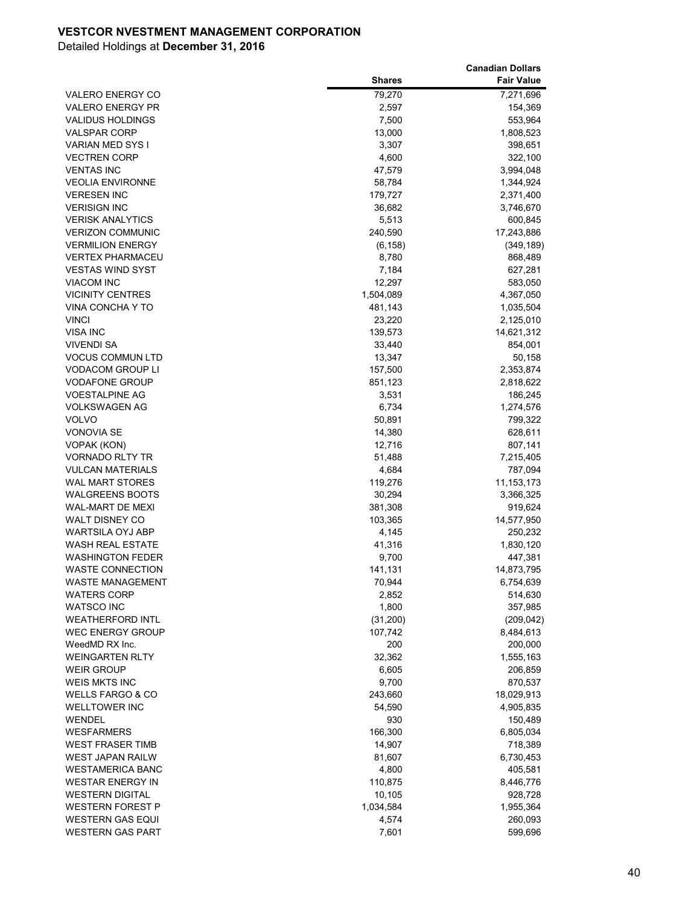**VESTCOR NVESTMENT MANAGEMENT CORPORATION**

Detailed Holdings at **December 31, 2016**

| | Shares | Canadian Dollars Fair Value |
|---|---|---|
| VALERO ENERGY CO | 79,270 | 7,271,696 |
| VALERO ENERGY PR | 2,597 | 154,369 |
| VALIDUS HOLDINGS | 7,500 | 553,964 |
| VALSPAR CORP | 13,000 | 1,808,523 |
| VARIAN MED SYS I | 3,307 | 398,651 |
| VECTREN CORP | 4,600 | 322,100 |
| VENTAS INC | 47,579 | 3,994,048 |
| VEOLIA ENVIRONNE | 58,784 | 1,344,924 |
| VERESEN INC | 179,727 | 2,371,400 |
| VERISIGN INC | 36,682 | 3,746,670 |
| VERISK ANALYTICS | 5,513 | 600,845 |
| VERIZON COMMUNIC | 240,590 | 17,243,886 |
| VERMILION ENERGY | (6,158) | (349,189) |
| VERTEX PHARMACEU | 8,780 | 868,489 |
| VESTAS WIND SYST | 7,184 | 627,281 |
| VIACOM INC | 12,297 | 583,050 |
| VICINITY CENTRES | 1,504,089 | 4,367,050 |
| VINA CONCHA Y TO | 481,143 | 1,035,504 |
| VINCI | 23,220 | 2,125,010 |
| VISA INC | 139,573 | 14,621,312 |
| VIVENDI SA | 33,440 | 854,001 |
| VOCUS COMMUN LTD | 13,347 | 50,158 |
| VODACOM GROUP LI | 157,500 | 2,353,874 |
| VODAFONE GROUP | 851,123 | 2,818,622 |
| VOESTALPINE AG | 3,531 | 186,245 |
| VOLKSWAGEN AG | 6,734 | 1,274,576 |
| VOLVO | 50,891 | 799,322 |
| VONOVIA SE | 14,380 | 628,611 |
| VOPAK (KON) | 12,716 | 807,141 |
| VORNADO RLTY TR | 51,488 | 7,215,405 |
| VULCAN MATERIALS | 4,684 | 787,094 |
| WAL MART STORES | 119,276 | 11,153,173 |
| WALGREENS BOOTS | 30,294 | 3,366,325 |
| WAL-MART DE MEXI | 381,308 | 919,624 |
| WALT DISNEY CO | 103,365 | 14,577,950 |
| WARTSILA OYJ ABP | 4,145 | 250,232 |
| WASH REAL ESTATE | 41,316 | 1,830,120 |
| WASHINGTON FEDER | 9,700 | 447,381 |
| WASTE CONNECTION | 141,131 | 14,873,795 |
| WASTE MANAGEMENT | 70,944 | 6,754,639 |
| WATERS CORP | 2,852 | 514,630 |
| WATSCO INC | 1,800 | 357,985 |
| WEATHERFORD INTL | (31,200) | (209,042) |
| WEC ENERGY GROUP | 107,742 | 8,484,613 |
| WeedMD RX Inc. | 200 | 200,000 |
| WEINGARTEN RLTY | 32,362 | 1,555,163 |
| WEIR GROUP | 6,605 | 206,859 |
| WEIS MKTS INC | 9,700 | 870,537 |
| WELLS FARGO & CO | 243,660 | 18,029,913 |
| WELLTOWER INC | 54,590 | 4,905,835 |
| WENDEL | 930 | 150,489 |
| WESFARMERS | 166,300 | 6,805,034 |
| WEST FRASER TIMB | 14,907 | 718,389 |
| WEST JAPAN RAILW | 81,607 | 6,730,453 |
| WESTAMERICA BANC | 4,800 | 405,581 |
| WESTAR ENERGY IN | 110,875 | 8,446,776 |
| WESTERN DIGITAL | 10,105 | 928,728 |
| WESTERN FOREST P | 1,034,584 | 1,955,364 |
| WESTERN GAS EQUI | 4,574 | 260,093 |
| WESTERN GAS PART | 7,601 | 599,696 |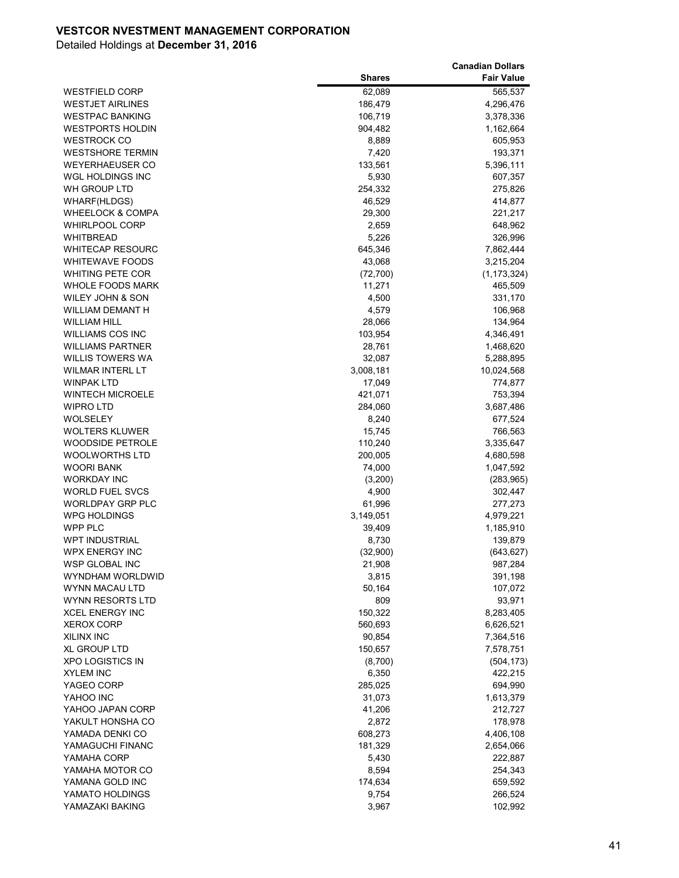**VESTCOR NVESTMENT MANAGEMENT CORPORATION**

Detailed Holdings at **December 31, 2016**

| | Shares | Canadian Dollars Fair Value |
|---|---|---|
| WESTFIELD CORP | 62,089 | 565,537 |
| WESTJET AIRLINES | 186,479 | 4,296,476 |
| WESTPAC BANKING | 106,719 | 3,378,336 |
| WESTPORTS HOLDIN | 904,482 | 1,162,664 |
| WESTROCK CO | 8,889 | 605,953 |
| WESTSHORE TERMIN | 7,420 | 193,371 |
| WEYERHAEUSER CO | 133,561 | 5,396,111 |
| WGL HOLDINGS INC | 5,930 | 607,357 |
| WH GROUP LTD | 254,332 | 275,826 |
| WHARF(HLDGS) | 46,529 | 414,877 |
| WHEELOCK & COMPA | 29,300 | 221,217 |
| WHIRLPOOL CORP | 2,659 | 648,962 |
| WHITBREAD | 5,226 | 326,996 |
| WHITECAP RESOURC | 645,346 | 7,862,444 |
| WHITEWAVE FOODS | 43,068 | 3,215,204 |
| WHITING PETE COR | (72,700) | (1,173,324) |
| WHOLE FOODS MARK | 11,271 | 465,509 |
| WILEY JOHN & SON | 4,500 | 331,170 |
| WILLIAM DEMANT H | 4,579 | 106,968 |
| WILLIAM HILL | 28,066 | 134,964 |
| WILLIAMS COS INC | 103,954 | 4,346,491 |
| WILLIAMS PARTNER | 28,761 | 1,468,620 |
| WILLIS TOWERS WA | 32,087 | 5,288,895 |
| WILMAR INTERL LT | 3,008,181 | 10,024,568 |
| WINPAK LTD | 17,049 | 774,877 |
| WINTECH MICROELE | 421,071 | 753,394 |
| WIPRO LTD | 284,060 | 3,687,486 |
| WOLSELEY | 8,240 | 677,524 |
| WOLTERS KLUWER | 15,745 | 766,563 |
| WOODSIDE PETROLE | 110,240 | 3,335,647 |
| WOOLWORTHS LTD | 200,005 | 4,680,598 |
| WOORI BANK | 74,000 | 1,047,592 |
| WORKDAY INC | (3,200) | (283,965) |
| WORLD FUEL SVCS | 4,900 | 302,447 |
| WORLDPAY GRP PLC | 61,996 | 277,273 |
| WPG HOLDINGS | 3,149,051 | 4,979,221 |
| WPP PLC | 39,409 | 1,185,910 |
| WPT INDUSTRIAL | 8,730 | 139,879 |
| WPX ENERGY INC | (32,900) | (643,627) |
| WSP GLOBAL INC | 21,908 | 987,284 |
| WYNDHAM WORLDWID | 3,815 | 391,198 |
| WYNN MACAU LTD | 50,164 | 107,072 |
| WYNN RESORTS LTD | 809 | 93,971 |
| XCEL ENERGY INC | 150,322 | 8,283,405 |
| XEROX CORP | 560,693 | 6,626,521 |
| XILINX INC | 90,854 | 7,364,516 |
| XL GROUP LTD | 150,657 | 7,578,751 |
| XPO LOGISTICS IN | (8,700) | (504,173) |
| XYLEM INC | 6,350 | 422,215 |
| YAGEO CORP | 285,025 | 694,990 |
| YAHOO INC | 31,073 | 1,613,379 |
| YAHOO JAPAN CORP | 41,206 | 212,727 |
| YAKULT HONSHA CO | 2,872 | 178,978 |
| YAMADA DENKI CO | 608,273 | 4,406,108 |
| YAMAGUCHI FINANC | 181,329 | 2,654,066 |
| YAMAHA CORP | 5,430 | 222,887 |
| YAMAHA MOTOR CO | 8,594 | 254,343 |
| YAMANA GOLD INC | 174,634 | 659,592 |
| YAMATO HOLDINGS | 9,754 | 266,524 |
| YAMAZAKI BAKING | 3,967 | 102,992 |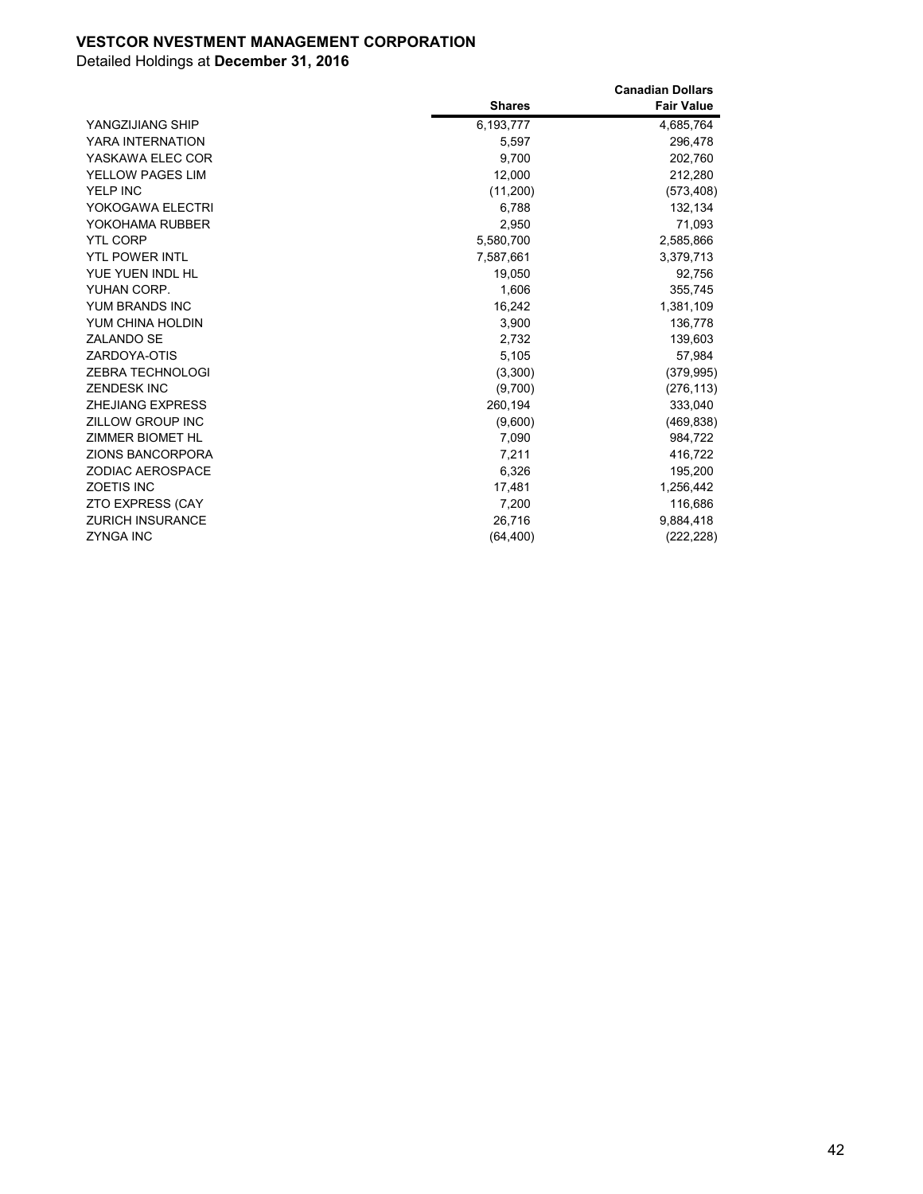**VESTCOR NVESTMENT MANAGEMENT CORPORATION**

Detailed Holdings at **December 31, 2016**

| | Shares | Canadian Dollars Fair Value |
|---|---|---|
| YANGZIJIANG SHIP | 6,193,777 | 4,685,764 |
| YARA INTERNATION | 5,597 | 296,478 |
| YASKAWA ELEC COR | 9,700 | 202,760 |
| YELLOW PAGES LIM | 12,000 | 212,280 |
| YELP INC | (11,200) | (573,408) |
| YOKOGAWA ELECTRI | 6,788 | 132,134 |
| YOKOHAMA RUBBER | 2,950 | 71,093 |
| YTL CORP | 5,580,700 | 2,585,866 |
| YTL POWER INTL | 7,587,661 | 3,379,713 |
| YUE YUEN INDL HL | 19,050 | 92,756 |
| YUHAN CORP. | 1,606 | 355,745 |
| YUM BRANDS INC | 16,242 | 1,381,109 |
| YUM CHINA HOLDIN | 3,900 | 136,778 |
| ZALANDO SE | 2,732 | 139,603 |
| ZARDOYA-OTIS | 5,105 | 57,984 |
| ZEBRA TECHNOLOGI | (3,300) | (379,995) |
| ZENDESK INC | (9,700) | (276,113) |
| ZHEJIANG EXPRESS | 260,194 | 333,040 |
| ZILLOW GROUP INC | (9,600) | (469,838) |
| ZIMMER BIOMET HL | 7,090 | 984,722 |
| ZIONS BANCORPORA | 7,211 | 416,722 |
| ZODIAC AEROSPACE | 6,326 | 195,200 |
| ZOETIS INC | 17,481 | 1,256,442 |
| ZTO EXPRESS (CAY | 7,200 | 116,686 |
| ZURICH INSURANCE | 26,716 | 9,884,418 |
| ZYNGA INC | (64,400) | (222,228) |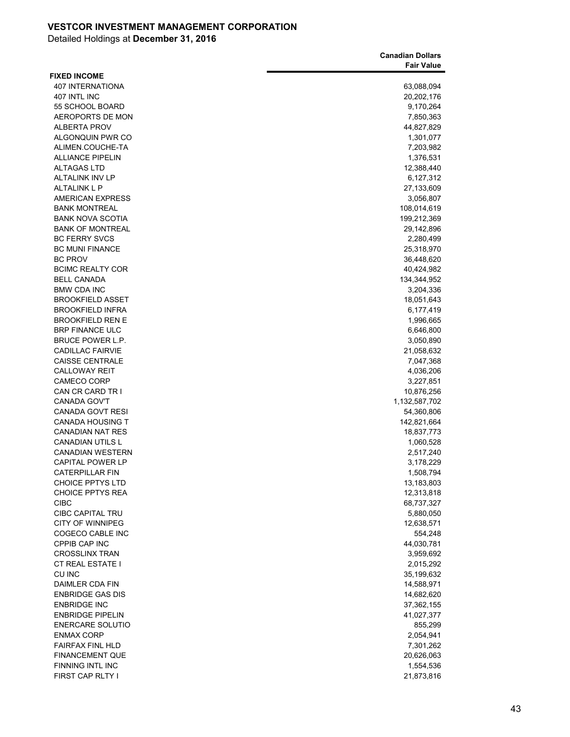**VESTCOR INVESTMENT MANAGEMENT CORPORATION**

Detailed Holdings at **December 31, 2016**

| | Canadian Dollars Fair Value |
|---|---|
| **FIXED INCOME** | |
| 407 INTERNATIONA | 63,088,094 |
| 407 INTL INC | 20,202,176 |
| 55 SCHOOL BOARD | 9,170,264 |
| AEROPORTS DE MON | 7,850,363 |
| ALBERTA PROV | 44,827,829 |
| ALGONQUIN PWR CO | 1,301,077 |
| ALIMEN.COUCHE-TA | 7,203,982 |
| ALLIANCE PIPELIN | 1,376,531 |
| ALTAGAS LTD | 12,388,440 |
| ALTALINK INV LP | 6,127,312 |
| ALTALINK L P | 27,133,609 |
| AMERICAN EXPRESS | 3,056,807 |
| BANK MONTREAL | 108,014,619 |
| BANK NOVA SCOTIA | 199,212,369 |
| BANK OF MONTREAL | 29,142,896 |
| BC FERRY SVCS | 2,280,499 |
| BC MUNI FINANCE | 25,318,970 |
| BC PROV | 36,448,620 |
| BCIMC REALTY COR | 40,424,982 |
| BELL CANADA | 134,344,952 |
| BMW CDA INC | 3,204,336 |
| BROOKFIELD ASSET | 18,051,643 |
| BROOKFIELD INFRA | 6,177,419 |
| BROOKFIELD REN E | 1,996,665 |
| BRP FINANCE ULC | 6,646,800 |
| BRUCE POWER L.P. | 3,050,890 |
| CADILLAC FAIRVIE | 21,058,632 |
| CAISSE CENTRALE | 7,047,368 |
| CALLOWAY REIT | 4,036,206 |
| CAMECO CORP | 3,227,851 |
| CAN CR CARD TR I | 10,876,256 |
| CANADA GOV'T | 1,132,587,702 |
| CANADA GOVT RESI | 54,360,806 |
| CANADA HOUSING T | 142,821,664 |
| CANADIAN NAT RES | 18,837,773 |
| CANADIAN UTILS L | 1,060,528 |
| CANADIAN WESTERN | 2,517,240 |
| CAPITAL POWER LP | 3,178,229 |
| CATERPILLAR FIN | 1,508,794 |
| CHOICE PPTYS LTD | 13,183,803 |
| CHOICE PPTYS REA | 12,313,818 |
| CIBC | 68,737,327 |
| CIBC CAPITAL TRU | 5,880,050 |
| CITY OF WINNIPEG | 12,638,571 |
| COGECO CABLE INC | 554,248 |
| CPPIB CAP INC | 44,030,781 |
| CROSSLINX TRAN | 3,959,692 |
| CT REAL ESTATE I | 2,015,292 |
| CU INC | 35,199,632 |
| DAIMLER CDA FIN | 14,588,971 |
| ENBRIDGE GAS DIS | 14,682,620 |
| ENBRIDGE INC | 37,362,155 |
| ENBRIDGE PIPELIN | 41,027,377 |
| ENERCARE SOLUTIO | 855,299 |
| ENMAX CORP | 2,054,941 |
| FAIRFAX FINL HLD | 7,301,262 |
| FINANCEMENT QUE | 20,626,063 |
| FINNING INTL INC | 1,554,536 |
| FIRST CAP RLTY I | 21,873,816 |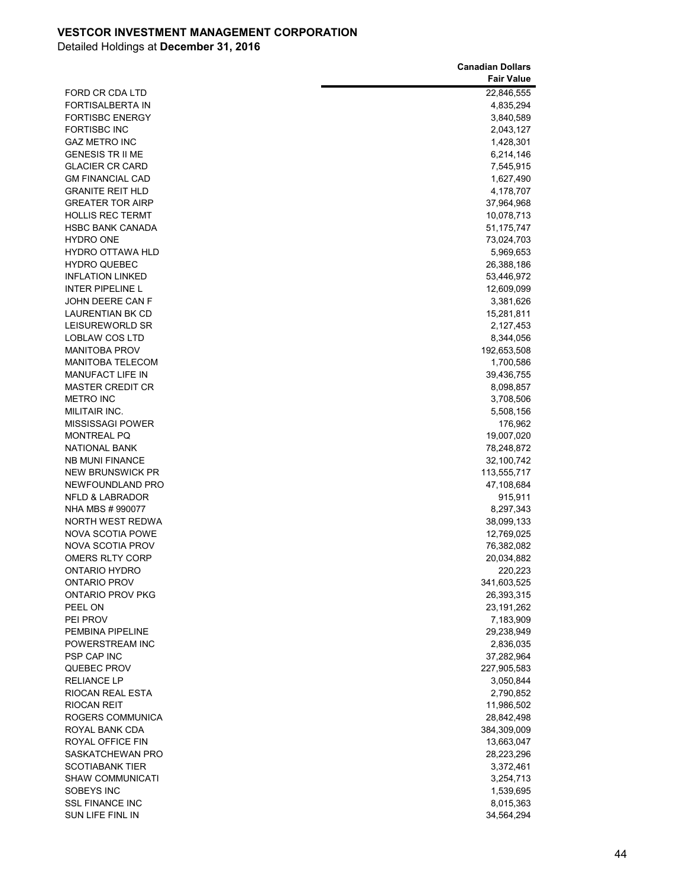**VESTCOR INVESTMENT MANAGEMENT CORPORATION**

Detailed Holdings at **December 31, 2016**

| | Canadian Dollars Fair Value |
|---|---:|
| FORD CR CDA LTD | 22,846,555 |
| FORTISALBERTA IN | 4,835,294 |
| FORTISBC ENERGY | 3,840,589 |
| FORTISBC INC | 2,043,127 |
| GAZ METRO INC | 1,428,301 |
| GENESIS TR II ME | 6,214,146 |
| GLACIER CR CARD | 7,545,915 |
| GM FINANCIAL CAD | 1,627,490 |
| GRANITE REIT HLD | 4,178,707 |
| GREATER TOR AIRP | 37,964,968 |
| HOLLIS REC TERMT | 10,078,713 |
| HSBC BANK CANADA | 51,175,747 |
| HYDRO ONE | 73,024,703 |
| HYDRO OTTAWA HLD | 5,969,653 |
| HYDRO QUEBEC | 26,388,186 |
| INFLATION LINKED | 53,446,972 |
| INTER PIPELINE L | 12,609,099 |
| JOHN DEERE CAN F | 3,381,626 |
| LAURENTIAN BK CD | 15,281,811 |
| LEISUREWORLD SR | 2,127,453 |
| LOBLAW COS LTD | 8,344,056 |
| MANITOBA PROV | 192,653,508 |
| MANITOBA TELECOM | 1,700,586 |
| MANUFACT LIFE IN | 39,436,755 |
| MASTER CREDIT CR | 8,098,857 |
| METRO INC | 3,708,506 |
| MILITAIR INC. | 5,508,156 |
| MISSISSAGI POWER | 176,962 |
| MONTREAL PQ | 19,007,020 |
| NATIONAL BANK | 78,248,872 |
| NB MUNI FINANCE | 32,100,742 |
| NEW BRUNSWICK PR | 113,555,717 |
| NEWFOUNDLAND PRO | 47,108,684 |
| NFLD & LABRADOR | 915,911 |
| NHA MBS # 990077 | 8,297,343 |
| NORTH WEST REDWA | 38,099,133 |
| NOVA SCOTIA POWE | 12,769,025 |
| NOVA SCOTIA PROV | 76,382,082 |
| OMERS RLTY CORP | 20,034,882 |
| ONTARIO HYDRO | 220,223 |
| ONTARIO PROV | 341,603,525 |
| ONTARIO PROV PKG | 26,393,315 |
| PEEL ON | 23,191,262 |
| PEI PROV | 7,183,909 |
| PEMBINA PIPELINE | 29,238,949 |
| POWERSTREAM INC | 2,836,035 |
| PSP CAP INC | 37,282,964 |
| QUEBEC PROV | 227,905,583 |
| RELIANCE LP | 3,050,844 |
| RIOCAN REAL ESTA | 2,790,852 |
| RIOCAN REIT | 11,986,502 |
| ROGERS COMMUNICA | 28,842,498 |
| ROYAL BANK CDA | 384,309,009 |
| ROYAL OFFICE FIN | 13,663,047 |
| SASKATCHEWAN PRO | 28,223,296 |
| SCOTIABANK TIER | 3,372,461 |
| SHAW COMMUNICATI | 3,254,713 |
| SOBEYS INC | 1,539,695 |
| SSL FINANCE INC | 8,015,363 |
| SUN LIFE FINL IN | 34,564,294 |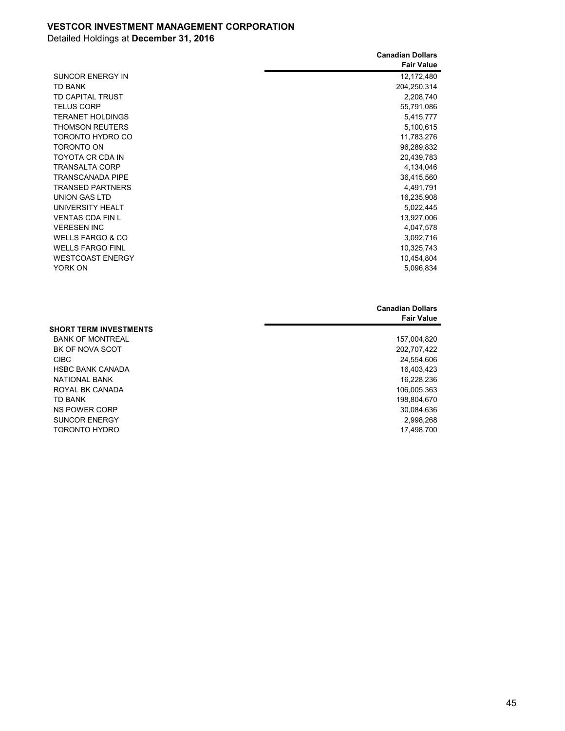**VESTCOR INVESTMENT MANAGEMENT CORPORATION**

Detailed Holdings at **December 31, 2016**

| | Canadian Dollars Fair Value |
|---|---|
| SUNCOR ENERGY IN | 12,172,480 |
| TD BANK | 204,250,314 |
| TD CAPITAL TRUST | 2,208,740 |
| TELUS CORP | 55,791,086 |
| TERANET HOLDINGS | 5,415,777 |
| THOMSON REUTERS | 5,100,615 |
| TORONTO HYDRO CO | 11,783,276 |
| TORONTO ON | 96,289,832 |
| TOYOTA CR CDA IN | 20,439,783 |
| TRANSALTA CORP | 4,134,046 |
| TRANSCANADA PIPE | 36,415,560 |
| TRANSED PARTNERS | 4,491,791 |
| UNION GAS LTD | 16,235,908 |
| UNIVERSITY HEALT | 5,022,445 |
| VENTAS CDA FIN L | 13,927,006 |
| VERESEN INC | 4,047,578 |
| WELLS FARGO & CO | 3,092,716 |
| WELLS FARGO FINL | 10,325,743 |
| WESTCOAST ENERGY | 10,454,804 |
| YORK ON | 5,096,834 |

| | Canadian Dollars Fair Value |
|---|---|
| **SHORT TERM INVESTMENTS** | |
| BANK OF MONTREAL | 157,004,820 |
| BK OF NOVA SCOT | 202,707,422 |
| CIBC | 24,554,606 |
| HSBC BANK CANADA | 16,403,423 |
| NATIONAL BANK | 16,228,236 |
| ROYAL BK CANADA | 106,005,363 |
| TD BANK | 198,804,670 |
| NS POWER CORP | 30,084,636 |
| SUNCOR ENERGY | 2,998,268 |
| TORONTO HYDRO | 17,498,700 |